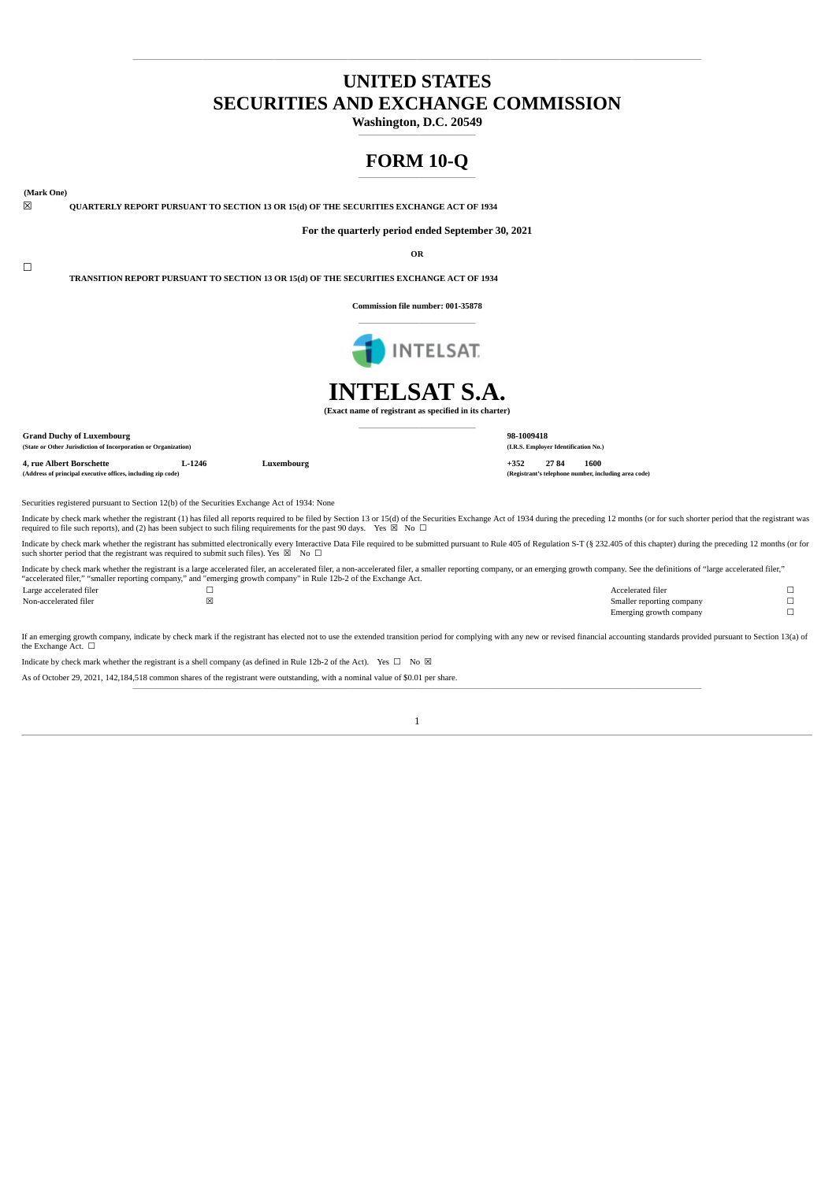# UNITED STATES
# SECURITIES AND EXCHANGE COMMISSION

**Washington, D.C. 20549**

# FORM 10-Q

**(Mark One)**

☒ **QUARTERLY REPORT PURSUANT TO SECTION 13 OR 15(d) OF THE SECURITIES EXCHANGE ACT OF 1934**

**For the quarterly period ended September 30, 2021**

**OR**

☐ **TRANSITION REPORT PURSUANT TO SECTION 13 OR 15(d) OF THE SECURITIES EXCHANGE ACT OF 1934**

**Commission file number: 001-35878**

# INTELSAT S.A.

**(Exact name of registrant as specified in its charter)**

| | |
|---|---|
| **Grand Duchy of Luxembourg** | **98-1009418** |
| **(State or Other Jurisdiction of Incorporation or Organization)** | **(I.R.S. Employer Identification No.)** |
| **4, rue Albert Borschette L-1246 Luxembourg** | **+352 27 84 1600** |
| **(Address of principal executive offices, including zip code)** | **(Registrant's telephone number, including area code)** |

Securities registered pursuant to Section 12(b) of the Securities Exchange Act of 1934: None

Indicate by check mark whether the registrant (1) has filed all reports required to be filed by Section 13 or 15(d) of the Securities Exchange Act of 1934 during the preceding 12 months (or for such shorter period that the registrant was required to file such reports), and (2) has been subject to such filing requirements for the past 90 days. Yes ☒ No ☐

Indicate by check mark whether the registrant has submitted electronically every Interactive Data File required to be submitted pursuant to Rule 405 of Regulation S-T (§ 232.405 of this chapter) during the preceding 12 months (or for such shorter period that the registrant was required to submit such files). Yes ☒ No ☐

Indicate by check mark whether the registrant is a large accelerated filer, an accelerated filer, a non-accelerated filer, a smaller reporting company, or an emerging growth company. See the definitions of "large accelerated filer," "accelerated filer," "smaller reporting company," and "emerging growth company" in Rule 12b-2 of the Exchange Act.

| | | | |
|---|---|---|---|
| Large accelerated filer | ☐ | Accelerated filer | ☐ |
| Non-accelerated filer | ☒ | Smaller reporting company | ☐ |
| | | Emerging growth company | ☐ |

If an emerging growth company, indicate by check mark if the registrant has elected not to use the extended transition period for complying with any new or revised financial accounting standards provided pursuant to Section 13(a) of the Exchange Act. ☐

Indicate by check mark whether the registrant is a shell company (as defined in Rule 12b-2 of the Act). Yes ☐ No ☒

As of October 29, 2021, 142,184,518 common shares of the registrant were outstanding, with a nominal value of $0.01 per share.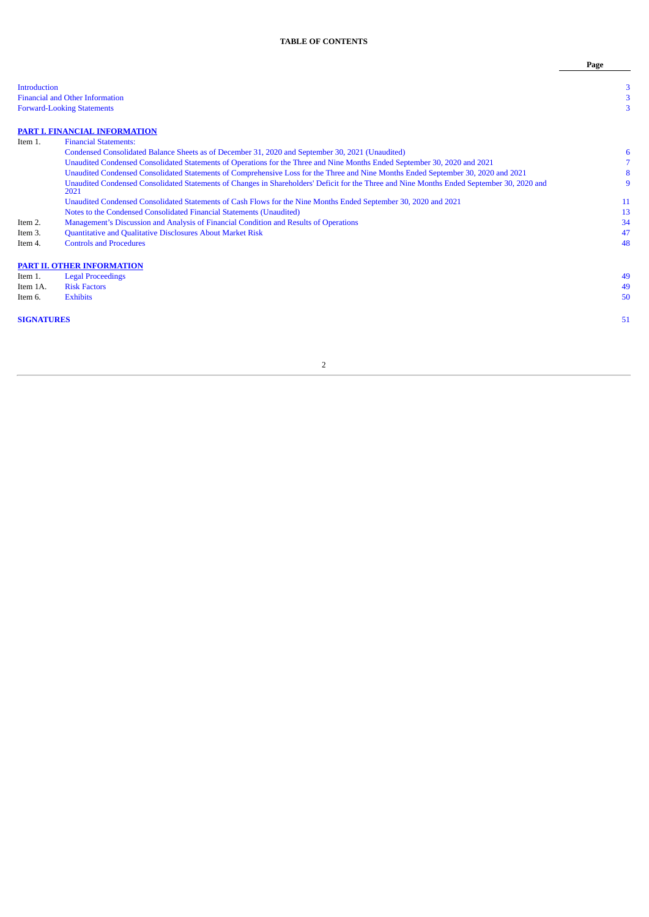**TABLE OF CONTENTS**

| | | Page |
|---|---|---|
| Introduction | | 3 |
| Financial and Other Information | | 3 |
| Forward-Looking Statements | | 3 |
| **PART I. FINANCIAL INFORMATION** | | |
| Item 1. | Financial Statements: | |
| | Condensed Consolidated Balance Sheets as of December 31, 2020 and September 30, 2021 (Unaudited) | 6 |
| | Unaudited Condensed Consolidated Statements of Operations for the Three and Nine Months Ended September 30, 2020 and 2021 | 7 |
| | Unaudited Condensed Consolidated Statements of Comprehensive Loss for the Three and Nine Months Ended September 30, 2020 and 2021 | 8 |
| | Unaudited Condensed Consolidated Statements of Changes in Shareholders' Deficit for the Three and Nine Months Ended September 30, 2020 and 2021 | 9 |
| | Unaudited Condensed Consolidated Statements of Cash Flows for the Nine Months Ended September 30, 2020 and 2021 | 11 |
| | Notes to the Condensed Consolidated Financial Statements (Unaudited) | 13 |
| Item 2. | Management's Discussion and Analysis of Financial Condition and Results of Operations | 34 |
| Item 3. | Quantitative and Qualitative Disclosures About Market Risk | 47 |
| Item 4. | Controls and Procedures | 48 |
| **PART II. OTHER INFORMATION** | | |
| Item 1. | Legal Proceedings | 49 |
| Item 1A. | Risk Factors | 49 |
| Item 6. | Exhibits | 50 |
| **SIGNATURES** | | 51 |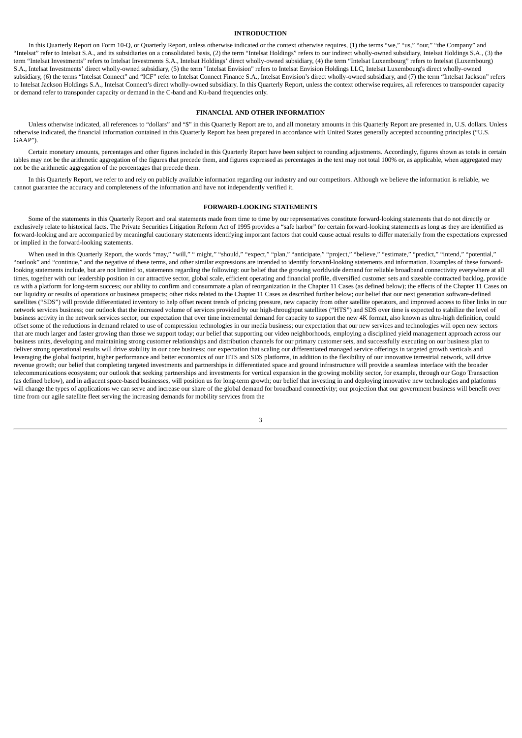## INTRODUCTION

In this Quarterly Report on Form 10-Q, or Quarterly Report, unless otherwise indicated or the context otherwise requires, (1) the terms "we," "us," "our," "the Company" and "Intelsat" refer to Intelsat S.A., and its subsidiaries on a consolidated basis, (2) the term "Intelsat Holdings" refers to our indirect wholly-owned subsidiary, Intelsat Holdings S.A., (3) the term "Intelsat Investments" refers to Intelsat Investments S.A., Intelsat Holdings' direct wholly-owned subsidiary, (4) the term "Intelsat Luxembourg" refers to Intelsat (Luxembourg) S.A., Intelsat Investments' direct wholly-owned subsidiary, (5) the term "Intelsat Envision" refers to Intelsat Envision Holdings LLC, Intelsat Luxembourg's direct wholly-owned subsidiary, (6) the terms "Intelsat Connect" and "ICF" refer to Intelsat Connect Finance S.A., Intelsat Envision's direct wholly-owned subsidiary, and (7) the term "Intelsat Jackson" refers to Intelsat Jackson Holdings S.A., Intelsat Connect's direct wholly-owned subsidiary. In this Quarterly Report, unless the context otherwise requires, all references to transponder capacity or demand refer to transponder capacity or demand in the C-band and Ku-band frequencies only.

## FINANCIAL AND OTHER INFORMATION

Unless otherwise indicated, all references to "dollars" and "$" in this Quarterly Report are to, and all monetary amounts in this Quarterly Report are presented in, U.S. dollars. Unless otherwise indicated, the financial information contained in this Quarterly Report has been prepared in accordance with United States generally accepted accounting principles ("U.S. GAAP").

Certain monetary amounts, percentages and other figures included in this Quarterly Report have been subject to rounding adjustments. Accordingly, figures shown as totals in certain tables may not be the arithmetic aggregation of the figures that precede them, and figures expressed as percentages in the text may not total 100% or, as applicable, when aggregated may not be the arithmetic aggregation of the percentages that precede them.

In this Quarterly Report, we refer to and rely on publicly available information regarding our industry and our competitors. Although we believe the information is reliable, we cannot guarantee the accuracy and completeness of the information and have not independently verified it.

## FORWARD-LOOKING STATEMENTS

Some of the statements in this Quarterly Report and oral statements made from time to time by our representatives constitute forward-looking statements that do not directly or exclusively relate to historical facts. The Private Securities Litigation Reform Act of 1995 provides a "safe harbor" for certain forward-looking statements as long as they are identified as forward-looking and are accompanied by meaningful cautionary statements identifying important factors that could cause actual results to differ materially from the expectations expressed or implied in the forward-looking statements.

When used in this Quarterly Report, the words "may," "will," " might," "should," "expect," "plan," "anticipate," "project," "believe," "estimate," "predict," "intend," "potential," "outlook" and "continue," and the negative of these terms, and other similar expressions are intended to identify forward-looking statements and information. Examples of these forward-looking statements include, but are not limited to, statements regarding the following: our belief that the growing worldwide demand for reliable broadband connectivity everywhere at all times, together with our leadership position in our attractive sector, global scale, efficient operating and financial profile, diversified customer sets and sizeable contracted backlog, provide us with a platform for long-term success; our ability to confirm and consummate a plan of reorganization in the Chapter 11 Cases (as defined below); the effects of the Chapter 11 Cases on our liquidity or results of operations or business prospects; other risks related to the Chapter 11 Cases as described further below; our belief that our next generation software-defined satellites ("SDS") will provide differentiated inventory to help offset recent trends of pricing pressure, new capacity from other satellite operators, and improved access to fiber links in our network services business; our outlook that the increased volume of services provided by our high-throughput satellites ("HTS") and SDS over time is expected to stabilize the level of business activity in the network services sector; our expectation that over time incremental demand for capacity to support the new 4K format, also known as ultra-high definition, could offset some of the reductions in demand related to use of compression technologies in our media business; our expectation that our new services and technologies will open new sectors that are much larger and faster growing than those we support today; our belief that supporting our video neighborhoods, employing a disciplined yield management approach across our business units, developing and maintaining strong customer relationships and distribution channels for our primary customer sets, and successfully executing on our business plan to deliver strong operational results will drive stability in our core business; our expectation that scaling our differentiated managed service offerings in targeted growth verticals and leveraging the global footprint, higher performance and better economics of our HTS and SDS platforms, in addition to the flexibility of our innovative terrestrial network, will drive revenue growth; our belief that completing targeted investments and partnerships in differentiated space and ground infrastructure will provide a seamless interface with the broader telecommunications ecosystem; our outlook that seeking partnerships and investments for vertical expansion in the growing mobility sector, for example, through our Gogo Transaction (as defined below), and in adjacent space-based businesses, will position us for long-term growth; our belief that investing in and deploying innovative new technologies and platforms will change the types of applications we can serve and increase our share of the global demand for broadband connectivity; our projection that our government business will benefit over time from our agile satellite fleet serving the increasing demands for mobility services from the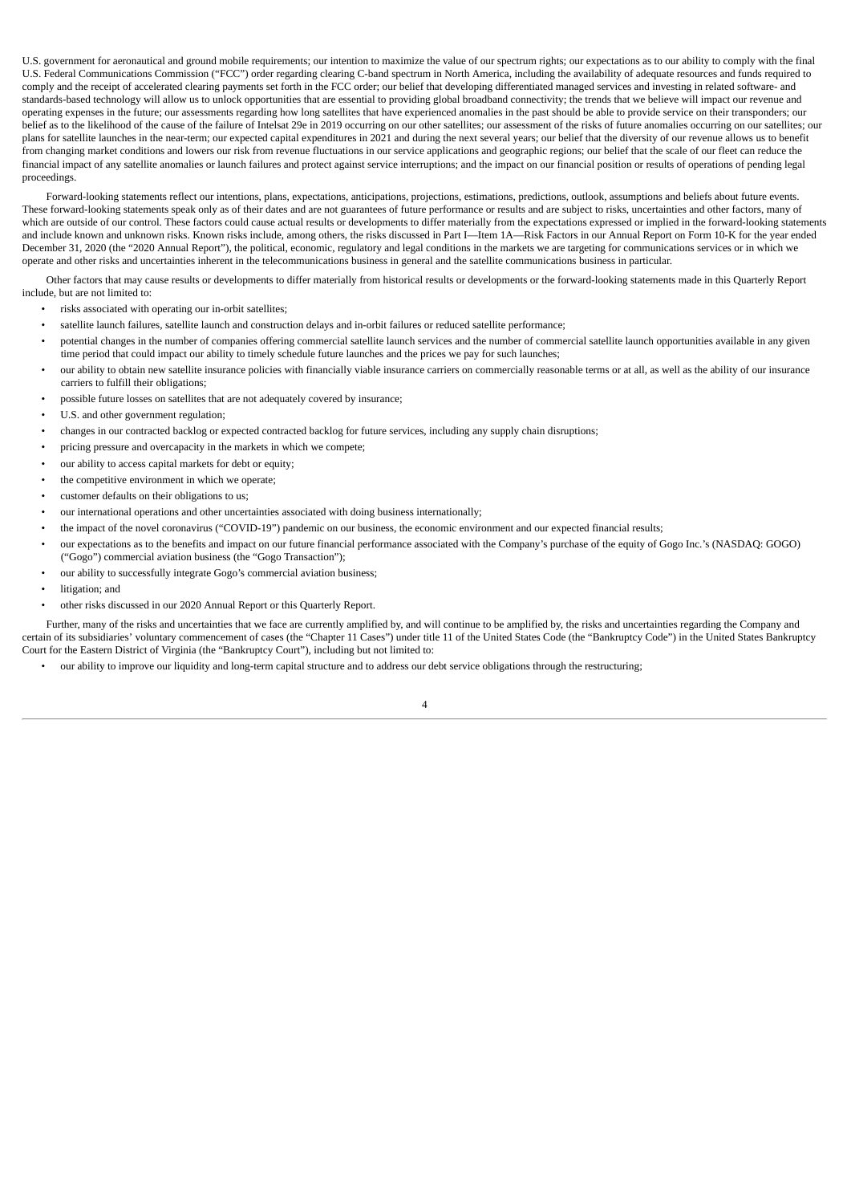U.S. government for aeronautical and ground mobile requirements; our intention to maximize the value of our spectrum rights; our expectations as to our ability to comply with the final U.S. Federal Communications Commission ("FCC") order regarding clearing C-band spectrum in North America, including the availability of adequate resources and funds required to comply and the receipt of accelerated clearing payments set forth in the FCC order; our belief that developing differentiated managed services and investing in related software- and standards-based technology will allow us to unlock opportunities that are essential to providing global broadband connectivity; the trends that we believe will impact our revenue and operating expenses in the future; our assessments regarding how long satellites that have experienced anomalies in the past should be able to provide service on their transponders; our belief as to the likelihood of the cause of the failure of Intelsat 29e in 2019 occurring on our other satellites; our assessment of the risks of future anomalies occurring on our satellites; our plans for satellite launches in the near-term; our expected capital expenditures in 2021 and during the next several years; our belief that the diversity of our revenue allows us to benefit from changing market conditions and lowers our risk from revenue fluctuations in our service applications and geographic regions; our belief that the scale of our fleet can reduce the financial impact of any satellite anomalies or launch failures and protect against service interruptions; and the impact on our financial position or results of operations of pending legal proceedings.

Forward-looking statements reflect our intentions, plans, expectations, anticipations, projections, estimations, predictions, outlook, assumptions and beliefs about future events. These forward-looking statements speak only as of their dates and are not guarantees of future performance or results and are subject to risks, uncertainties and other factors, many of which are outside of our control. These factors could cause actual results or developments to differ materially from the expectations expressed or implied in the forward-looking statements and include known and unknown risks. Known risks include, among others, the risks discussed in Part I—Item 1A—Risk Factors in our Annual Report on Form 10-K for the year ended December 31, 2020 (the "2020 Annual Report"), the political, economic, regulatory and legal conditions in the markets we are targeting for communications services or in which we operate and other risks and uncertainties inherent in the telecommunications business in general and the satellite communications business in particular.

Other factors that may cause results or developments to differ materially from historical results or developments or the forward-looking statements made in this Quarterly Report include, but are not limited to:

- risks associated with operating our in-orbit satellites;
- satellite launch failures, satellite launch and construction delays and in-orbit failures or reduced satellite performance;
- potential changes in the number of companies offering commercial satellite launch services and the number of commercial satellite launch opportunities available in any given time period that could impact our ability to timely schedule future launches and the prices we pay for such launches;
- our ability to obtain new satellite insurance policies with financially viable insurance carriers on commercially reasonable terms or at all, as well as the ability of our insurance carriers to fulfill their obligations;
- possible future losses on satellites that are not adequately covered by insurance;
- U.S. and other government regulation;
- changes in our contracted backlog or expected contracted backlog for future services, including any supply chain disruptions;
- pricing pressure and overcapacity in the markets in which we compete;
- our ability to access capital markets for debt or equity;
- the competitive environment in which we operate;
- customer defaults on their obligations to us;
- our international operations and other uncertainties associated with doing business internationally;
- the impact of the novel coronavirus ("COVID-19") pandemic on our business, the economic environment and our expected financial results;
- our expectations as to the benefits and impact on our future financial performance associated with the Company's purchase of the equity of Gogo Inc.'s (NASDAQ: GOGO) ("Gogo") commercial aviation business (the "Gogo Transaction");
- our ability to successfully integrate Gogo's commercial aviation business;
- litigation; and
- other risks discussed in our 2020 Annual Report or this Quarterly Report.

Further, many of the risks and uncertainties that we face are currently amplified by, and will continue to be amplified by, the risks and uncertainties regarding the Company and certain of its subsidiaries' voluntary commencement of cases (the "Chapter 11 Cases") under title 11 of the United States Code (the "Bankruptcy Code") in the United States Bankruptcy Court for the Eastern District of Virginia (the "Bankruptcy Court"), including but not limited to:

- our ability to improve our liquidity and long-term capital structure and to address our debt service obligations through the restructuring;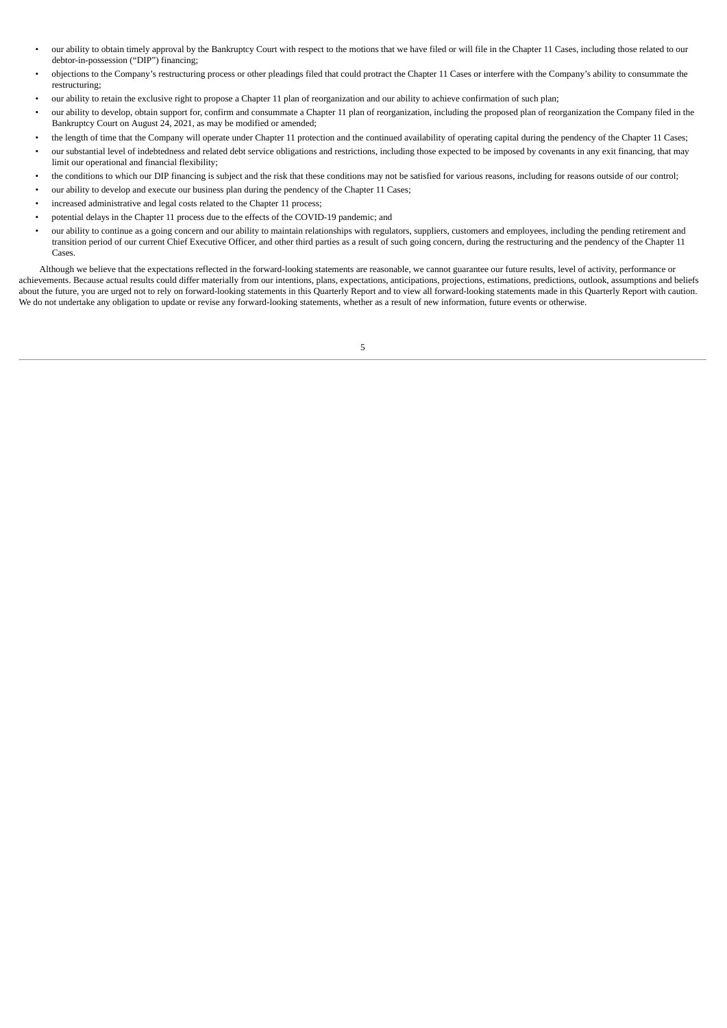- our ability to obtain timely approval by the Bankruptcy Court with respect to the motions that we have filed or will file in the Chapter 11 Cases, including those related to our debtor-in-possession ("DIP") financing;
- objections to the Company's restructuring process or other pleadings filed that could protract the Chapter 11 Cases or interfere with the Company's ability to consummate the restructuring;
- our ability to retain the exclusive right to propose a Chapter 11 plan of reorganization and our ability to achieve confirmation of such plan;
- our ability to develop, obtain support for, confirm and consummate a Chapter 11 plan of reorganization, including the proposed plan of reorganization the Company filed in the Bankruptcy Court on August 24, 2021, as may be modified or amended;
- the length of time that the Company will operate under Chapter 11 protection and the continued availability of operating capital during the pendency of the Chapter 11 Cases;
- our substantial level of indebtedness and related debt service obligations and restrictions, including those expected to be imposed by covenants in any exit financing, that may limit our operational and financial flexibility;
- the conditions to which our DIP financing is subject and the risk that these conditions may not be satisfied for various reasons, including for reasons outside of our control;
- our ability to develop and execute our business plan during the pendency of the Chapter 11 Cases;
- increased administrative and legal costs related to the Chapter 11 process;
- potential delays in the Chapter 11 process due to the effects of the COVID-19 pandemic; and
- our ability to continue as a going concern and our ability to maintain relationships with regulators, suppliers, customers and employees, including the pending retirement and transition period of our current Chief Executive Officer, and other third parties as a result of such going concern, during the restructuring and the pendency of the Chapter 11 Cases.

Although we believe that the expectations reflected in the forward-looking statements are reasonable, we cannot guarantee our future results, level of activity, performance or achievements. Because actual results could differ materially from our intentions, plans, expectations, anticipations, projections, estimations, predictions, outlook, assumptions and beliefs about the future, you are urged not to rely on forward-looking statements in this Quarterly Report and to view all forward-looking statements made in this Quarterly Report with caution. We do not undertake any obligation to update or revise any forward-looking statements, whether as a result of new information, future events or otherwise.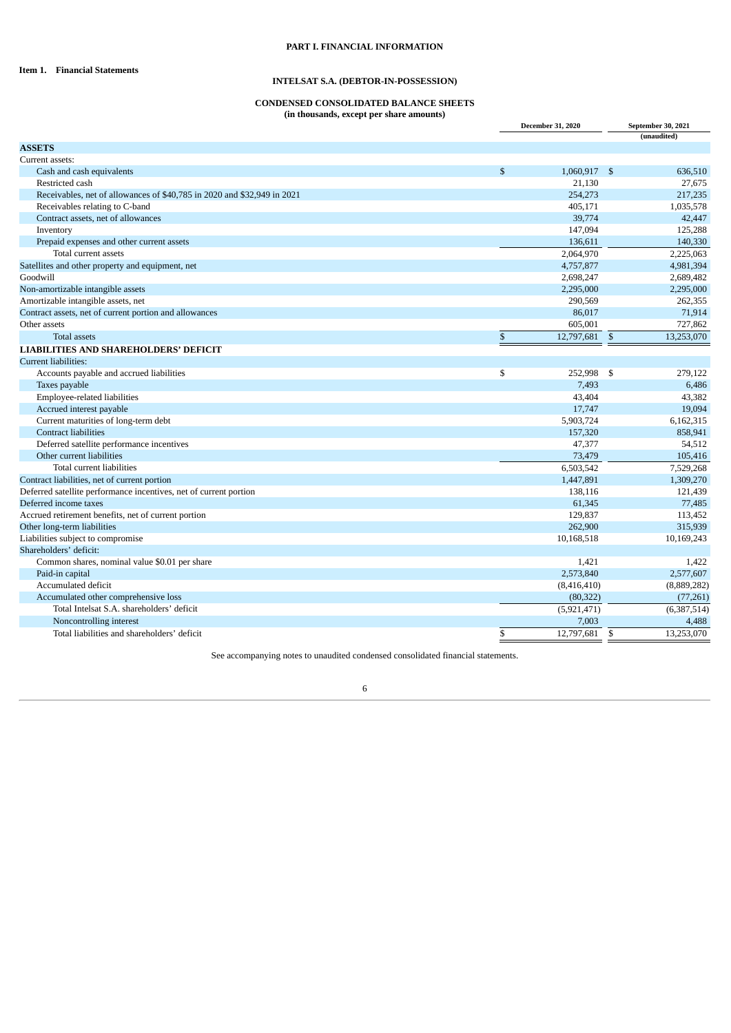# PART I. FINANCIAL INFORMATION

## Item 1. Financial Statements

### INTELSAT S.A. (DEBTOR-IN-POSSESSION)

### CONDENSED CONSOLIDATED BALANCE SHEETS

**(in thousands, except per share amounts)**

| | December 31, 2020 | September 30, 2021 (unaudited) |
|---|---|---|
| **ASSETS** | | |
| Current assets: | | |
| Cash and cash equivalents | $ 1,060,917 | $ 636,510 |
| Restricted cash | 21,130 | 27,675 |
| Receivables, net of allowances of $40,785 in 2020 and $32,949 in 2021 | 254,273 | 217,235 |
| Receivables relating to C-band | 405,171 | 1,035,578 |
| Contract assets, net of allowances | 39,774 | 42,447 |
| Inventory | 147,094 | 125,288 |
| Prepaid expenses and other current assets | 136,611 | 140,330 |
| Total current assets | 2,064,970 | 2,225,063 |
| Satellites and other property and equipment, net | 4,757,877 | 4,981,394 |
| Goodwill | 2,698,247 | 2,689,482 |
| Non-amortizable intangible assets | 2,295,000 | 2,295,000 |
| Amortizable intangible assets, net | 290,569 | 262,355 |
| Contract assets, net of current portion and allowances | 86,017 | 71,914 |
| Other assets | 605,001 | 727,862 |
| Total assets | $ 12,797,681 | $ 13,253,070 |
| **LIABILITIES AND SHAREHOLDERS' DEFICIT** | | |
| Current liabilities: | | |
| Accounts payable and accrued liabilities | $ 252,998 | $ 279,122 |
| Taxes payable | 7,493 | 6,486 |
| Employee-related liabilities | 43,404 | 43,382 |
| Accrued interest payable | 17,747 | 19,094 |
| Current maturities of long-term debt | 5,903,724 | 6,162,315 |
| Contract liabilities | 157,320 | 858,941 |
| Deferred satellite performance incentives | 47,377 | 54,512 |
| Other current liabilities | 73,479 | 105,416 |
| Total current liabilities | 6,503,542 | 7,529,268 |
| Contract liabilities, net of current portion | 1,447,891 | 1,309,270 |
| Deferred satellite performance incentives, net of current portion | 138,116 | 121,439 |
| Deferred income taxes | 61,345 | 77,485 |
| Accrued retirement benefits, net of current portion | 129,837 | 113,452 |
| Other long-term liabilities | 262,900 | 315,939 |
| Liabilities subject to compromise | 10,168,518 | 10,169,243 |
| Shareholders' deficit: | | |
| Common shares, nominal value $0.01 per share | 1,421 | 1,422 |
| Paid-in capital | 2,573,840 | 2,577,607 |
| Accumulated deficit | (8,416,410) | (8,889,282) |
| Accumulated other comprehensive loss | (80,322) | (77,261) |
| Total Intelsat S.A. shareholders' deficit | (5,921,471) | (6,387,514) |
| Noncontrolling interest | 7,003 | 4,488 |
| Total liabilities and shareholders' deficit | $ 12,797,681 | $ 13,253,070 |

See accompanying notes to unaudited condensed consolidated financial statements.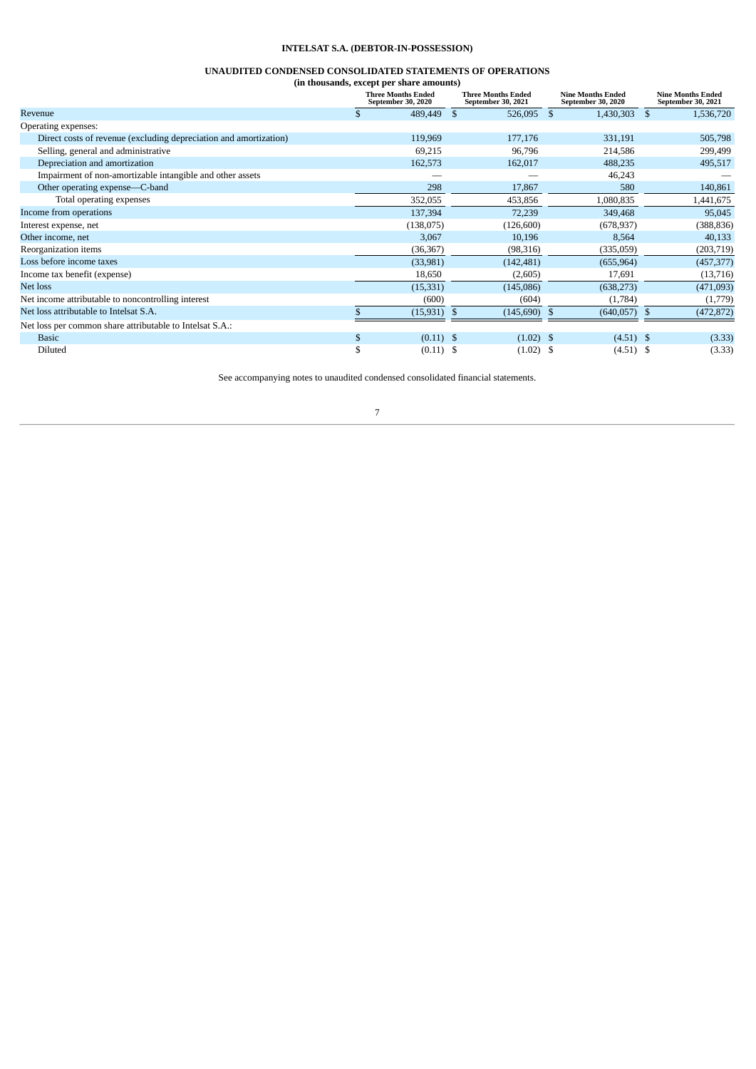**INTELSAT S.A. (DEBTOR-IN-POSSESSION)**

**UNAUDITED CONDENSED CONSOLIDATED STATEMENTS OF OPERATIONS**
**(in thousands, except per share amounts)**

| | Three Months Ended September 30, 2020 | Three Months Ended September 30, 2021 | Nine Months Ended September 30, 2020 | Nine Months Ended September 30, 2021 |
|---|---|---|---|---|
| Revenue | $ 489,449 | $ 526,095 | $ 1,430,303 | $ 1,536,720 |
| Operating expenses: | | | | |
| Direct costs of revenue (excluding depreciation and amortization) | 119,969 | 177,176 | 331,191 | 505,798 |
| Selling, general and administrative | 69,215 | 96,796 | 214,586 | 299,499 |
| Depreciation and amortization | 162,573 | 162,017 | 488,235 | 495,517 |
| Impairment of non-amortizable intangible and other assets | — | — | 46,243 | — |
| Other operating expense—C-band | 298 | 17,867 | 580 | 140,861 |
| Total operating expenses | 352,055 | 453,856 | 1,080,835 | 1,441,675 |
| Income from operations | 137,394 | 72,239 | 349,468 | 95,045 |
| Interest expense, net | (138,075) | (126,600) | (678,937) | (388,836) |
| Other income, net | 3,067 | 10,196 | 8,564 | 40,133 |
| Reorganization items | (36,367) | (98,316) | (335,059) | (203,719) |
| Loss before income taxes | (33,981) | (142,481) | (655,964) | (457,377) |
| Income tax benefit (expense) | 18,650 | (2,605) | 17,691 | (13,716) |
| Net loss | (15,331) | (145,086) | (638,273) | (471,093) |
| Net income attributable to noncontrolling interest | (600) | (604) | (1,784) | (1,779) |
| Net loss attributable to Intelsat S.A. | $ (15,931) | $ (145,690) | $ (640,057) | $ (472,872) |
| Net loss per common share attributable to Intelsat S.A.: | | | | |
| Basic | $ (0.11) | $ (1.02) | $ (4.51) | $ (3.33) |
| Diluted | $ (0.11) | $ (1.02) | $ (4.51) | $ (3.33) |

See accompanying notes to unaudited condensed consolidated financial statements.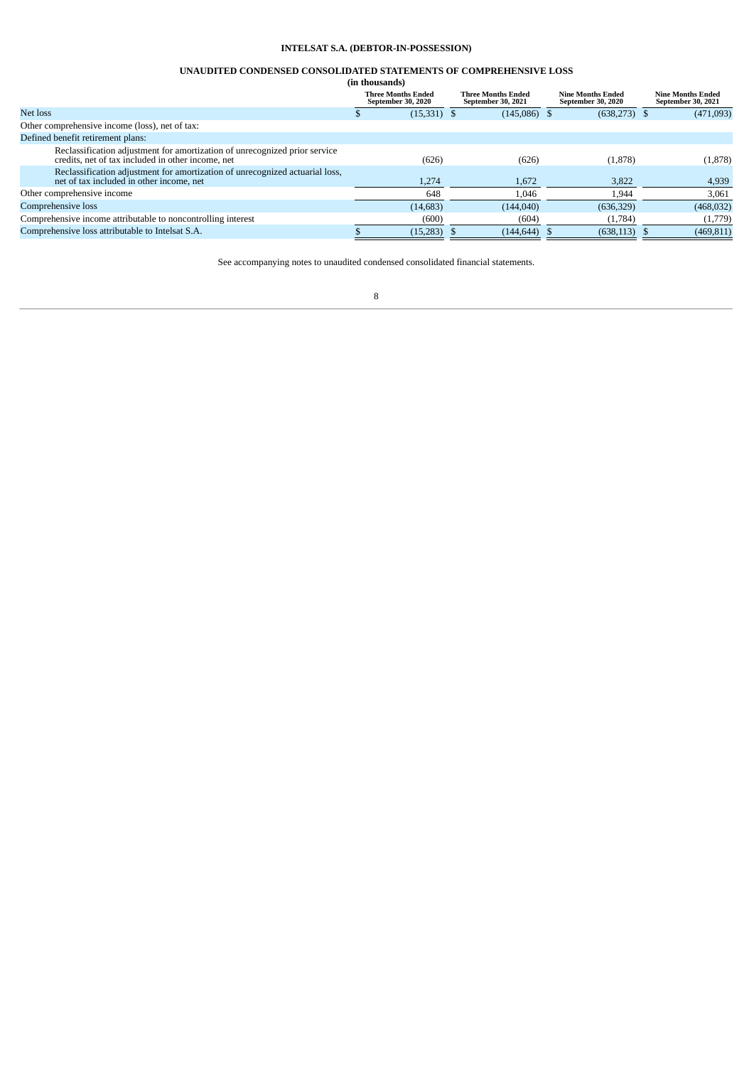**INTELSAT S.A. (DEBTOR-IN-POSSESSION)**

**UNAUDITED CONDENSED CONSOLIDATED STATEMENTS OF COMPREHENSIVE LOSS**
**(in thousands)**

| | Three Months Ended September 30, 2020 | Three Months Ended September 30, 2021 | Nine Months Ended September 30, 2020 | Nine Months Ended September 30, 2021 |
|---|---|---|---|---|
| Net loss | $ (15,331) | $ (145,086) | $ (638,273) | $ (471,093) |
| Other comprehensive income (loss), net of tax: | | | | |
| Defined benefit retirement plans: | | | | |
| Reclassification adjustment for amortization of unrecognized prior service credits, net of tax included in other income, net | (626) | (626) | (1,878) | (1,878) |
| Reclassification adjustment for amortization of unrecognized actuarial loss, net of tax included in other income, net | 1,274 | 1,672 | 3,822 | 4,939 |
| Other comprehensive income | 648 | 1,046 | 1,944 | 3,061 |
| Comprehensive loss | (14,683) | (144,040) | (636,329) | (468,032) |
| Comprehensive income attributable to noncontrolling interest | (600) | (604) | (1,784) | (1,779) |
| Comprehensive loss attributable to Intelsat S.A. | $ (15,283) | $ (144,644) | $ (638,113) | $ (469,811) |

See accompanying notes to unaudited condensed consolidated financial statements.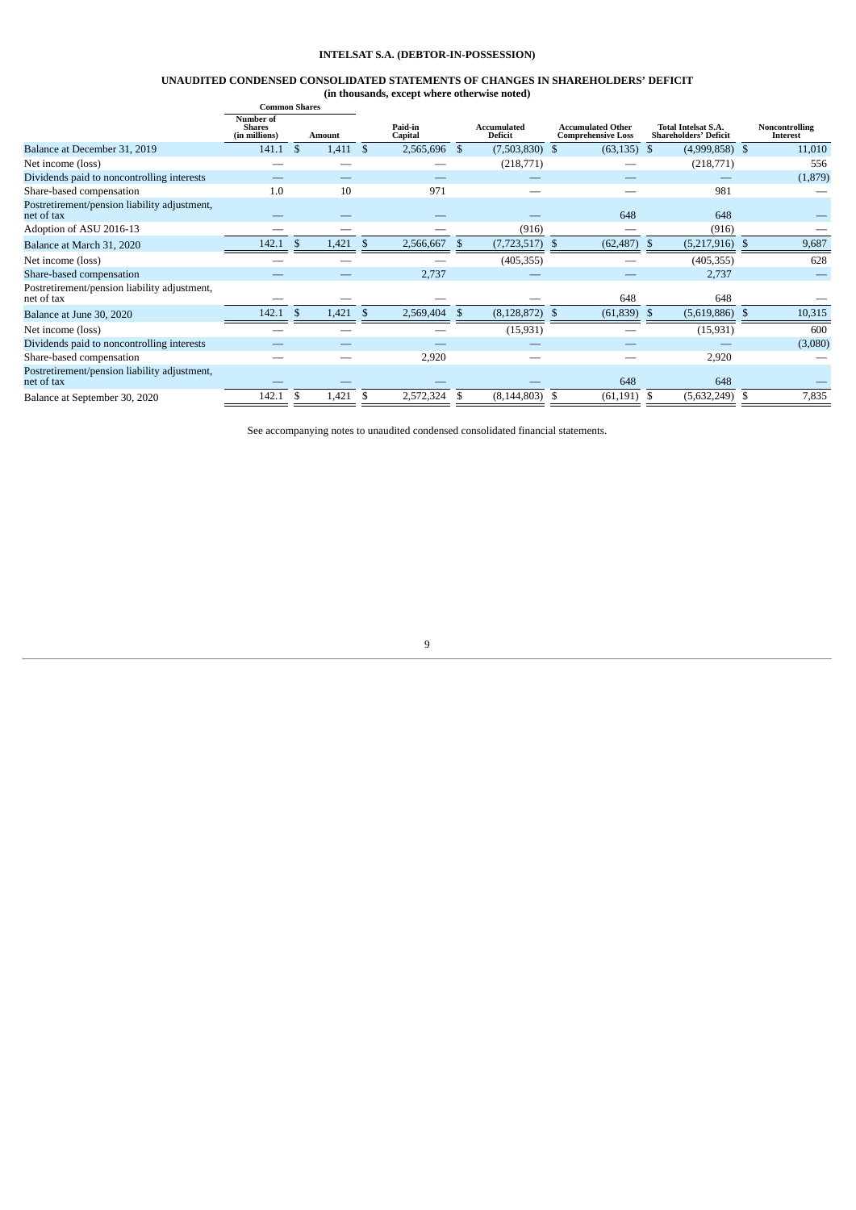# INTELSAT S.A. (DEBTOR-IN-POSSESSION)

## UNAUDITED CONDENSED CONSOLIDATED STATEMENTS OF CHANGES IN SHAREHOLDERS' DEFICIT

**(in thousands, except where otherwise noted)**

| | Common Shares | | | | | | |
|---|---|---|---|---|---|---|---|
| | Number of Shares (in millions) | Amount | Paid-in Capital | Accumulated Deficit | Accumulated Other Comprehensive Loss | Total Intelsat S.A. Shareholders' Deficit | Noncontrolling Interest |
| Balance at December 31, 2019 | 141.1 | $ 1,411 | $ 2,565,696 | $ (7,503,830) | $ (63,135) | $ (4,999,858) | $ 11,010 |
| Net income (loss) | — | — | — | (218,771) | — | (218,771) | 556 |
| Dividends paid to noncontrolling interests | — | — | — | — | — | — | (1,879) |
| Share-based compensation | 1.0 | 10 | 971 | — | — | 981 | — |
| Postretirement/pension liability adjustment, net of tax | — | — | — | — | 648 | 648 | — |
| Adoption of ASU 2016-13 | — | — | — | (916) | — | (916) | — |
| Balance at March 31, 2020 | 142.1 | $ 1,421 | $ 2,566,667 | $ (7,723,517) | $ (62,487) | $ (5,217,916) | $ 9,687 |
| Net income (loss) | — | — | — | (405,355) | — | (405,355) | 628 |
| Share-based compensation | — | — | 2,737 | — | — | 2,737 | — |
| Postretirement/pension liability adjustment, net of tax | — | — | — | — | 648 | 648 | — |
| Balance at June 30, 2020 | 142.1 | $ 1,421 | $ 2,569,404 | $ (8,128,872) | $ (61,839) | $ (5,619,886) | $ 10,315 |
| Net income (loss) | — | — | — | (15,931) | — | (15,931) | 600 |
| Dividends paid to noncontrolling interests | — | — | — | — | — | — | (3,080) |
| Share-based compensation | — | — | 2,920 | — | — | 2,920 | — |
| Postretirement/pension liability adjustment, net of tax | — | — | — | — | 648 | 648 | — |
| Balance at September 30, 2020 | 142.1 | $ 1,421 | $ 2,572,324 | $ (8,144,803) | $ (61,191) | $ (5,632,249) | $ 7,835 |

See accompanying notes to unaudited condensed consolidated financial statements.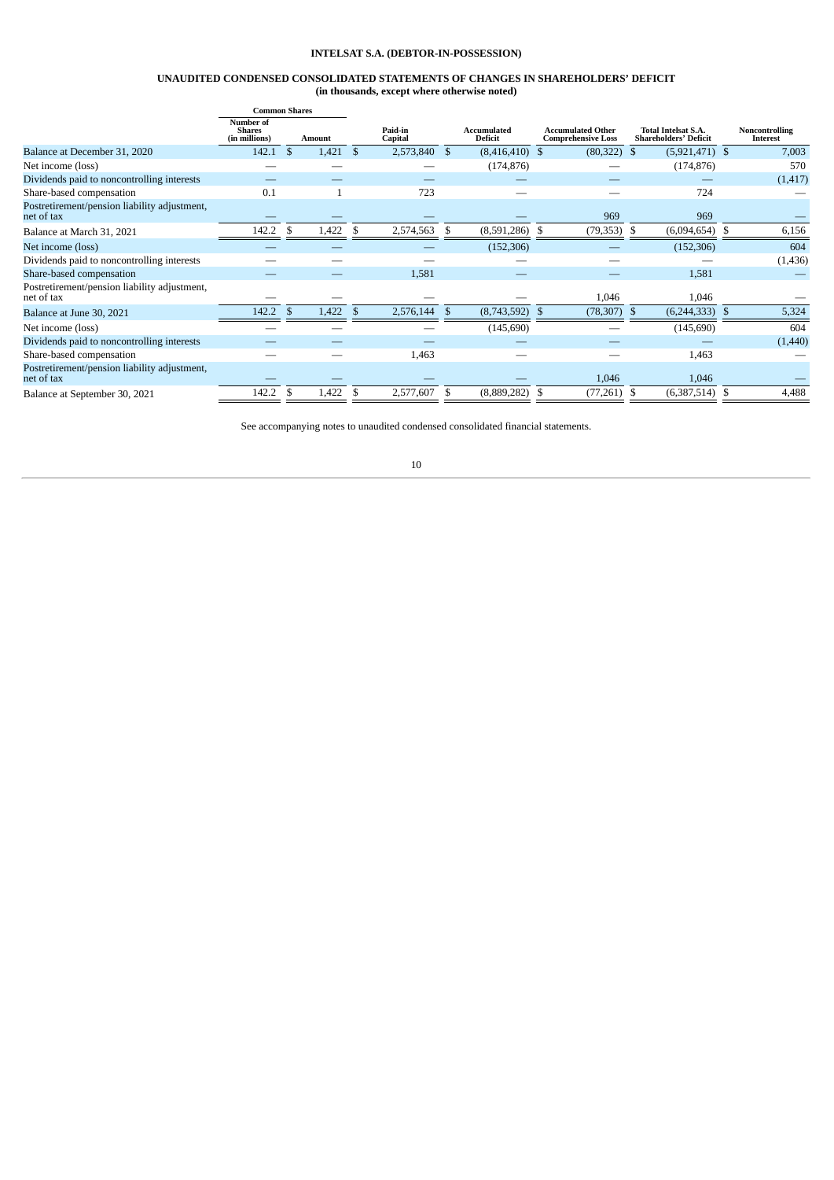**INTELSAT S.A. (DEBTOR-IN-POSSESSION)**

**UNAUDITED CONDENSED CONSOLIDATED STATEMENTS OF CHANGES IN SHAREHOLDERS' DEFICIT**
**(in thousands, except where otherwise noted)**

| | Common Shares | | | | | | |
|---|---|---|---|---|---|---|---|
| | Number of Shares (in millions) | Amount | Paid-in Capital | Accumulated Deficit | Accumulated Other Comprehensive Loss | Total Intelsat S.A. Shareholders' Deficit | Noncontrolling Interest |
| Balance at December 31, 2020 | 142.1 | $ 1,421 | $ 2,573,840 | $ (8,416,410) | $ (80,322) | $ (5,921,471) | $ 7,003 |
| Net income (loss) | — | — | — | (174,876) | — | (174,876) | 570 |
| Dividends paid to noncontrolling interests | — | — | — | — | — | — | (1,417) |
| Share-based compensation | 0.1 | 1 | 723 | — | — | 724 | — |
| Postretirement/pension liability adjustment, net of tax | — | — | — | — | 969 | 969 | — |
| Balance at March 31, 2021 | 142.2 | $ 1,422 | $ 2,574,563 | $ (8,591,286) | $ (79,353) | $ (6,094,654) | $ 6,156 |
| Net income (loss) | — | — | — | (152,306) | — | (152,306) | 604 |
| Dividends paid to noncontrolling interests | — | — | — | — | — | — | (1,436) |
| Share-based compensation | — | — | 1,581 | — | — | 1,581 | — |
| Postretirement/pension liability adjustment, net of tax | — | — | — | — | 1,046 | 1,046 | — |
| Balance at June 30, 2021 | 142.2 | $ 1,422 | $ 2,576,144 | $ (8,743,592) | $ (78,307) | $ (6,244,333) | $ 5,324 |
| Net income (loss) | — | — | — | (145,690) | — | (145,690) | 604 |
| Dividends paid to noncontrolling interests | — | — | — | — | — | — | (1,440) |
| Share-based compensation | — | — | 1,463 | — | — | 1,463 | — |
| Postretirement/pension liability adjustment, net of tax | — | — | — | — | 1,046 | 1,046 | — |
| Balance at September 30, 2021 | 142.2 | $ 1,422 | $ 2,577,607 | $ (8,889,282) | $ (77,261) | $ (6,387,514) | $ 4,488 |

See accompanying notes to unaudited condensed consolidated financial statements.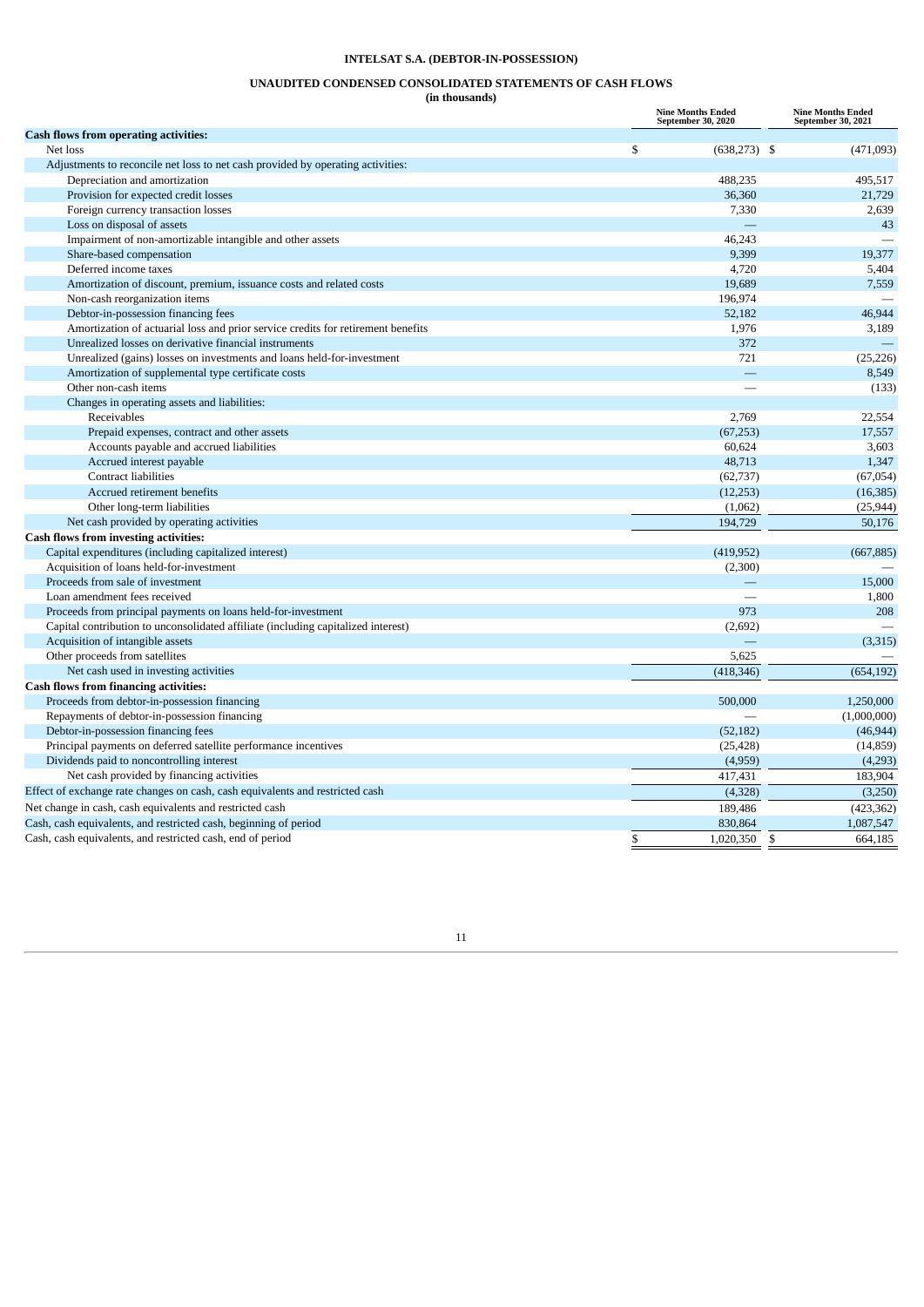**INTELSAT S.A. (DEBTOR-IN-POSSESSION)**

**UNAUDITED CONDENSED CONSOLIDATED STATEMENTS OF CASH FLOWS**
**(in thousands)**

| | Nine Months Ended September 30, 2020 | Nine Months Ended September 30, 2021 |
|---|---|---|
| **Cash flows from operating activities:** | | |
| Net loss | $ (638,273) | $ (471,093) |
| Adjustments to reconcile net loss to net cash provided by operating activities: | | |
| Depreciation and amortization | 488,235 | 495,517 |
| Provision for expected credit losses | 36,360 | 21,729 |
| Foreign currency transaction losses | 7,330 | 2,639 |
| Loss on disposal of assets | — | 43 |
| Impairment of non-amortizable intangible and other assets | 46,243 | — |
| Share-based compensation | 9,399 | 19,377 |
| Deferred income taxes | 4,720 | 5,404 |
| Amortization of discount, premium, issuance costs and related costs | 19,689 | 7,559 |
| Non-cash reorganization items | 196,974 | — |
| Debtor-in-possession financing fees | 52,182 | 46,944 |
| Amortization of actuarial loss and prior service credits for retirement benefits | 1,976 | 3,189 |
| Unrealized losses on derivative financial instruments | 372 | — |
| Unrealized (gains) losses on investments and loans held-for-investment | 721 | (25,226) |
| Amortization of supplemental type certificate costs | — | 8,549 |
| Other non-cash items | — | (133) |
| Changes in operating assets and liabilities: | | |
| Receivables | 2,769 | 22,554 |
| Prepaid expenses, contract and other assets | (67,253) | 17,557 |
| Accounts payable and accrued liabilities | 60,624 | 3,603 |
| Accrued interest payable | 48,713 | 1,347 |
| Contract liabilities | (62,737) | (67,054) |
| Accrued retirement benefits | (12,253) | (16,385) |
| Other long-term liabilities | (1,062) | (25,944) |
| Net cash provided by operating activities | 194,729 | 50,176 |
| **Cash flows from investing activities:** | | |
| Capital expenditures (including capitalized interest) | (419,952) | (667,885) |
| Acquisition of loans held-for-investment | (2,300) | — |
| Proceeds from sale of investment | — | 15,000 |
| Loan amendment fees received | — | 1,800 |
| Proceeds from principal payments on loans held-for-investment | 973 | 208 |
| Capital contribution to unconsolidated affiliate (including capitalized interest) | (2,692) | — |
| Acquisition of intangible assets | — | (3,315) |
| Other proceeds from satellites | 5,625 | — |
| Net cash used in investing activities | (418,346) | (654,192) |
| **Cash flows from financing activities:** | | |
| Proceeds from debtor-in-possession financing | 500,000 | 1,250,000 |
| Repayments of debtor-in-possession financing | — | (1,000,000) |
| Debtor-in-possession financing fees | (52,182) | (46,944) |
| Principal payments on deferred satellite performance incentives | (25,428) | (14,859) |
| Dividends paid to noncontrolling interest | (4,959) | (4,293) |
| Net cash provided by financing activities | 417,431 | 183,904 |
| Effect of exchange rate changes on cash, cash equivalents and restricted cash | (4,328) | (3,250) |
| Net change in cash, cash equivalents and restricted cash | 189,486 | (423,362) |
| Cash, cash equivalents, and restricted cash, beginning of period | 830,864 | 1,087,547 |
| Cash, cash equivalents, and restricted cash, end of period | $ 1,020,350 | $ 664,185 |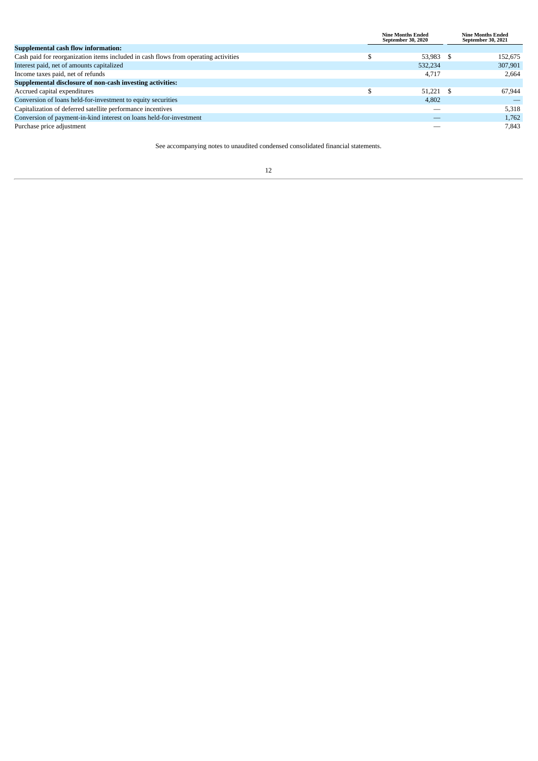| | Nine Months Ended September 30, 2020 | Nine Months Ended September 30, 2021 |
|---|---|---|
| **Supplemental cash flow information:** | | |
| Cash paid for reorganization items included in cash flows from operating activities | $ 53,983 | $ 152,675 |
| Interest paid, net of amounts capitalized | 532,234 | 307,901 |
| Income taxes paid, net of refunds | 4,717 | 2,664 |
| **Supplemental disclosure of non-cash investing activities:** | | |
| Accrued capital expenditures | $ 51,221 | $ 67,944 |
| Conversion of loans held-for-investment to equity securities | 4,802 | — |
| Capitalization of deferred satellite performance incentives | — | 5,318 |
| Conversion of payment-in-kind interest on loans held-for-investment | — | 1,762 |
| Purchase price adjustment | — | 7,843 |

See accompanying notes to unaudited condensed consolidated financial statements.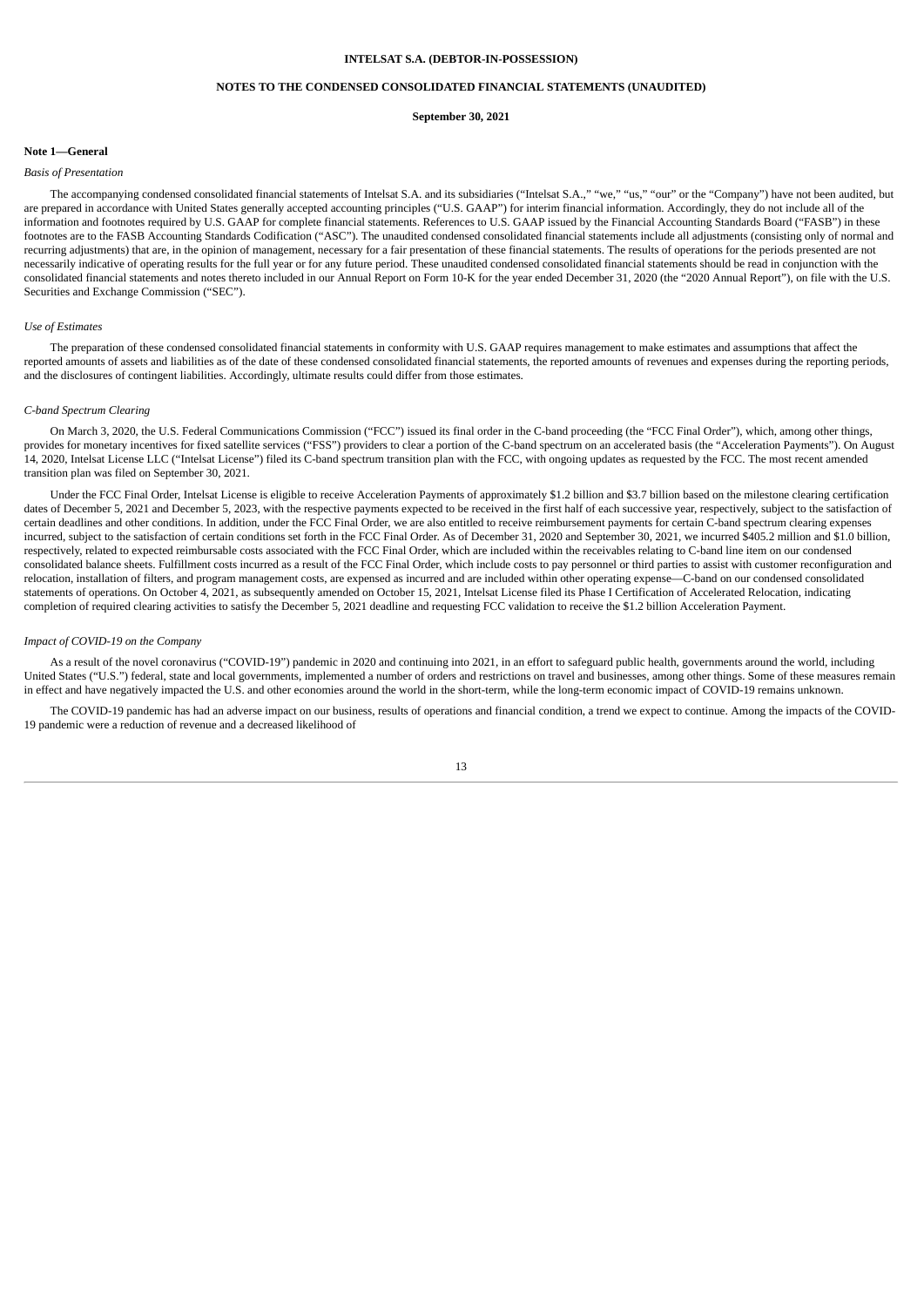# INTELSAT S.A. (DEBTOR-IN-POSSESSION)

## NOTES TO THE CONDENSED CONSOLIDATED FINANCIAL STATEMENTS (UNAUDITED)

**September 30, 2021**

### Note 1—General

*Basis of Presentation*

The accompanying condensed consolidated financial statements of Intelsat S.A. and its subsidiaries ("Intelsat S.A.," "we," "us," "our" or the "Company") have not been audited, but are prepared in accordance with United States generally accepted accounting principles ("U.S. GAAP") for interim financial information. Accordingly, they do not include all of the information and footnotes required by U.S. GAAP for complete financial statements. References to U.S. GAAP issued by the Financial Accounting Standards Board ("FASB") in these footnotes are to the FASB Accounting Standards Codification ("ASC"). The unaudited condensed consolidated financial statements include all adjustments (consisting only of normal and recurring adjustments) that are, in the opinion of management, necessary for a fair presentation of these financial statements. The results of operations for the periods presented are not necessarily indicative of operating results for the full year or for any future period. These unaudited condensed consolidated financial statements should be read in conjunction with the consolidated financial statements and notes thereto included in our Annual Report on Form 10-K for the year ended December 31, 2020 (the "2020 Annual Report"), on file with the U.S. Securities and Exchange Commission ("SEC").

*Use of Estimates*

The preparation of these condensed consolidated financial statements in conformity with U.S. GAAP requires management to make estimates and assumptions that affect the reported amounts of assets and liabilities as of the date of these condensed consolidated financial statements, the reported amounts of revenues and expenses during the reporting periods, and the disclosures of contingent liabilities. Accordingly, ultimate results could differ from those estimates.

*C-band Spectrum Clearing*

On March 3, 2020, the U.S. Federal Communications Commission ("FCC") issued its final order in the C-band proceeding (the "FCC Final Order"), which, among other things, provides for monetary incentives for fixed satellite services ("FSS") providers to clear a portion of the C-band spectrum on an accelerated basis (the "Acceleration Payments"). On August 14, 2020, Intelsat License LLC ("Intelsat License") filed its C-band spectrum transition plan with the FCC, with ongoing updates as requested by the FCC. The most recent amended transition plan was filed on September 30, 2021.

Under the FCC Final Order, Intelsat License is eligible to receive Acceleration Payments of approximately \$1.2 billion and \$3.7 billion based on the milestone clearing certification dates of December 5, 2021 and December 5, 2023, with the respective payments expected to be received in the first half of each successive year, respectively, subject to the satisfaction of certain deadlines and other conditions. In addition, under the FCC Final Order, we are also entitled to receive reimbursement payments for certain C-band spectrum clearing expenses incurred, subject to the satisfaction of certain conditions set forth in the FCC Final Order. As of December 31, 2020 and September 30, 2021, we incurred \$405.2 million and \$1.0 billion, respectively, related to expected reimbursable costs associated with the FCC Final Order, which are included within the receivables relating to C-band line item on our condensed consolidated balance sheets. Fulfillment costs incurred as a result of the FCC Final Order, which include costs to pay personnel or third parties to assist with customer reconfiguration and relocation, installation of filters, and program management costs, are expensed as incurred and are included within other operating expense—C-band on our condensed consolidated statements of operations. On October 4, 2021, as subsequently amended on October 15, 2021, Intelsat License filed its Phase I Certification of Accelerated Relocation, indicating completion of required clearing activities to satisfy the December 5, 2021 deadline and requesting FCC validation to receive the \$1.2 billion Acceleration Payment.

*Impact of COVID-19 on the Company*

As a result of the novel coronavirus ("COVID-19") pandemic in 2020 and continuing into 2021, in an effort to safeguard public health, governments around the world, including United States ("U.S.") federal, state and local governments, implemented a number of orders and restrictions on travel and businesses, among other things. Some of these measures remain in effect and have negatively impacted the U.S. and other economies around the world in the short-term, while the long-term economic impact of COVID-19 remains unknown.

The COVID-19 pandemic has had an adverse impact on our business, results of operations and financial condition, a trend we expect to continue. Among the impacts of the COVID-19 pandemic were a reduction of revenue and a decreased likelihood of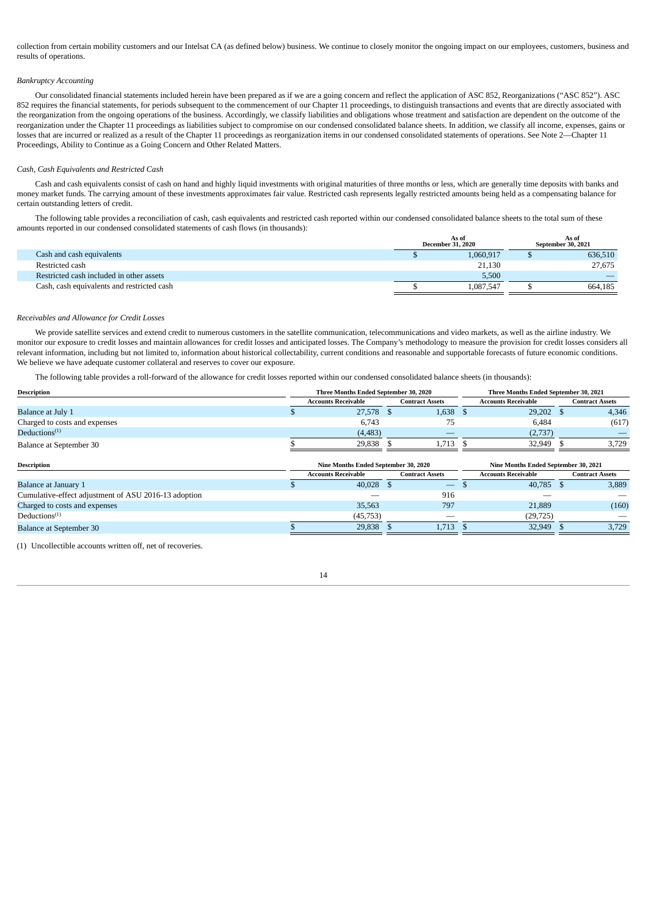collection from certain mobility customers and our Intelsat CA (as defined below) business. We continue to closely monitor the ongoing impact on our employees, customers, business and results of operations.

*Bankruptcy Accounting*

Our consolidated financial statements included herein have been prepared as if we are a going concern and reflect the application of ASC 852, Reorganizations ("ASC 852"). ASC 852 requires the financial statements, for periods subsequent to the commencement of our Chapter 11 proceedings, to distinguish transactions and events that are directly associated with the reorganization from the ongoing operations of the business. Accordingly, we classify liabilities and obligations whose treatment and satisfaction are dependent on the outcome of the reorganization under the Chapter 11 proceedings as liabilities subject to compromise on our condensed consolidated balance sheets. In addition, we classify all income, expenses, gains or losses that are incurred or realized as a result of the Chapter 11 proceedings as reorganization items in our condensed consolidated statements of operations. See Note 2—Chapter 11 Proceedings, Ability to Continue as a Going Concern and Other Related Matters.

*Cash, Cash Equivalents and Restricted Cash*

Cash and cash equivalents consist of cash on hand and highly liquid investments with original maturities of three months or less, which are generally time deposits with banks and money market funds. The carrying amount of these investments approximates fair value. Restricted cash represents legally restricted amounts being held as a compensating balance for certain outstanding letters of credit.

The following table provides a reconciliation of cash, cash equivalents and restricted cash reported within our condensed consolidated balance sheets to the total sum of these amounts reported in our condensed consolidated statements of cash flows (in thousands):

| | As of December 31, 2020 | As of September 30, 2021 |
|---|---|---|
| Cash and cash equivalents | $ 1,060,917 | $ 636,510 |
| Restricted cash | 21,130 | 27,675 |
| Restricted cash included in other assets | 5,500 | — |
| Cash, cash equivalents and restricted cash | $ 1,087,547 | $ 664,185 |

*Receivables and Allowance for Credit Losses*

We provide satellite services and extend credit to numerous customers in the satellite communication, telecommunications and video markets, as well as the airline industry. We monitor our exposure to credit losses and maintain allowances for credit losses and anticipated losses. The Company's methodology to measure the provision for credit losses considers all relevant information, including but not limited to, information about historical collectability, current conditions and reasonable and supportable forecasts of future economic conditions. We believe we have adequate customer collateral and reserves to cover our exposure.

The following table provides a roll-forward of the allowance for credit losses reported within our condensed consolidated balance sheets (in thousands):

| Description | Three Months Ended September 30, 2020 | | Three Months Ended September 30, 2021 | |
|---|---|---|---|---|
| | Accounts Receivable | Contract Assets | Accounts Receivable | Contract Assets |
| Balance at July 1 | $ 27,578 | $ 1,638 | $ 29,202 | $ 4,346 |
| Charged to costs and expenses | 6,743 | 75 | 6,484 | (617) |
| Deductions[(1)] | (4,483) | — | (2,737) | — |
| Balance at September 30 | $ 29,838 | $ 1,713 | $ 32,949 | $ 3,729 |

| Description | Nine Months Ended September 30, 2020 | | Nine Months Ended September 30, 2021 | |
|---|---|---|---|---|
| | Accounts Receivable | Contract Assets | Accounts Receivable | Contract Assets |
| Balance at January 1 | $ 40,028 | $ — | $ 40,785 | $ 3,889 |
| Cumulative-effect adjustment of ASU 2016-13 adoption | — | 916 | — | — |
| Charged to costs and expenses | 35,563 | 797 | 21,889 | (160) |
| Deductions[(1)] | (45,753) | — | (29,725) | — |
| Balance at September 30 | $ 29,838 | $ 1,713 | $ 32,949 | $ 3,729 |

(1) Uncollectible accounts written off, net of recoveries.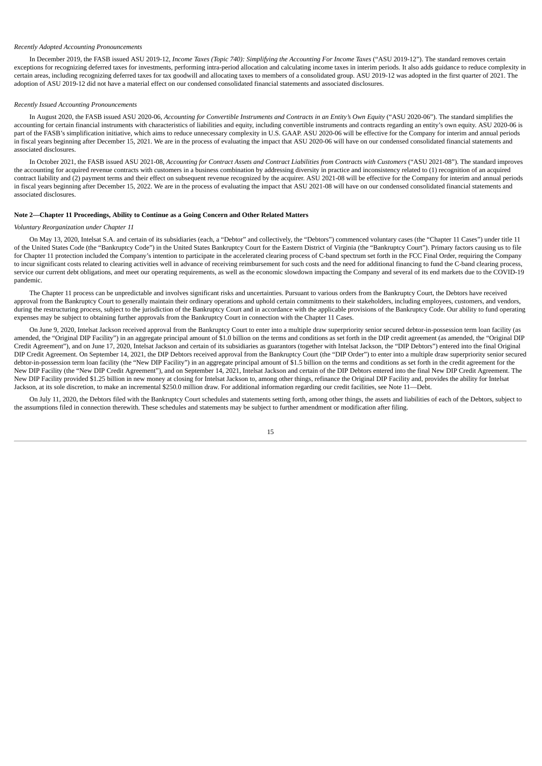*Recently Adopted Accounting Pronouncements*

In December 2019, the FASB issued ASU 2019-12, *Income Taxes (Topic 740): Simplifying the Accounting For Income Taxes* ("ASU 2019-12"). The standard removes certain exceptions for recognizing deferred taxes for investments, performing intra-period allocation and calculating income taxes in interim periods. It also adds guidance to reduce complexity in certain areas, including recognizing deferred taxes for tax goodwill and allocating taxes to members of a consolidated group. ASU 2019-12 was adopted in the first quarter of 2021. The adoption of ASU 2019-12 did not have a material effect on our condensed consolidated financial statements and associated disclosures.

*Recently Issued Accounting Pronouncements*

In August 2020, the FASB issued ASU 2020-06, *Accounting for Convertible Instruments and Contracts in an Entity's Own Equity* ("ASU 2020-06"). The standard simplifies the accounting for certain financial instruments with characteristics of liabilities and equity, including convertible instruments and contracts regarding an entity's own equity. ASU 2020-06 is part of the FASB's simplification initiative, which aims to reduce unnecessary complexity in U.S. GAAP. ASU 2020-06 will be effective for the Company for interim and annual periods in fiscal years beginning after December 15, 2021. We are in the process of evaluating the impact that ASU 2020-06 will have on our condensed consolidated financial statements and associated disclosures.

In October 2021, the FASB issued ASU 2021-08, *Accounting for Contract Assets and Contract Liabilities from Contracts with Customers* ("ASU 2021-08"). The standard improves the accounting for acquired revenue contracts with customers in a business combination by addressing diversity in practice and inconsistency related to (1) recognition of an acquired contract liability and (2) payment terms and their effect on subsequent revenue recognized by the acquirer. ASU 2021-08 will be effective for the Company for interim and annual periods in fiscal years beginning after December 15, 2022. We are in the process of evaluating the impact that ASU 2021-08 will have on our condensed consolidated financial statements and associated disclosures.

**Note 2—Chapter 11 Proceedings, Ability to Continue as a Going Concern and Other Related Matters**

*Voluntary Reorganization under Chapter 11*

On May 13, 2020, Intelsat S.A. and certain of its subsidiaries (each, a "Debtor" and collectively, the "Debtors") commenced voluntary cases (the "Chapter 11 Cases") under title 11 of the United States Code (the "Bankruptcy Code") in the United States Bankruptcy Court for the Eastern District of Virginia (the "Bankruptcy Court"). Primary factors causing us to file for Chapter 11 protection included the Company's intention to participate in the accelerated clearing process of C-band spectrum set forth in the FCC Final Order, requiring the Company to incur significant costs related to clearing activities well in advance of receiving reimbursement for such costs and the need for additional financing to fund the C-band clearing process, service our current debt obligations, and meet our operating requirements, as well as the economic slowdown impacting the Company and several of its end markets due to the COVID-19 pandemic.

The Chapter 11 process can be unpredictable and involves significant risks and uncertainties. Pursuant to various orders from the Bankruptcy Court, the Debtors have received approval from the Bankruptcy Court to generally maintain their ordinary operations and uphold certain commitments to their stakeholders, including employees, customers, and vendors, during the restructuring process, subject to the jurisdiction of the Bankruptcy Court and in accordance with the applicable provisions of the Bankruptcy Code. Our ability to fund operating expenses may be subject to obtaining further approvals from the Bankruptcy Court in connection with the Chapter 11 Cases.

On June 9, 2020, Intelsat Jackson received approval from the Bankruptcy Court to enter into a multiple draw superpriority senior secured debtor-in-possession term loan facility (as amended, the "Original DIP Facility") in an aggregate principal amount of $1.0 billion on the terms and conditions as set forth in the DIP credit agreement (as amended, the "Original DIP Credit Agreement"), and on June 17, 2020, Intelsat Jackson and certain of its subsidiaries as guarantors (together with Intelsat Jackson, the "DIP Debtors") entered into the final Original DIP Credit Agreement. On September 14, 2021, the DIP Debtors received approval from the Bankruptcy Court (the "DIP Order") to enter into a multiple draw superpriority senior secured debtor-in-possession term loan facility (the "New DIP Facility") in an aggregate principal amount of $1.5 billion on the terms and conditions as set forth in the credit agreement for the New DIP Facility (the "New DIP Credit Agreement"), and on September 14, 2021, Intelsat Jackson and certain of the DIP Debtors entered into the final New DIP Credit Agreement. The New DIP Facility provided $1.25 billion in new money at closing for Intelsat Jackson to, among other things, refinance the Original DIP Facility and, provides the ability for Intelsat Jackson, at its sole discretion, to make an incremental $250.0 million draw. For additional information regarding our credit facilities, see Note 11—Debt.

On July 11, 2020, the Debtors filed with the Bankruptcy Court schedules and statements setting forth, among other things, the assets and liabilities of each of the Debtors, subject to the assumptions filed in connection therewith. These schedules and statements may be subject to further amendment or modification after filing.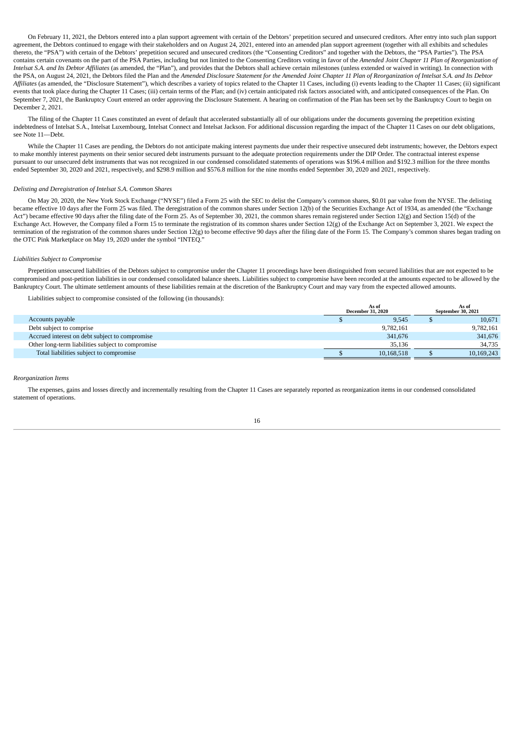On February 11, 2021, the Debtors entered into a plan support agreement with certain of the Debtors' prepetition secured and unsecured creditors. After entry into such plan support agreement, the Debtors continued to engage with their stakeholders and on August 24, 2021, entered into an amended plan support agreement (together with all exhibits and schedules thereto, the "PSA") with certain of the Debtors' prepetition secured and unsecured creditors (the "Consenting Creditors" and together with the Debtors, the "PSA Parties"). The PSA contains certain covenants on the part of the PSA Parties, including but not limited to the Consenting Creditors voting in favor of the *Amended Joint Chapter 11 Plan of Reorganization of Intelsat S.A. and Its Debtor Affiliates* (as amended, the "Plan"), and provides that the Debtors shall achieve certain milestones (unless extended or waived in writing). In connection with the PSA, on August 24, 2021, the Debtors filed the Plan and the *Amended Disclosure Statement for the Amended Joint Chapter 11 Plan of Reorganization of Intelsat S.A. and Its Debtor Affiliates* (as amended, the "Disclosure Statement"), which describes a variety of topics related to the Chapter 11 Cases, including (i) events leading to the Chapter 11 Cases; (ii) significant events that took place during the Chapter 11 Cases; (iii) certain terms of the Plan; and (iv) certain anticipated risk factors associated with, and anticipated consequences of the Plan. On September 7, 2021, the Bankruptcy Court entered an order approving the Disclosure Statement. A hearing on confirmation of the Plan has been set by the Bankruptcy Court to begin on December 2, 2021.

The filing of the Chapter 11 Cases constituted an event of default that accelerated substantially all of our obligations under the documents governing the prepetition existing indebtedness of Intelsat S.A., Intelsat Luxembourg, Intelsat Connect and Intelsat Jackson. For additional discussion regarding the impact of the Chapter 11 Cases on our debt obligations, see Note 11—Debt.

While the Chapter 11 Cases are pending, the Debtors do not anticipate making interest payments due under their respective unsecured debt instruments; however, the Debtors expect to make monthly interest payments on their senior secured debt instruments pursuant to the adequate protection requirements under the DIP Order. The contractual interest expense pursuant to our unsecured debt instruments that was not recognized in our condensed consolidated statements of operations was $196.4 million and $192.3 million for the three months ended September 30, 2020 and 2021, respectively, and $298.9 million and $576.8 million for the nine months ended September 30, 2020 and 2021, respectively.

*Delisting and Deregistration of Intelsat S.A. Common Shares*

On May 20, 2020, the New York Stock Exchange ("NYSE") filed a Form 25 with the SEC to delist the Company's common shares, $0.01 par value from the NYSE. The delisting became effective 10 days after the Form 25 was filed. The deregistration of the common shares under Section 12(b) of the Securities Exchange Act of 1934, as amended (the "Exchange Act") became effective 90 days after the filing date of the Form 25. As of September 30, 2021, the common shares remain registered under Section 12(g) and Section 15(d) of the Exchange Act. However, the Company filed a Form 15 to terminate the registration of its common shares under Section 12(g) of the Exchange Act on September 3, 2021. We expect the termination of the registration of the common shares under Section 12(g) to become effective 90 days after the filing date of the Form 15. The Company's common shares began trading on the OTC Pink Marketplace on May 19, 2020 under the symbol "INTEQ."

*Liabilities Subject to Compromise*

Prepetition unsecured liabilities of the Debtors subject to compromise under the Chapter 11 proceedings have been distinguished from secured liabilities that are not expected to be compromised and post-petition liabilities in our condensed consolidated balance sheets. Liabilities subject to compromise have been recorded at the amounts expected to be allowed by the Bankruptcy Court. The ultimate settlement amounts of these liabilities remain at the discretion of the Bankruptcy Court and may vary from the expected allowed amounts.

Liabilities subject to compromise consisted of the following (in thousands):

| | As of December 31, 2020 | As of September 30, 2021 |
|---|---|---|
| Accounts payable | $ 9,545 | $ 10,671 |
| Debt subject to comprise | 9,782,161 | 9,782,161 |
| Accrued interest on debt subject to compromise | 341,676 | 341,676 |
| Other long-term liabilities subject to compromise | 35,136 | 34,735 |
| Total liabilities subject to compromise | $ 10,168,518 | $ 10,169,243 |

*Reorganization Items*

The expenses, gains and losses directly and incrementally resulting from the Chapter 11 Cases are separately reported as reorganization items in our condensed consolidated statement of operations.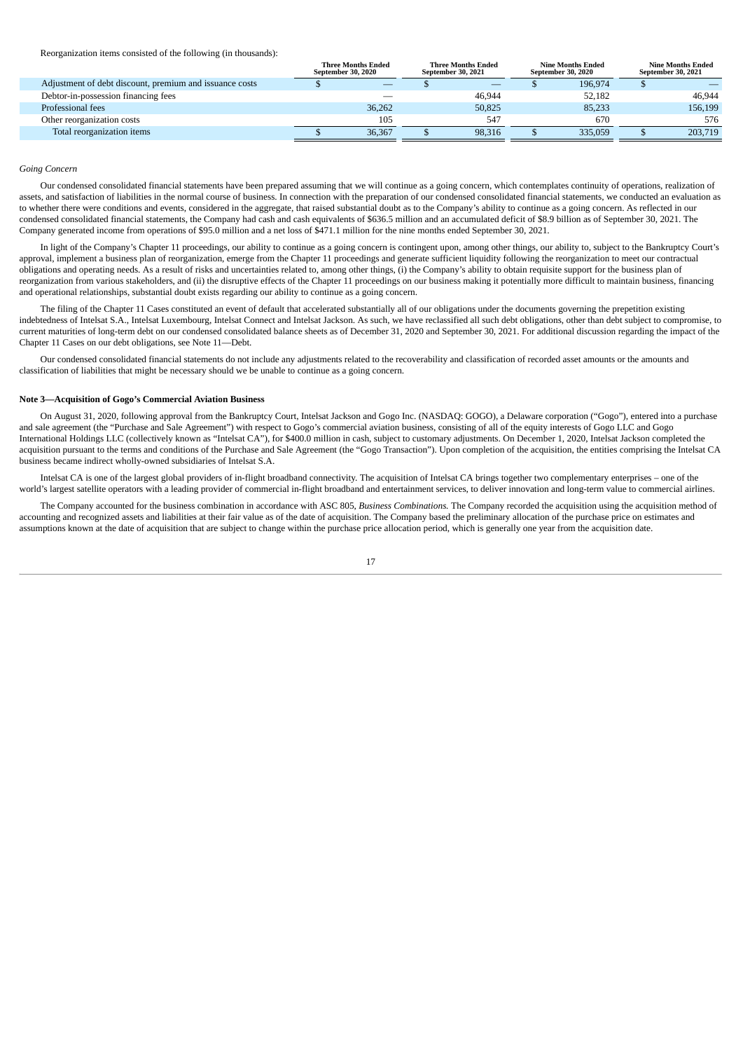Reorganization items consisted of the following (in thousands):

| | Three Months Ended September 30, 2020 | Three Months Ended September 30, 2021 | Nine Months Ended September 30, 2020 | Nine Months Ended September 30, 2021 |
|---|---|---|---|---|
| Adjustment of debt discount, premium and issuance costs | $ — | $ — | $ 196,974 | $ — |
| Debtor-in-possession financing fees | — | 46,944 | 52,182 | 46,944 |
| Professional fees | 36,262 | 50,825 | 85,233 | 156,199 |
| Other reorganization costs | 105 | 547 | 670 | 576 |
| Total reorganization items | $ 36,367 | $ 98,316 | $ 335,059 | $ 203,719 |

*Going Concern*

Our condensed consolidated financial statements have been prepared assuming that we will continue as a going concern, which contemplates continuity of operations, realization of assets, and satisfaction of liabilities in the normal course of business. In connection with the preparation of our condensed consolidated financial statements, we conducted an evaluation as to whether there were conditions and events, considered in the aggregate, that raised substantial doubt as to the Company's ability to continue as a going concern. As reflected in our condensed consolidated financial statements, the Company had cash and cash equivalents of $636.5 million and an accumulated deficit of $8.9 billion as of September 30, 2021. The Company generated income from operations of $95.0 million and a net loss of $471.1 million for the nine months ended September 30, 2021.

In light of the Company's Chapter 11 proceedings, our ability to continue as a going concern is contingent upon, among other things, our ability to, subject to the Bankruptcy Court's approval, implement a business plan of reorganization, emerge from the Chapter 11 proceedings and generate sufficient liquidity following the reorganization to meet our contractual obligations and operating needs. As a result of risks and uncertainties related to, among other things, (i) the Company's ability to obtain requisite support for the business plan of reorganization from various stakeholders, and (ii) the disruptive effects of the Chapter 11 proceedings on our business making it potentially more difficult to maintain business, financing and operational relationships, substantial doubt exists regarding our ability to continue as a going concern.

The filing of the Chapter 11 Cases constituted an event of default that accelerated substantially all of our obligations under the documents governing the prepetition existing indebtedness of Intelsat S.A., Intelsat Luxembourg, Intelsat Connect and Intelsat Jackson. As such, we have reclassified all such debt obligations, other than debt subject to compromise, to current maturities of long-term debt on our condensed consolidated balance sheets as of December 31, 2020 and September 30, 2021. For additional discussion regarding the impact of the Chapter 11 Cases on our debt obligations, see Note 11—Debt.

Our condensed consolidated financial statements do not include any adjustments related to the recoverability and classification of recorded asset amounts or the amounts and classification of liabilities that might be necessary should we be unable to continue as a going concern.

**Note 3—Acquisition of Gogo's Commercial Aviation Business**

On August 31, 2020, following approval from the Bankruptcy Court, Intelsat Jackson and Gogo Inc. (NASDAQ: GOGO), a Delaware corporation ("Gogo"), entered into a purchase and sale agreement (the "Purchase and Sale Agreement") with respect to Gogo's commercial aviation business, consisting of all of the equity interests of Gogo LLC and Gogo International Holdings LLC (collectively known as "Intelsat CA"), for $400.0 million in cash, subject to customary adjustments. On December 1, 2020, Intelsat Jackson completed the acquisition pursuant to the terms and conditions of the Purchase and Sale Agreement (the "Gogo Transaction"). Upon completion of the acquisition, the entities comprising the Intelsat CA business became indirect wholly-owned subsidiaries of Intelsat S.A.

Intelsat CA is one of the largest global providers of in-flight broadband connectivity. The acquisition of Intelsat CA brings together two complementary enterprises – one of the world's largest satellite operators with a leading provider of commercial in-flight broadband and entertainment services, to deliver innovation and long-term value to commercial airlines.

The Company accounted for the business combination in accordance with ASC 805, *Business Combinations.* The Company recorded the acquisition using the acquisition method of accounting and recognized assets and liabilities at their fair value as of the date of acquisition. The Company based the preliminary allocation of the purchase price on estimates and assumptions known at the date of acquisition that are subject to change within the purchase price allocation period, which is generally one year from the acquisition date.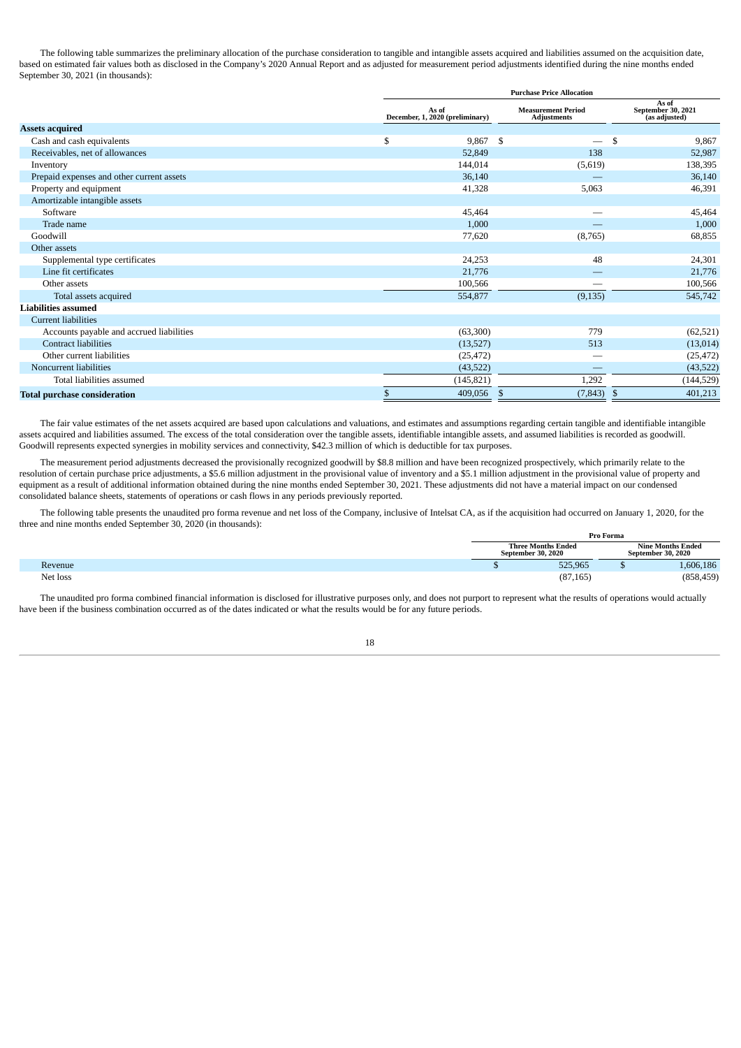The following table summarizes the preliminary allocation of the purchase consideration to tangible and intangible assets acquired and liabilities assumed on the acquisition date, based on estimated fair values both as disclosed in the Company's 2020 Annual Report and as adjusted for measurement period adjustments identified during the nine months ended September 30, 2021 (in thousands):

| | Purchase Price Allocation | | |
|---|---|---|---|
| | As of December, 1, 2020 (preliminary) | Measurement Period Adjustments | As of September 30, 2021 (as adjusted) |
| **Assets acquired** | | | |
| Cash and cash equivalents | $ 9,867 | $ — | $ 9,867 |
| Receivables, net of allowances | 52,849 | 138 | 52,987 |
| Inventory | 144,014 | (5,619) | 138,395 |
| Prepaid expenses and other current assets | 36,140 | — | 36,140 |
| Property and equipment | 41,328 | 5,063 | 46,391 |
| Amortizable intangible assets | | | |
| Software | 45,464 | — | 45,464 |
| Trade name | 1,000 | — | 1,000 |
| Goodwill | 77,620 | (8,765) | 68,855 |
| Other assets | | | |
| Supplemental type certificates | 24,253 | 48 | 24,301 |
| Line fit certificates | 21,776 | — | 21,776 |
| Other assets | 100,566 | — | 100,566 |
| Total assets acquired | 554,877 | (9,135) | 545,742 |
| **Liabilities assumed** | | | |
| Current liabilities | | | |
| Accounts payable and accrued liabilities | (63,300) | 779 | (62,521) |
| Contract liabilities | (13,527) | 513 | (13,014) |
| Other current liabilities | (25,472) | — | (25,472) |
| Noncurrent liabilities | (43,522) | — | (43,522) |
| Total liabilities assumed | (145,821) | 1,292 | (144,529) |
| **Total purchase consideration** | $ 409,056 | $ (7,843) | $ 401,213 |

The fair value estimates of the net assets acquired are based upon calculations and valuations, and estimates and assumptions regarding certain tangible and identifiable intangible assets acquired and liabilities assumed. The excess of the total consideration over the tangible assets, identifiable intangible assets, and assumed liabilities is recorded as goodwill. Goodwill represents expected synergies in mobility services and connectivity, $42.3 million of which is deductible for tax purposes.

The measurement period adjustments decreased the provisionally recognized goodwill by $8.8 million and have been recognized prospectively, which primarily relate to the resolution of certain purchase price adjustments, a $5.6 million adjustment in the provisional value of inventory and a $5.1 million adjustment in the provisional value of property and equipment as a result of additional information obtained during the nine months ended September 30, 2021. These adjustments did not have a material impact on our condensed consolidated balance sheets, statements of operations or cash flows in any periods previously reported.

The following table presents the unaudited pro forma revenue and net loss of the Company, inclusive of Intelsat CA, as if the acquisition had occurred on January 1, 2020, for the three and nine months ended September 30, 2020 (in thousands):

| | Pro Forma | |
|---|---|---|
| | Three Months Ended September 30, 2020 | Nine Months Ended September 30, 2020 |
| Revenue | $ 525,965 | $ 1,606,186 |
| Net loss | (87,165) | (858,459) |

The unaudited pro forma combined financial information is disclosed for illustrative purposes only, and does not purport to represent what the results of operations would actually have been if the business combination occurred as of the dates indicated or what the results would be for any future periods.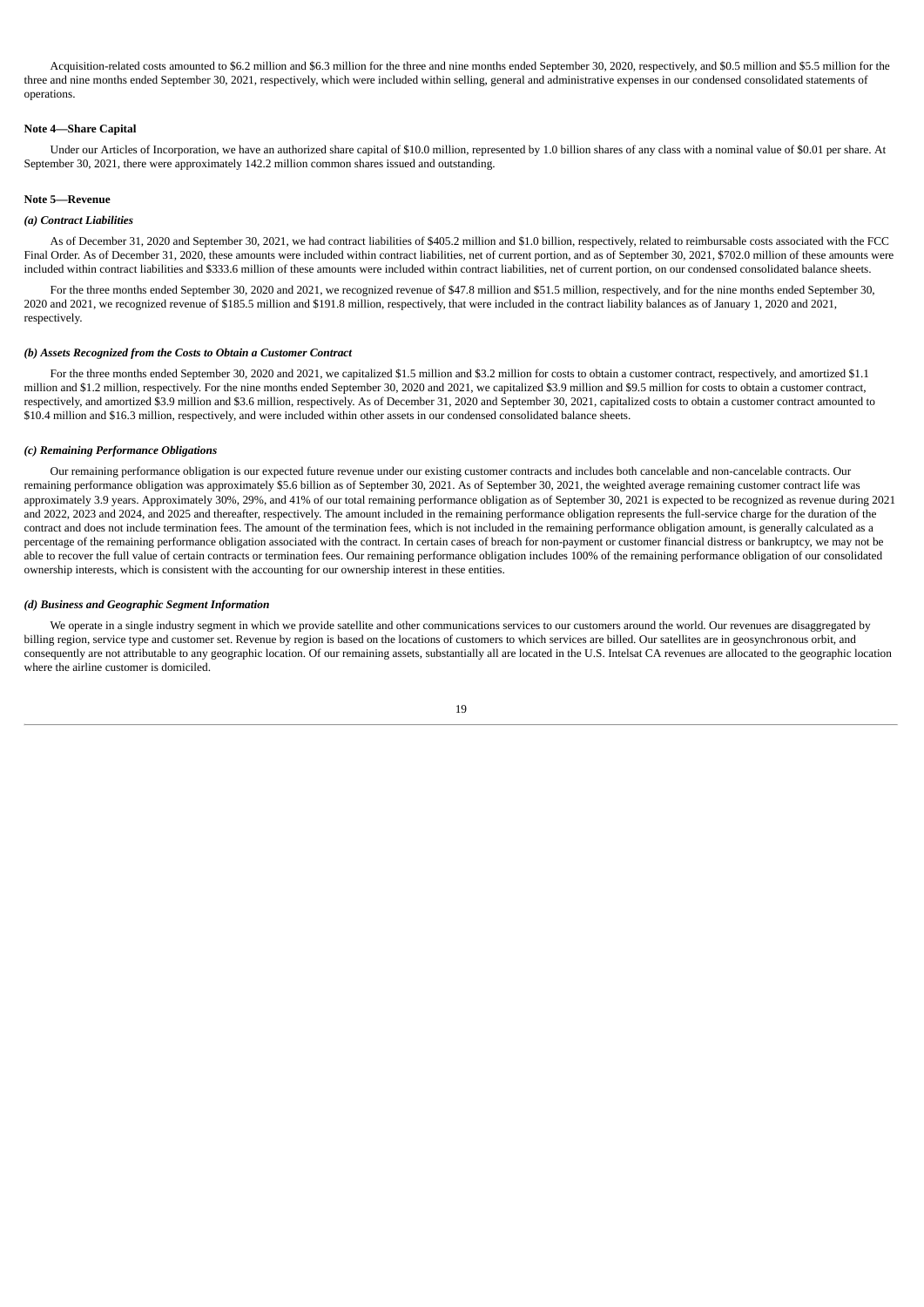Acquisition-related costs amounted to $6.2 million and $6.3 million for the three and nine months ended September 30, 2020, respectively, and $0.5 million and $5.5 million for the three and nine months ended September 30, 2021, respectively, which were included within selling, general and administrative expenses in our condensed consolidated statements of operations.

## Note 4—Share Capital

Under our Articles of Incorporation, we have an authorized share capital of $10.0 million, represented by 1.0 billion shares of any class with a nominal value of $0.01 per share. At September 30, 2021, there were approximately 142.2 million common shares issued and outstanding.

## Note 5—Revenue

### *(a) Contract Liabilities*

As of December 31, 2020 and September 30, 2021, we had contract liabilities of $405.2 million and $1.0 billion, respectively, related to reimbursable costs associated with the FCC Final Order. As of December 31, 2020, these amounts were included within contract liabilities, net of current portion, and as of September 30, 2021, $702.0 million of these amounts were included within contract liabilities and $333.6 million of these amounts were included within contract liabilities, net of current portion, on our condensed consolidated balance sheets.

For the three months ended September 30, 2020 and 2021, we recognized revenue of $47.8 million and $51.5 million, respectively, and for the nine months ended September 30, 2020 and 2021, we recognized revenue of $185.5 million and $191.8 million, respectively, that were included in the contract liability balances as of January 1, 2020 and 2021, respectively.

### *(b) Assets Recognized from the Costs to Obtain a Customer Contract*

For the three months ended September 30, 2020 and 2021, we capitalized $1.5 million and $3.2 million for costs to obtain a customer contract, respectively, and amortized $1.1 million and $1.2 million, respectively. For the nine months ended September 30, 2020 and 2021, we capitalized $3.9 million and $9.5 million for costs to obtain a customer contract, respectively, and amortized $3.9 million and $3.6 million, respectively. As of December 31, 2020 and September 30, 2021, capitalized costs to obtain a customer contract amounted to $10.4 million and $16.3 million, respectively, and were included within other assets in our condensed consolidated balance sheets.

### *(c) Remaining Performance Obligations*

Our remaining performance obligation is our expected future revenue under our existing customer contracts and includes both cancelable and non-cancelable contracts. Our remaining performance obligation was approximately $5.6 billion as of September 30, 2021. As of September 30, 2021, the weighted average remaining customer contract life was approximately 3.9 years. Approximately 30%, 29%, and 41% of our total remaining performance obligation as of September 30, 2021 is expected to be recognized as revenue during 2021 and 2022, 2023 and 2024, and 2025 and thereafter, respectively. The amount included in the remaining performance obligation represents the full-service charge for the duration of the contract and does not include termination fees. The amount of the termination fees, which is not included in the remaining performance obligation amount, is generally calculated as a percentage of the remaining performance obligation associated with the contract. In certain cases of breach for non-payment or customer financial distress or bankruptcy, we may not be able to recover the full value of certain contracts or termination fees. Our remaining performance obligation includes 100% of the remaining performance obligation of our consolidated ownership interests, which is consistent with the accounting for our ownership interest in these entities.

### *(d) Business and Geographic Segment Information*

We operate in a single industry segment in which we provide satellite and other communications services to our customers around the world. Our revenues are disaggregated by billing region, service type and customer set. Revenue by region is based on the locations of customers to which services are billed. Our satellites are in geosynchronous orbit, and consequently are not attributable to any geographic location. Of our remaining assets, substantially all are located in the U.S. Intelsat CA revenues are allocated to the geographic location where the airline customer is domiciled.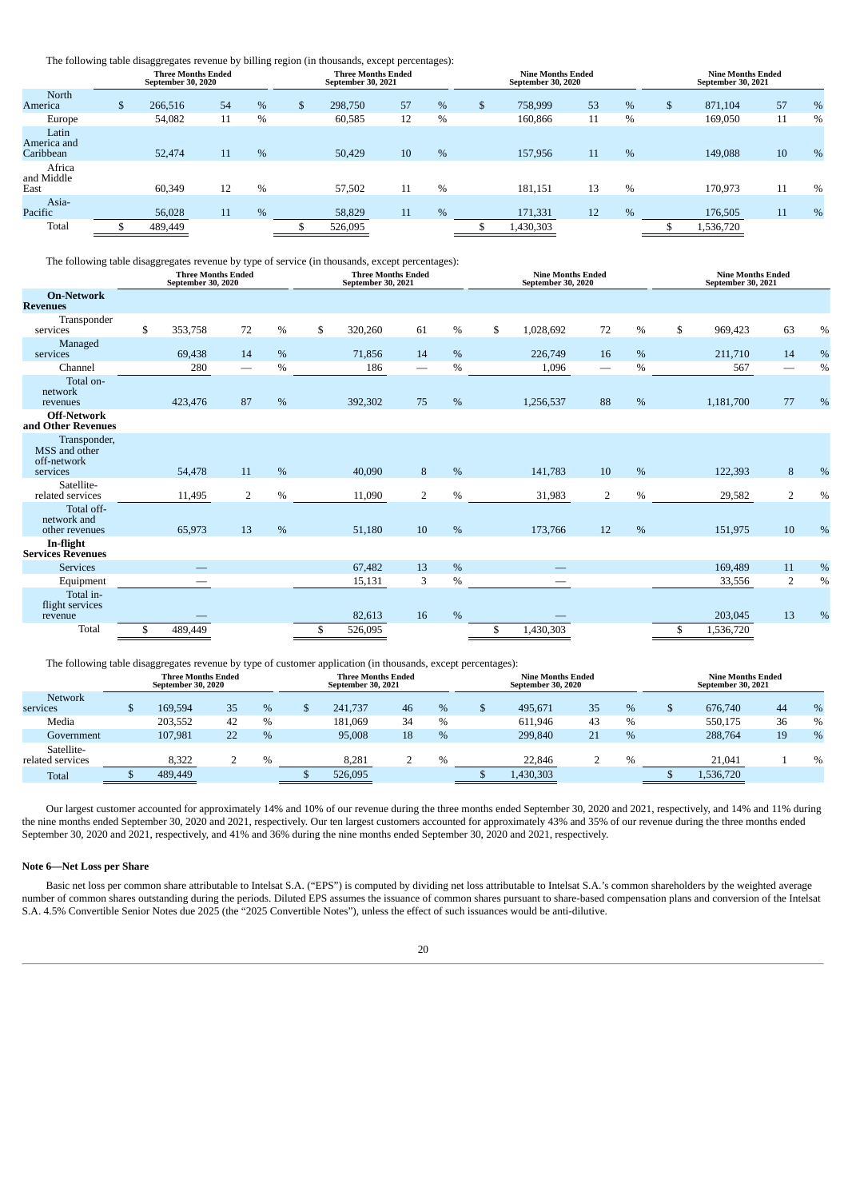The following table disaggregates revenue by billing region (in thousands, except percentages):

| | Three Months Ended September 30, 2020 | | Three Months Ended September 30, 2021 | | Nine Months Ended September 30, 2020 | | Nine Months Ended September 30, 2021 | |
|---|---|---|---|---|---|---|---|---|
| North America | $ 266,516 | 54 % | $ 298,750 | 57 % | $ 758,999 | 53 % | $ 871,104 | 57 % |
| Europe | 54,082 | 11 % | 60,585 | 12 % | 160,866 | 11 % | 169,050 | 11 % |
| Latin America and Caribbean | 52,474 | 11 % | 50,429 | 10 % | 157,956 | 11 % | 149,088 | 10 % |
| Africa and Middle East | 60,349 | 12 % | 57,502 | 11 % | 181,151 | 13 % | 170,973 | 11 % |
| Asia-Pacific | 56,028 | 11 % | 58,829 | 11 % | 171,331 | 12 % | 176,505 | 11 % |
| Total | $ 489,449 | | $ 526,095 | | $ 1,430,303 | | $ 1,536,720 | |

The following table disaggregates revenue by type of service (in thousands, except percentages):

| | Three Months Ended September 30, 2020 | | Three Months Ended September 30, 2021 | | Nine Months Ended September 30, 2020 | | Nine Months Ended September 30, 2021 | |
|---|---|---|---|---|---|---|---|---|
| **On-Network Revenues** | | | | | | | | |
| Transponder services | $ 353,758 | 72 % | $ 320,260 | 61 % | $ 1,028,692 | 72 % | $ 969,423 | 63 % |
| Managed services | 69,438 | 14 % | 71,856 | 14 % | 226,749 | 16 % | 211,710 | 14 % |
| Channel | 280 | — % | 186 | — % | 1,096 | — % | 567 | — % |
| Total on-network revenues | 423,476 | 87 % | 392,302 | 75 % | 1,256,537 | 88 % | 1,181,700 | 77 % |
| **Off-Network and Other Revenues** | | | | | | | | |
| Transponder, MSS and other off-network services | 54,478 | 11 % | 40,090 | 8 % | 141,783 | 10 % | 122,393 | 8 % |
| Satellite-related services | 11,495 | 2 % | 11,090 | 2 % | 31,983 | 2 % | 29,582 | 2 % |
| Total off-network and other revenues | 65,973 | 13 % | 51,180 | 10 % | 173,766 | 12 % | 151,975 | 10 % |
| **In-flight Services Revenues** | | | | | | | | |
| Services | — | | 67,482 | 13 % | — | | 169,489 | 11 % |
| Equipment | — | | 15,131 | 3 % | — | | 33,556 | 2 % |
| Total in-flight services revenue | — | | 82,613 | 16 % | — | | 203,045 | 13 % |
| Total | $ 489,449 | | $ 526,095 | | $ 1,430,303 | | $ 1,536,720 | |

The following table disaggregates revenue by type of customer application (in thousands, except percentages):

| | Three Months Ended September 30, 2020 | | Three Months Ended September 30, 2021 | | Nine Months Ended September 30, 2020 | | Nine Months Ended September 30, 2021 | |
|---|---|---|---|---|---|---|---|---|
| Network services | $ 169,594 | 35 % | $ 241,737 | 46 % | $ 495,671 | 35 % | $ 676,740 | 44 % |
| Media | 203,552 | 42 % | 181,069 | 34 % | 611,946 | 43 % | 550,175 | 36 % |
| Government | 107,981 | 22 % | 95,008 | 18 % | 299,840 | 21 % | 288,764 | 19 % |
| Satellite-related services | 8,322 | 2 % | 8,281 | 2 % | 22,846 | 2 % | 21,041 | 1 % |
| Total | $ 489,449 | | $ 526,095 | | $ 1,430,303 | | $ 1,536,720 | |

Our largest customer accounted for approximately 14% and 10% of our revenue during the three months ended September 30, 2020 and 2021, respectively, and 14% and 11% during the nine months ended September 30, 2020 and 2021, respectively. Our ten largest customers accounted for approximately 43% and 35% of our revenue during the three months ended September 30, 2020 and 2021, respectively, and 41% and 36% during the nine months ended September 30, 2020 and 2021, respectively.

### Note 6—Net Loss per Share

Basic net loss per common share attributable to Intelsat S.A. ("EPS") is computed by dividing net loss attributable to Intelsat S.A.'s common shareholders by the weighted average number of common shares outstanding during the periods. Diluted EPS assumes the issuance of common shares pursuant to share-based compensation plans and conversion of the Intelsat S.A. 4.5% Convertible Senior Notes due 2025 (the "2025 Convertible Notes"), unless the effect of such issuances would be anti-dilutive.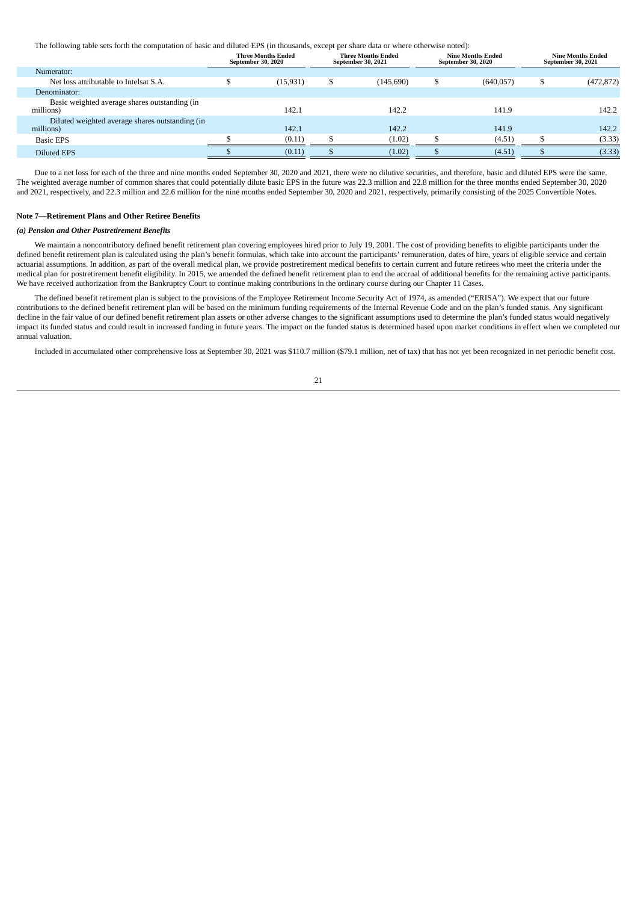The following table sets forth the computation of basic and diluted EPS (in thousands, except per share data or where otherwise noted):

| | Three Months Ended September 30, 2020 | Three Months Ended September 30, 2021 | Nine Months Ended September 30, 2020 | Nine Months Ended September 30, 2021 |
|---|---|---|---|---|
| Numerator: | | | | |
| Net loss attributable to Intelsat S.A. | $ (15,931) | $ (145,690) | $ (640,057) | $ (472,872) |
| Denominator: | | | | |
| Basic weighted average shares outstanding (in millions) | 142.1 | 142.2 | 141.9 | 142.2 |
| Diluted weighted average shares outstanding (in millions) | 142.1 | 142.2 | 141.9 | 142.2 |
| Basic EPS | $ (0.11) | $ (1.02) | $ (4.51) | $ (3.33) |
| Diluted EPS | $ (0.11) | $ (1.02) | $ (4.51) | $ (3.33) |

Due to a net loss for each of the three and nine months ended September 30, 2020 and 2021, there were no dilutive securities, and therefore, basic and diluted EPS were the same. The weighted average number of common shares that could potentially dilute basic EPS in the future was 22.3 million and 22.8 million for the three months ended September 30, 2020 and 2021, respectively, and 22.3 million and 22.6 million for the nine months ended September 30, 2020 and 2021, respectively, primarily consisting of the 2025 Convertible Notes.

**Note 7—Retirement Plans and Other Retiree Benefits**

***(a) Pension and Other Postretirement Benefits***

We maintain a noncontributory defined benefit retirement plan covering employees hired prior to July 19, 2001. The cost of providing benefits to eligible participants under the defined benefit retirement plan is calculated using the plan's benefit formulas, which take into account the participants' remuneration, dates of hire, years of eligible service and certain actuarial assumptions. In addition, as part of the overall medical plan, we provide postretirement medical benefits to certain current and future retirees who meet the criteria under the medical plan for postretirement benefit eligibility. In 2015, we amended the defined benefit retirement plan to end the accrual of additional benefits for the remaining active participants. We have received authorization from the Bankruptcy Court to continue making contributions in the ordinary course during our Chapter 11 Cases.

The defined benefit retirement plan is subject to the provisions of the Employee Retirement Income Security Act of 1974, as amended ("ERISA"). We expect that our future contributions to the defined benefit retirement plan will be based on the minimum funding requirements of the Internal Revenue Code and on the plan's funded status. Any significant decline in the fair value of our defined benefit retirement plan assets or other adverse changes to the significant assumptions used to determine the plan's funded status would negatively impact its funded status and could result in increased funding in future years. The impact on the funded status is determined based upon market conditions in effect when we completed our annual valuation.

Included in accumulated other comprehensive loss at September 30, 2021 was $110.7 million ($79.1 million, net of tax) that has not yet been recognized in net periodic benefit cost.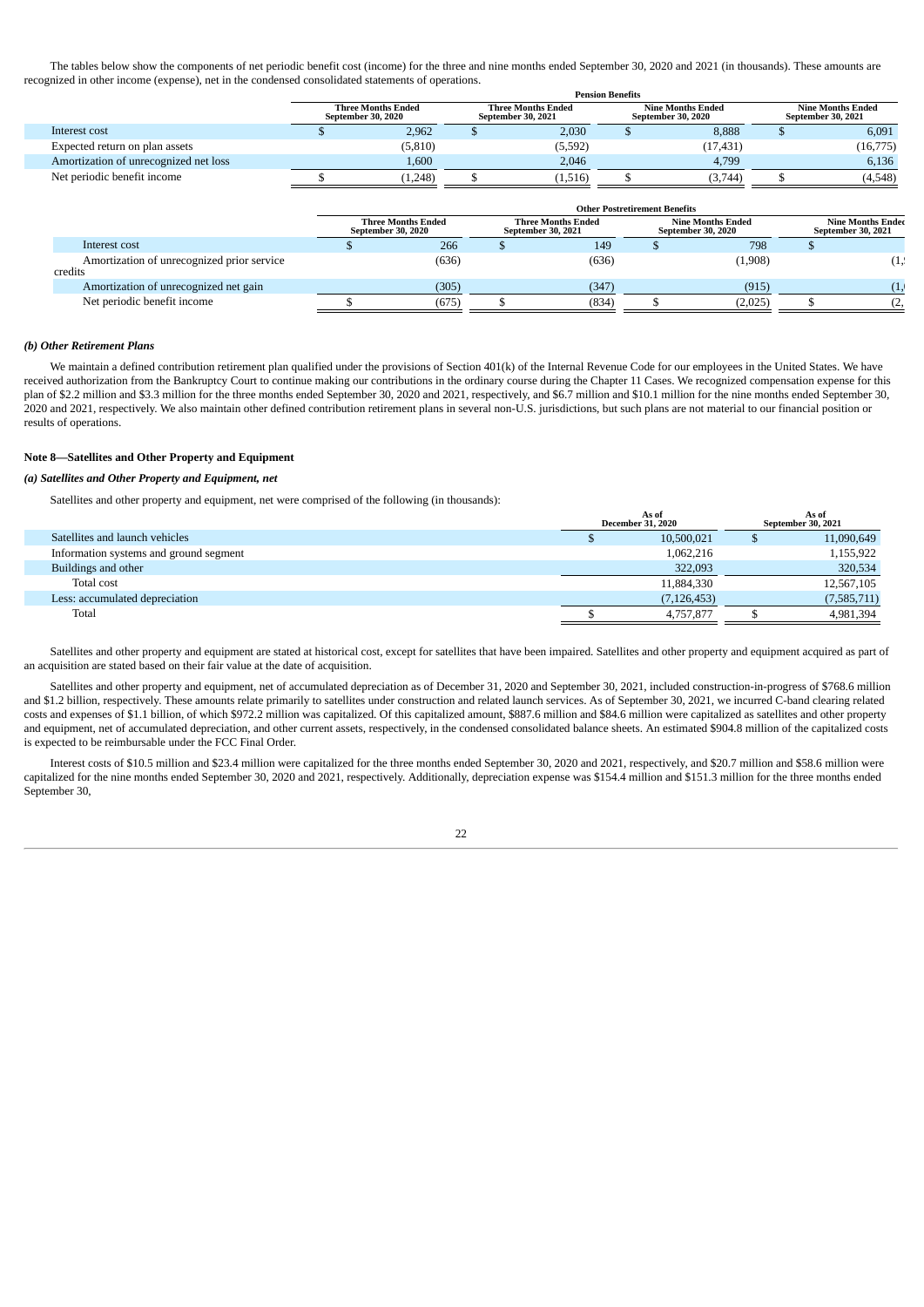The tables below show the components of net periodic benefit cost (income) for the three and nine months ended September 30, 2020 and 2021 (in thousands). These amounts are recognized in other income (expense), net in the condensed consolidated statements of operations.

| | Pension Benefits | | | |
|---|---|---|---|---|
| | Three Months Ended September 30, 2020 | Three Months Ended September 30, 2021 | Nine Months Ended September 30, 2020 | Nine Months Ended September 30, 2021 |
| Interest cost | $ 2,962 | $ 2,030 | $ 8,888 | $ 6,091 |
| Expected return on plan assets | (5,810) | (5,592) | (17,431) | (16,775) |
| Amortization of unrecognized net loss | 1,600 | 2,046 | 4,799 | 6,136 |
| Net periodic benefit income | $ (1,248) | $ (1,516) | $ (3,744) | $ (4,548) |

| | Other Postretirement Benefits | | | |
|---|---|---|---|---|
| | Three Months Ended September 30, 2020 | Three Months Ended September 30, 2021 | Nine Months Ended September 30, 2020 | Nine Months Ended September 30, 2021 |
| Interest cost | $ 266 | $ 149 | $ 798 | $ |
| Amortization of unrecognized prior service credits | (636) | (636) | (1,908) | (1, |
| Amortization of unrecognized net gain | (305) | (347) | (915) | (1, |
| Net periodic benefit income | $ (675) | $ (834) | $ (2,025) | $ (2, |

### *(b) Other Retirement Plans*

We maintain a defined contribution retirement plan qualified under the provisions of Section 401(k) of the Internal Revenue Code for our employees in the United States. We have received authorization from the Bankruptcy Court to continue making our contributions in the ordinary course during the Chapter 11 Cases. We recognized compensation expense for this plan of $2.2 million and $3.3 million for the three months ended September 30, 2020 and 2021, respectively, and $6.7 million and $10.1 million for the nine months ended September 30, 2020 and 2021, respectively. We also maintain other defined contribution retirement plans in several non-U.S. jurisdictions, but such plans are not material to our financial position or results of operations.

## Note 8—Satellites and Other Property and Equipment

### *(a) Satellites and Other Property and Equipment, net*

Satellites and other property and equipment, net were comprised of the following (in thousands):

| | As of December 31, 2020 | As of September 30, 2021 |
|---|---|---|
| Satellites and launch vehicles | $ 10,500,021 | $ 11,090,649 |
| Information systems and ground segment | 1,062,216 | 1,155,922 |
| Buildings and other | 322,093 | 320,534 |
| Total cost | 11,884,330 | 12,567,105 |
| Less: accumulated depreciation | (7,126,453) | (7,585,711) |
| Total | $ 4,757,877 | $ 4,981,394 |

Satellites and other property and equipment are stated at historical cost, except for satellites that have been impaired. Satellites and other property and equipment acquired as part of an acquisition are stated based on their fair value at the date of acquisition.

Satellites and other property and equipment, net of accumulated depreciation as of December 31, 2020 and September 30, 2021, included construction-in-progress of $768.6 million and $1.2 billion, respectively. These amounts relate primarily to satellites under construction and related launch services. As of September 30, 2021, we incurred C-band clearing related costs and expenses of $1.1 billion, of which $972.2 million was capitalized. Of this capitalized amount, $887.6 million and $84.6 million were capitalized as satellites and other property and equipment, net of accumulated depreciation, and other current assets, respectively, in the condensed consolidated balance sheets. An estimated $904.8 million of the capitalized costs is expected to be reimbursable under the FCC Final Order.

Interest costs of $10.5 million and $23.4 million were capitalized for the three months ended September 30, 2020 and 2021, respectively, and $20.7 million and $58.6 million were capitalized for the nine months ended September 30, 2020 and 2021, respectively. Additionally, depreciation expense was $154.4 million and $151.3 million for the three months ended September 30,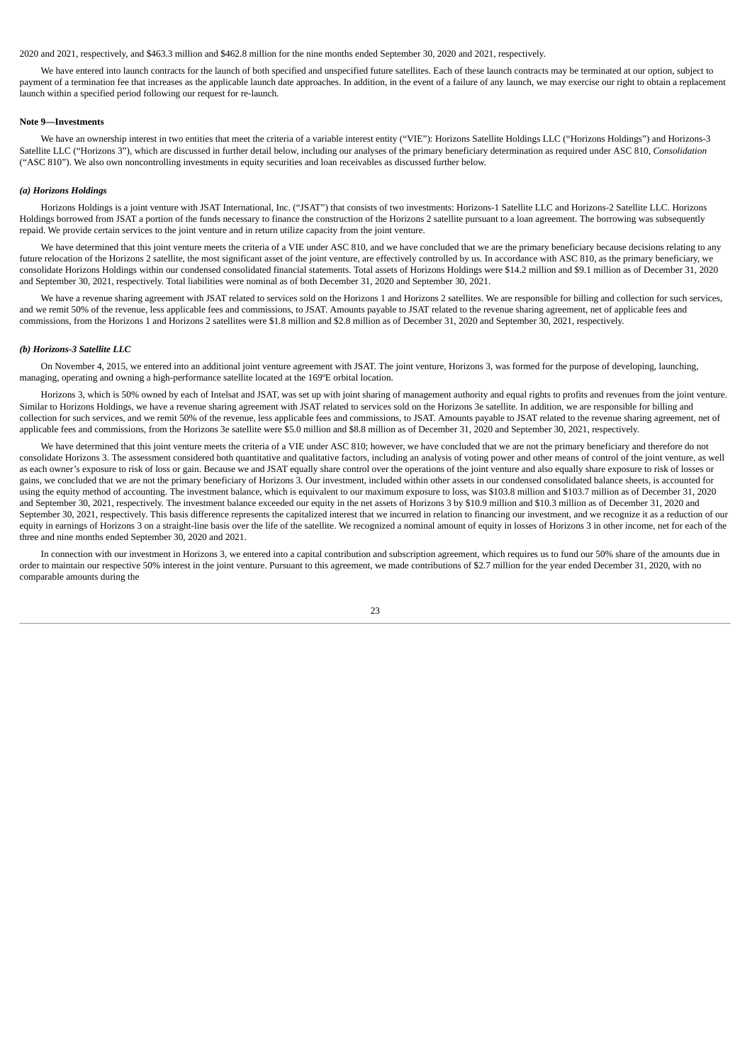2020 and 2021, respectively, and $463.3 million and $462.8 million for the nine months ended September 30, 2020 and 2021, respectively.

We have entered into launch contracts for the launch of both specified and unspecified future satellites. Each of these launch contracts may be terminated at our option, subject to payment of a termination fee that increases as the applicable launch date approaches. In addition, in the event of a failure of any launch, we may exercise our right to obtain a replacement launch within a specified period following our request for re-launch.

**Note 9—Investments**

We have an ownership interest in two entities that meet the criteria of a variable interest entity ("VIE"): Horizons Satellite Holdings LLC ("Horizons Holdings") and Horizons-3 Satellite LLC ("Horizons 3"), which are discussed in further detail below, including our analyses of the primary beneficiary determination as required under ASC 810, *Consolidation* ("ASC 810"). We also own noncontrolling investments in equity securities and loan receivables as discussed further below.

***(a) Horizons Holdings***

Horizons Holdings is a joint venture with JSAT International, Inc. ("JSAT") that consists of two investments: Horizons-1 Satellite LLC and Horizons-2 Satellite LLC. Horizons Holdings borrowed from JSAT a portion of the funds necessary to finance the construction of the Horizons 2 satellite pursuant to a loan agreement. The borrowing was subsequently repaid. We provide certain services to the joint venture and in return utilize capacity from the joint venture.

We have determined that this joint venture meets the criteria of a VIE under ASC 810, and we have concluded that we are the primary beneficiary because decisions relating to any future relocation of the Horizons 2 satellite, the most significant asset of the joint venture, are effectively controlled by us. In accordance with ASC 810, as the primary beneficiary, we consolidate Horizons Holdings within our condensed consolidated financial statements. Total assets of Horizons Holdings were $14.2 million and $9.1 million as of December 31, 2020 and September 30, 2021, respectively. Total liabilities were nominal as of both December 31, 2020 and September 30, 2021.

We have a revenue sharing agreement with JSAT related to services sold on the Horizons 1 and Horizons 2 satellites. We are responsible for billing and collection for such services, and we remit 50% of the revenue, less applicable fees and commissions, to JSAT. Amounts payable to JSAT related to the revenue sharing agreement, net of applicable fees and commissions, from the Horizons 1 and Horizons 2 satellites were $1.8 million and $2.8 million as of December 31, 2020 and September 30, 2021, respectively.

***(b) Horizons-3 Satellite LLC***

On November 4, 2015, we entered into an additional joint venture agreement with JSAT. The joint venture, Horizons 3, was formed for the purpose of developing, launching, managing, operating and owning a high-performance satellite located at the 169ºE orbital location.

Horizons 3, which is 50% owned by each of Intelsat and JSAT, was set up with joint sharing of management authority and equal rights to profits and revenues from the joint venture. Similar to Horizons Holdings, we have a revenue sharing agreement with JSAT related to services sold on the Horizons 3e satellite. In addition, we are responsible for billing and collection for such services, and we remit 50% of the revenue, less applicable fees and commissions, to JSAT. Amounts payable to JSAT related to the revenue sharing agreement, net of applicable fees and commissions, from the Horizons 3e satellite were $5.0 million and $8.8 million as of December 31, 2020 and September 30, 2021, respectively.

We have determined that this joint venture meets the criteria of a VIE under ASC 810; however, we have concluded that we are not the primary beneficiary and therefore do not consolidate Horizons 3. The assessment considered both quantitative and qualitative factors, including an analysis of voting power and other means of control of the joint venture, as well as each owner's exposure to risk of loss or gain. Because we and JSAT equally share control over the operations of the joint venture and also equally share exposure to risk of losses or gains, we concluded that we are not the primary beneficiary of Horizons 3. Our investment, included within other assets in our condensed consolidated balance sheets, is accounted for using the equity method of accounting. The investment balance, which is equivalent to our maximum exposure to loss, was $103.8 million and $103.7 million as of December 31, 2020 and September 30, 2021, respectively. The investment balance exceeded our equity in the net assets of Horizons 3 by $10.9 million and $10.3 million as of December 31, 2020 and September 30, 2021, respectively. This basis difference represents the capitalized interest that we incurred in relation to financing our investment, and we recognize it as a reduction of our equity in earnings of Horizons 3 on a straight-line basis over the life of the satellite. We recognized a nominal amount of equity in losses of Horizons 3 in other income, net for each of the three and nine months ended September 30, 2020 and 2021.

In connection with our investment in Horizons 3, we entered into a capital contribution and subscription agreement, which requires us to fund our 50% share of the amounts due in order to maintain our respective 50% interest in the joint venture. Pursuant to this agreement, we made contributions of $2.7 million for the year ended December 31, 2020, with no comparable amounts during the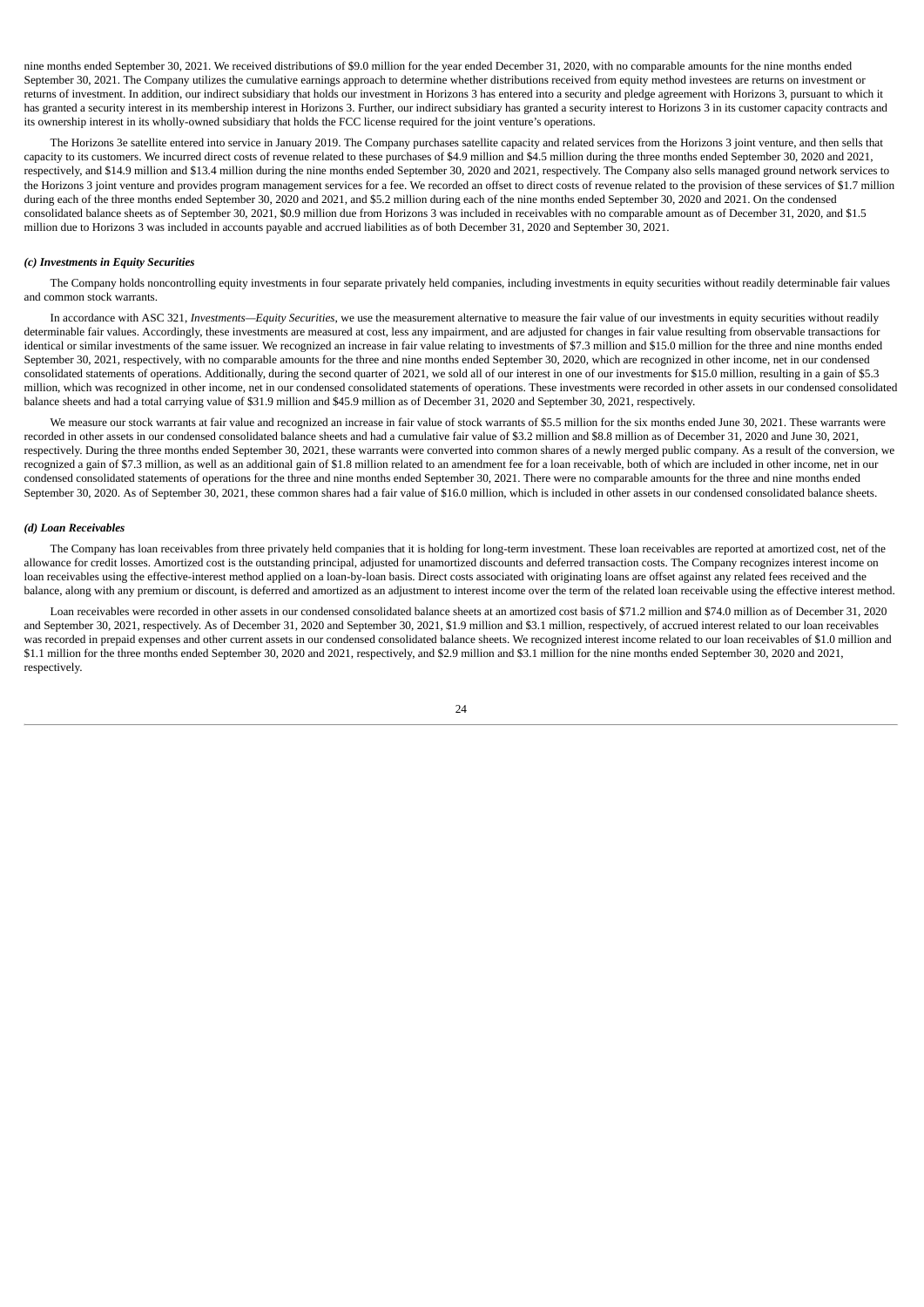nine months ended September 30, 2021. We received distributions of $9.0 million for the year ended December 31, 2020, with no comparable amounts for the nine months ended September 30, 2021. The Company utilizes the cumulative earnings approach to determine whether distributions received from equity method investees are returns on investment or returns of investment. In addition, our indirect subsidiary that holds our investment in Horizons 3 has entered into a security and pledge agreement with Horizons 3, pursuant to which it has granted a security interest in its membership interest in Horizons 3. Further, our indirect subsidiary has granted a security interest to Horizons 3 in its customer capacity contracts and its ownership interest in its wholly-owned subsidiary that holds the FCC license required for the joint venture's operations.

The Horizons 3e satellite entered into service in January 2019. The Company purchases satellite capacity and related services from the Horizons 3 joint venture, and then sells that capacity to its customers. We incurred direct costs of revenue related to these purchases of $4.9 million and $4.5 million during the three months ended September 30, 2020 and 2021, respectively, and $14.9 million and $13.4 million during the nine months ended September 30, 2020 and 2021, respectively. The Company also sells managed ground network services to the Horizons 3 joint venture and provides program management services for a fee. We recorded an offset to direct costs of revenue related to the provision of these services of $1.7 million during each of the three months ended September 30, 2020 and 2021, and $5.2 million during each of the nine months ended September 30, 2020 and 2021. On the condensed consolidated balance sheets as of September 30, 2021, $0.9 million due from Horizons 3 was included in receivables with no comparable amount as of December 31, 2020, and $1.5 million due to Horizons 3 was included in accounts payable and accrued liabilities as of both December 31, 2020 and September 30, 2021.

### *(c) Investments in Equity Securities*

The Company holds noncontrolling equity investments in four separate privately held companies, including investments in equity securities without readily determinable fair values and common stock warrants.

In accordance with ASC 321, *Investments—Equity Securities*, we use the measurement alternative to measure the fair value of our investments in equity securities without readily determinable fair values. Accordingly, these investments are measured at cost, less any impairment, and are adjusted for changes in fair value resulting from observable transactions for identical or similar investments of the same issuer. We recognized an increase in fair value relating to investments of $7.3 million and $15.0 million for the three and nine months ended September 30, 2021, respectively, with no comparable amounts for the three and nine months ended September 30, 2020, which are recognized in other income, net in our condensed consolidated statements of operations. Additionally, during the second quarter of 2021, we sold all of our interest in one of our investments for $15.0 million, resulting in a gain of $5.3 million, which was recognized in other income, net in our condensed consolidated statements of operations. These investments were recorded in other assets in our condensed consolidated balance sheets and had a total carrying value of $31.9 million and $45.9 million as of December 31, 2020 and September 30, 2021, respectively.

We measure our stock warrants at fair value and recognized an increase in fair value of stock warrants of $5.5 million for the six months ended June 30, 2021. These warrants were recorded in other assets in our condensed consolidated balance sheets and had a cumulative fair value of $3.2 million and $8.8 million as of December 31, 2020 and June 30, 2021, respectively. During the three months ended September 30, 2021, these warrants were converted into common shares of a newly merged public company. As a result of the conversion, we recognized a gain of $7.3 million, as well as an additional gain of $1.8 million related to an amendment fee for a loan receivable, both of which are included in other income, net in our condensed consolidated statements of operations for the three and nine months ended September 30, 2021. There were no comparable amounts for the three and nine months ended September 30, 2020. As of September 30, 2021, these common shares had a fair value of $16.0 million, which is included in other assets in our condensed consolidated balance sheets.

### *(d) Loan Receivables*

The Company has loan receivables from three privately held companies that it is holding for long-term investment. These loan receivables are reported at amortized cost, net of the allowance for credit losses. Amortized cost is the outstanding principal, adjusted for unamortized discounts and deferred transaction costs. The Company recognizes interest income on loan receivables using the effective-interest method applied on a loan-by-loan basis. Direct costs associated with originating loans are offset against any related fees received and the balance, along with any premium or discount, is deferred and amortized as an adjustment to interest income over the term of the related loan receivable using the effective interest method.

Loan receivables were recorded in other assets in our condensed consolidated balance sheets at an amortized cost basis of $71.2 million and $74.0 million as of December 31, 2020 and September 30, 2021, respectively. As of December 31, 2020 and September 30, 2021, $1.9 million and $3.1 million, respectively, of accrued interest related to our loan receivables was recorded in prepaid expenses and other current assets in our condensed consolidated balance sheets. We recognized interest income related to our loan receivables of $1.0 million and $1.1 million for the three months ended September 30, 2020 and 2021, respectively, and $2.9 million and $3.1 million for the nine months ended September 30, 2020 and 2021, respectively.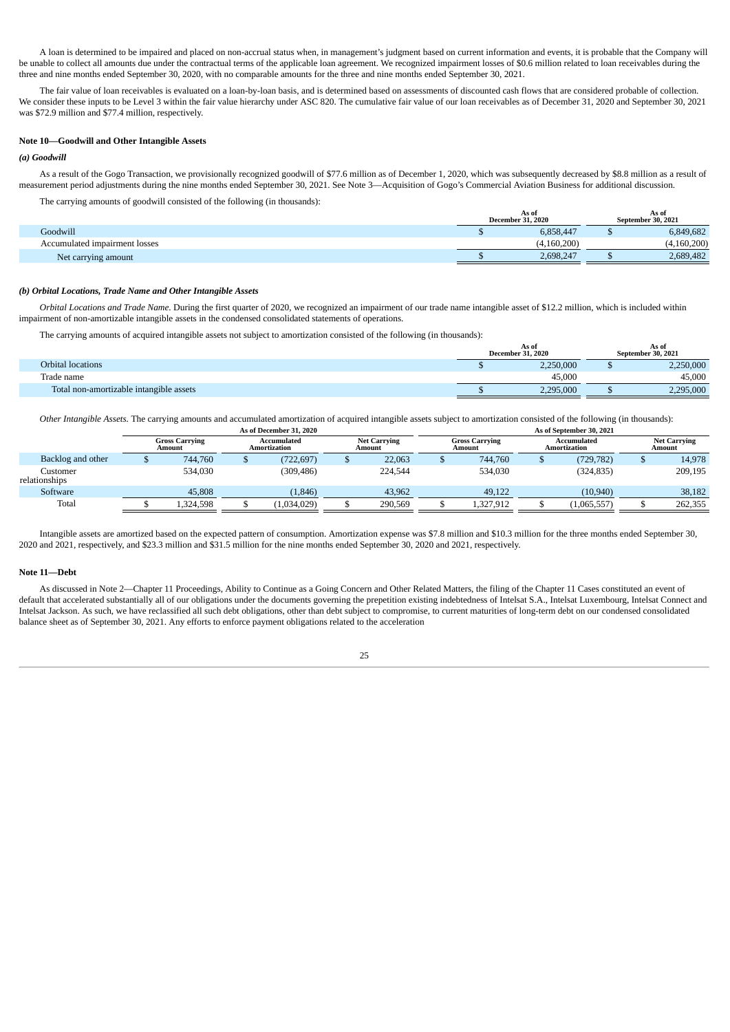A loan is determined to be impaired and placed on non-accrual status when, in management's judgment based on current information and events, it is probable that the Company will be unable to collect all amounts due under the contractual terms of the applicable loan agreement. We recognized impairment losses of $0.6 million related to loan receivables during the three and nine months ended September 30, 2020, with no comparable amounts for the three and nine months ended September 30, 2021.

The fair value of loan receivables is evaluated on a loan-by-loan basis, and is determined based on assessments of discounted cash flows that are considered probable of collection. We consider these inputs to be Level 3 within the fair value hierarchy under ASC 820. The cumulative fair value of our loan receivables as of December 31, 2020 and September 30, 2021 was $72.9 million and $77.4 million, respectively.

## Note 10—Goodwill and Other Intangible Assets

### *(a) Goodwill*

As a result of the Gogo Transaction, we provisionally recognized goodwill of $77.6 million as of December 1, 2020, which was subsequently decreased by $8.8 million as a result of measurement period adjustments during the nine months ended September 30, 2021. See Note 3—Acquisition of Gogo's Commercial Aviation Business for additional discussion.

The carrying amounts of goodwill consisted of the following (in thousands):

| | As of December 31, 2020 | As of September 30, 2021 |
|---|---|---|
| Goodwill | $ 6,858,447 | $ 6,849,682 |
| Accumulated impairment losses | (4,160,200) | (4,160,200) |
| Net carrying amount | $ 2,698,247 | $ 2,689,482 |

### *(b) Orbital Locations, Trade Name and Other Intangible Assets*

*Orbital Locations and Trade Name.* During the first quarter of 2020, we recognized an impairment of our trade name intangible asset of $12.2 million, which is included within impairment of non-amortizable intangible assets in the condensed consolidated statements of operations.

The carrying amounts of acquired intangible assets not subject to amortization consisted of the following (in thousands):

| | As of December 31, 2020 | As of September 30, 2021 |
|---|---|---|
| Orbital locations | $ 2,250,000 | $ 2,250,000 |
| Trade name | 45,000 | 45,000 |
| Total non-amortizable intangible assets | $ 2,295,000 | $ 2,295,000 |

*Other Intangible Assets.* The carrying amounts and accumulated amortization of acquired intangible assets subject to amortization consisted of the following (in thousands):

| | As of December 31, 2020 | | | As of September 30, 2021 | | |
|---|---|---|---|---|---|---|
| | Gross Carrying Amount | Accumulated Amortization | Net Carrying Amount | Gross Carrying Amount | Accumulated Amortization | Net Carrying Amount |
| Backlog and other | $ 744,760 | $ (722,697) | $ 22,063 | $ 744,760 | $ (729,782) | $ 14,978 |
| Customer relationships | 534,030 | (309,486) | 224,544 | 534,030 | (324,835) | 209,195 |
| Software | 45,808 | (1,846) | 43,962 | 49,122 | (10,940) | 38,182 |
| Total | $ 1,324,598 | $ (1,034,029) | $ 290,569 | $ 1,327,912 | $ (1,065,557) | $ 262,355 |

Intangible assets are amortized based on the expected pattern of consumption. Amortization expense was $7.8 million and $10.3 million for the three months ended September 30, 2020 and 2021, respectively, and $23.3 million and $31.5 million for the nine months ended September 30, 2020 and 2021, respectively.

## Note 11—Debt

As discussed in Note 2—Chapter 11 Proceedings, Ability to Continue as a Going Concern and Other Related Matters, the filing of the Chapter 11 Cases constituted an event of default that accelerated substantially all of our obligations under the documents governing the prepetition existing indebtedness of Intelsat S.A., Intelsat Luxembourg, Intelsat Connect and Intelsat Jackson. As such, we have reclassified all such debt obligations, other than debt subject to compromise, to current maturities of long-term debt on our condensed consolidated balance sheet as of September 30, 2021. Any efforts to enforce payment obligations related to the acceleration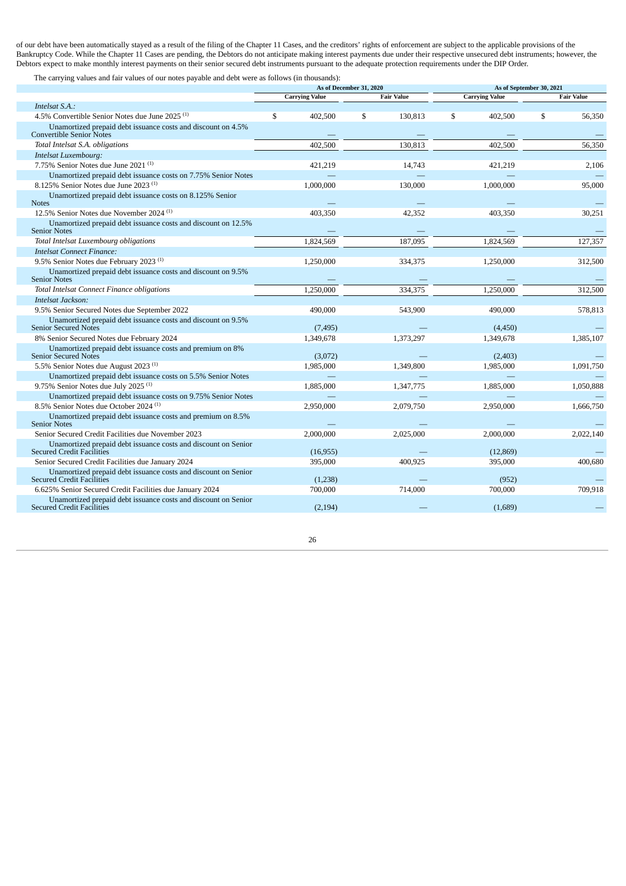of our debt have been automatically stayed as a result of the filing of the Chapter 11 Cases, and the creditors' rights of enforcement are subject to the applicable provisions of the Bankruptcy Code. While the Chapter 11 Cases are pending, the Debtors do not anticipate making interest payments due under their respective unsecured debt instruments; however, the Debtors expect to make monthly interest payments on their senior secured debt instruments pursuant to the adequate protection requirements under the DIP Order.

The carrying values and fair values of our notes payable and debt were as follows (in thousands):

| | As of December 31, 2020 | | As of September 30, 2021 | |
|---|---|---|---|---|
| | Carrying Value | Fair Value | Carrying Value | Fair Value |
| *Intelsat S.A.:* | | | | |
| 4.5% Convertible Senior Notes due June 2025 (1) | $ 402,500 | $ 130,813 | $ 402,500 | $ 56,350 |
| Unamortized prepaid debt issuance costs and discount on 4.5% Convertible Senior Notes | — | — | — | — |
| *Total Intelsat S.A. obligations* | 402,500 | 130,813 | 402,500 | 56,350 |
| *Intelsat Luxembourg:* | | | | |
| 7.75% Senior Notes due June 2021 (1) | 421,219 | 14,743 | 421,219 | 2,106 |
| Unamortized prepaid debt issuance costs on 7.75% Senior Notes | — | — | — | — |
| 8.125% Senior Notes due June 2023 (1) | 1,000,000 | 130,000 | 1,000,000 | 95,000 |
| Unamortized prepaid debt issuance costs on 8.125% Senior Notes | — | — | — | — |
| 12.5% Senior Notes due November 2024 (1) | 403,350 | 42,352 | 403,350 | 30,251 |
| Unamortized prepaid debt issuance costs and discount on 12.5% Senior Notes | — | — | — | — |
| *Total Intelsat Luxembourg obligations* | 1,824,569 | 187,095 | 1,824,569 | 127,357 |
| *Intelsat Connect Finance:* | | | | |
| 9.5% Senior Notes due February 2023 (1) | 1,250,000 | 334,375 | 1,250,000 | 312,500 |
| Unamortized prepaid debt issuance costs and discount on 9.5% Senior Notes | — | — | — | — |
| *Total Intelsat Connect Finance obligations* | 1,250,000 | 334,375 | 1,250,000 | 312,500 |
| *Intelsat Jackson:* | | | | |
| 9.5% Senior Secured Notes due September 2022 | 490,000 | 543,900 | 490,000 | 578,813 |
| Unamortized prepaid debt issuance costs and discount on 9.5% Senior Secured Notes | (7,495) | — | (4,450) | — |
| 8% Senior Secured Notes due February 2024 | 1,349,678 | 1,373,297 | 1,349,678 | 1,385,107 |
| Unamortized prepaid debt issuance costs and premium on 8% Senior Secured Notes | (3,072) | — | (2,403) | — |
| 5.5% Senior Notes due August 2023 (1) | 1,985,000 | 1,349,800 | 1,985,000 | 1,091,750 |
| Unamortized prepaid debt issuance costs on 5.5% Senior Notes | — | — | — | — |
| 9.75% Senior Notes due July 2025 (1) | 1,885,000 | 1,347,775 | 1,885,000 | 1,050,888 |
| Unamortized prepaid debt issuance costs on 9.75% Senior Notes | — | — | — | — |
| 8.5% Senior Notes due October 2024 (1) | 2,950,000 | 2,079,750 | 2,950,000 | 1,666,750 |
| Unamortized prepaid debt issuance costs and premium on 8.5% Senior Notes | — | — | — | — |
| Senior Secured Credit Facilities due November 2023 | 2,000,000 | 2,025,000 | 2,000,000 | 2,022,140 |
| Unamortized prepaid debt issuance costs and discount on Senior Secured Credit Facilities | (16,955) | — | (12,869) | — |
| Senior Secured Credit Facilities due January 2024 | 395,000 | 400,925 | 395,000 | 400,680 |
| Unamortized prepaid debt issuance costs and discount on Senior Secured Credit Facilities | (1,238) | — | (952) | — |
| 6.625% Senior Secured Credit Facilities due January 2024 | 700,000 | 714,000 | 700,000 | 709,918 |
| Unamortized prepaid debt issuance costs and discount on Senior Secured Credit Facilities | (2,194) | — | (1,689) | — |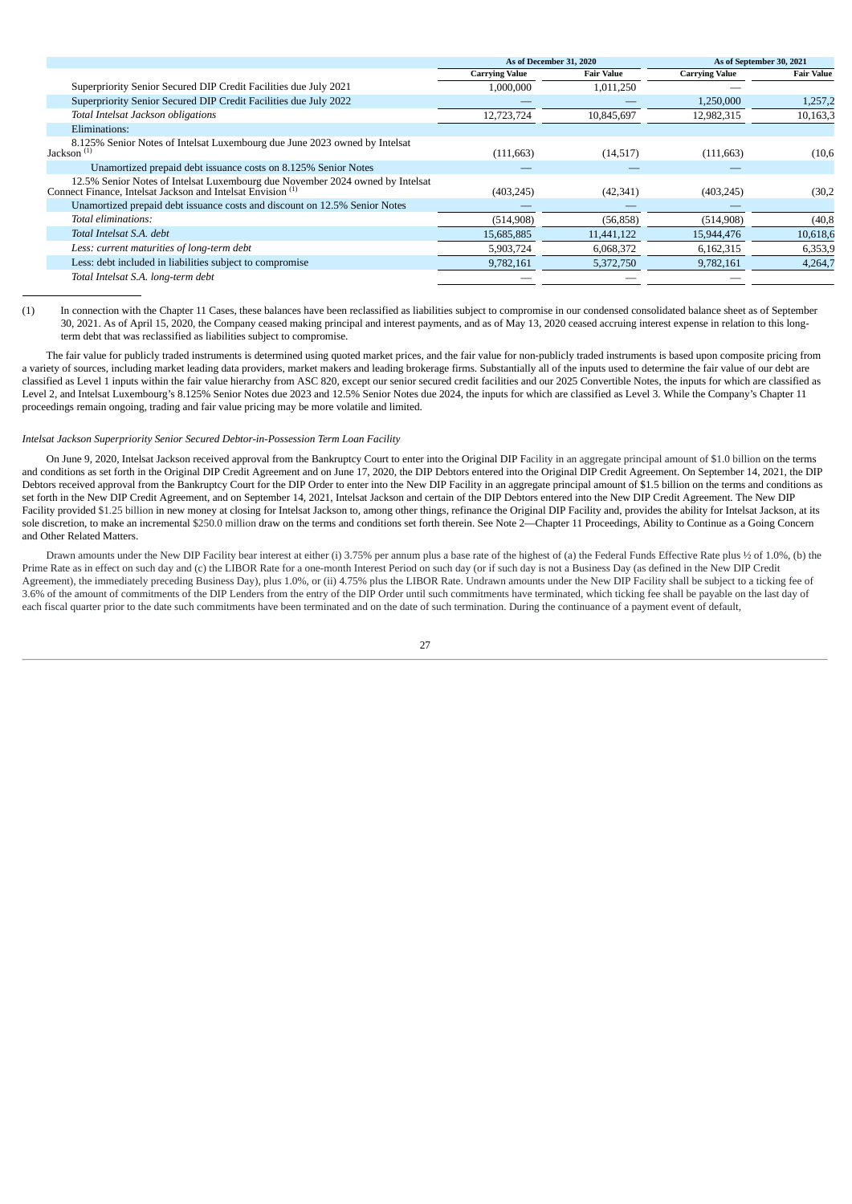| | As of December 31, 2020 | | As of September 30, 2021 | |
|---|---|---|---|---|
| | Carrying Value | Fair Value | Carrying Value | Fair Value |
| Superpriority Senior Secured DIP Credit Facilities due July 2021 | 1,000,000 | 1,011,250 | — | |
| Superpriority Senior Secured DIP Credit Facilities due July 2022 | — | — | 1,250,000 | 1,257,2 |
| *Total Intelsat Jackson obligations* | 12,723,724 | 10,845,697 | 12,982,315 | 10,163,3 |
| Eliminations: | | | | |
| 8.125% Senior Notes of Intelsat Luxembourg due June 2023 owned by Intelsat Jackson [(1)] | (111,663) | (14,517) | (111,663) | (10,6 |
| Unamortized prepaid debt issuance costs on 8.125% Senior Notes | — | — | — | |
| 12.5% Senior Notes of Intelsat Luxembourg due November 2024 owned by Intelsat Connect Finance, Intelsat Jackson and Intelsat Envision [(1)] | (403,245) | (42,341) | (403,245) | (30,2 |
| Unamortized prepaid debt issuance costs and discount on 12.5% Senior Notes | — | — | — | |
| *Total eliminations:* | (514,908) | (56,858) | (514,908) | (40,8 |
| *Total Intelsat S.A. debt* | 15,685,885 | 11,441,122 | 15,944,476 | 10,618,6 |
| *Less: current maturities of long-term debt* | 5,903,724 | 6,068,372 | 6,162,315 | 6,353,9 |
| Less: debt included in liabilities subject to compromise | 9,782,161 | 5,372,750 | 9,782,161 | 4,264,7 |
| *Total Intelsat S.A. long-term debt* | — | — | — | |

(1) In connection with the Chapter 11 Cases, these balances have been reclassified as liabilities subject to compromise in our condensed consolidated balance sheet as of September 30, 2021. As of April 15, 2020, the Company ceased making principal and interest payments, and as of May 13, 2020 ceased accruing interest expense in relation to this long-term debt that was reclassified as liabilities subject to compromise.

The fair value for publicly traded instruments is determined using quoted market prices, and the fair value for non-publicly traded instruments is based upon composite pricing from a variety of sources, including market leading data providers, market makers and leading brokerage firms. Substantially all of the inputs used to determine the fair value of our debt are classified as Level 1 inputs within the fair value hierarchy from ASC 820, except our senior secured credit facilities and our 2025 Convertible Notes, the inputs for which are classified as Level 2, and Intelsat Luxembourg's 8.125% Senior Notes due 2023 and 12.5% Senior Notes due 2024, the inputs for which are classified as Level 3. While the Company's Chapter 11 proceedings remain ongoing, trading and fair value pricing may be more volatile and limited.

*Intelsat Jackson Superpriority Senior Secured Debtor-in-Possession Term Loan Facility*

On June 9, 2020, Intelsat Jackson received approval from the Bankruptcy Court to enter into the Original DIP Facility in an aggregate principal amount of $1.0 billion on the terms and conditions as set forth in the Original DIP Credit Agreement and on June 17, 2020, the DIP Debtors entered into the Original DIP Credit Agreement. On September 14, 2021, the DIP Debtors received approval from the Bankruptcy Court for the DIP Order to enter into the New DIP Facility in an aggregate principal amount of $1.5 billion on the terms and conditions as set forth in the New DIP Credit Agreement, and on September 14, 2021, Intelsat Jackson and certain of the DIP Debtors entered into the New DIP Credit Agreement. The New DIP Facility provided $1.25 billion in new money at closing for Intelsat Jackson to, among other things, refinance the Original DIP Facility and, provides the ability for Intelsat Jackson, at its sole discretion, to make an incremental $250.0 million draw on the terms and conditions set forth therein. See Note 2—Chapter 11 Proceedings, Ability to Continue as a Going Concern and Other Related Matters.

Drawn amounts under the New DIP Facility bear interest at either (i) 3.75% per annum plus a base rate of the highest of (a) the Federal Funds Effective Rate plus ½ of 1.0%, (b) the Prime Rate as in effect on such day and (c) the LIBOR Rate for a one-month Interest Period on such day (or if such day is not a Business Day (as defined in the New DIP Credit Agreement), the immediately preceding Business Day), plus 1.0%, or (ii) 4.75% plus the LIBOR Rate. Undrawn amounts under the New DIP Facility shall be subject to a ticking fee of 3.6% of the amount of commitments of the DIP Lenders from the entry of the DIP Order until such commitments have terminated, which ticking fee shall be payable on the last day of each fiscal quarter prior to the date such commitments have been terminated and on the date of such termination. During the continuance of a payment event of default,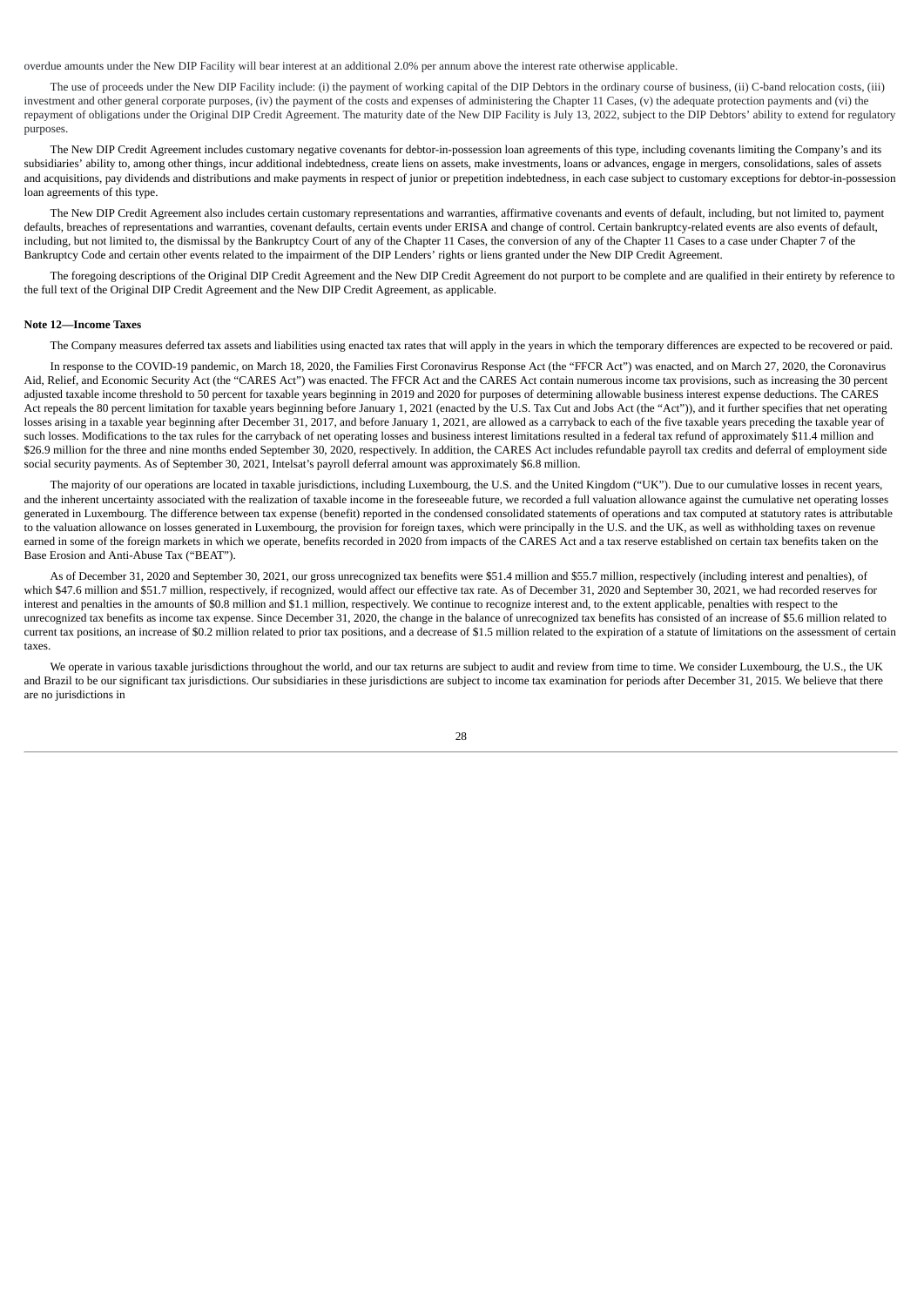overdue amounts under the New DIP Facility will bear interest at an additional 2.0% per annum above the interest rate otherwise applicable.

The use of proceeds under the New DIP Facility include: (i) the payment of working capital of the DIP Debtors in the ordinary course of business, (ii) C-band relocation costs, (iii) investment and other general corporate purposes, (iv) the payment of the costs and expenses of administering the Chapter 11 Cases, (v) the adequate protection payments and (vi) the repayment of obligations under the Original DIP Credit Agreement. The maturity date of the New DIP Facility is July 13, 2022, subject to the DIP Debtors' ability to extend for regulatory purposes.

The New DIP Credit Agreement includes customary negative covenants for debtor-in-possession loan agreements of this type, including covenants limiting the Company's and its subsidiaries' ability to, among other things, incur additional indebtedness, create liens on assets, make investments, loans or advances, engage in mergers, consolidations, sales of assets and acquisitions, pay dividends and distributions and make payments in respect of junior or prepetition indebtedness, in each case subject to customary exceptions for debtor-in-possession loan agreements of this type.

The New DIP Credit Agreement also includes certain customary representations and warranties, affirmative covenants and events of default, including, but not limited to, payment defaults, breaches of representations and warranties, covenant defaults, certain events under ERISA and change of control. Certain bankruptcy-related events are also events of default, including, but not limited to, the dismissal by the Bankruptcy Court of any of the Chapter 11 Cases, the conversion of any of the Chapter 11 Cases to a case under Chapter 7 of the Bankruptcy Code and certain other events related to the impairment of the DIP Lenders' rights or liens granted under the New DIP Credit Agreement.

The foregoing descriptions of the Original DIP Credit Agreement and the New DIP Credit Agreement do not purport to be complete and are qualified in their entirety by reference to the full text of the Original DIP Credit Agreement and the New DIP Credit Agreement, as applicable.

**Note 12—Income Taxes**

The Company measures deferred tax assets and liabilities using enacted tax rates that will apply in the years in which the temporary differences are expected to be recovered or paid.

In response to the COVID-19 pandemic, on March 18, 2020, the Families First Coronavirus Response Act (the "FFCR Act") was enacted, and on March 27, 2020, the Coronavirus Aid, Relief, and Economic Security Act (the "CARES Act") was enacted. The FFCR Act and the CARES Act contain numerous income tax provisions, such as increasing the 30 percent adjusted taxable income threshold to 50 percent for taxable years beginning in 2019 and 2020 for purposes of determining allowable business interest expense deductions. The CARES Act repeals the 80 percent limitation for taxable years beginning before January 1, 2021 (enacted by the U.S. Tax Cut and Jobs Act (the "Act")), and it further specifies that net operating losses arising in a taxable year beginning after December 31, 2017, and before January 1, 2021, are allowed as a carryback to each of the five taxable years preceding the taxable year of such losses. Modifications to the tax rules for the carryback of net operating losses and business interest limitations resulted in a federal tax refund of approximately $11.4 million and $26.9 million for the three and nine months ended September 30, 2020, respectively. In addition, the CARES Act includes refundable payroll tax credits and deferral of employment side social security payments. As of September 30, 2021, Intelsat's payroll deferral amount was approximately $6.8 million.

The majority of our operations are located in taxable jurisdictions, including Luxembourg, the U.S. and the United Kingdom ("UK"). Due to our cumulative losses in recent years, and the inherent uncertainty associated with the realization of taxable income in the foreseeable future, we recorded a full valuation allowance against the cumulative net operating losses generated in Luxembourg. The difference between tax expense (benefit) reported in the condensed consolidated statements of operations and tax computed at statutory rates is attributable to the valuation allowance on losses generated in Luxembourg, the provision for foreign taxes, which were principally in the U.S. and the UK, as well as withholding taxes on revenue earned in some of the foreign markets in which we operate, benefits recorded in 2020 from impacts of the CARES Act and a tax reserve established on certain tax benefits taken on the Base Erosion and Anti-Abuse Tax ("BEAT").

As of December 31, 2020 and September 30, 2021, our gross unrecognized tax benefits were $51.4 million and $55.7 million, respectively (including interest and penalties), of which $47.6 million and $51.7 million, respectively, if recognized, would affect our effective tax rate. As of December 31, 2020 and September 30, 2021, we had recorded reserves for interest and penalties in the amounts of $0.8 million and $1.1 million, respectively. We continue to recognize interest and, to the extent applicable, penalties with respect to the unrecognized tax benefits as income tax expense. Since December 31, 2020, the change in the balance of unrecognized tax benefits has consisted of an increase of $5.6 million related to current tax positions, an increase of $0.2 million related to prior tax positions, and a decrease of $1.5 million related to the expiration of a statute of limitations on the assessment of certain taxes.

We operate in various taxable jurisdictions throughout the world, and our tax returns are subject to audit and review from time to time. We consider Luxembourg, the U.S., the UK and Brazil to be our significant tax jurisdictions. Our subsidiaries in these jurisdictions are subject to income tax examination for periods after December 31, 2015. We believe that there are no jurisdictions in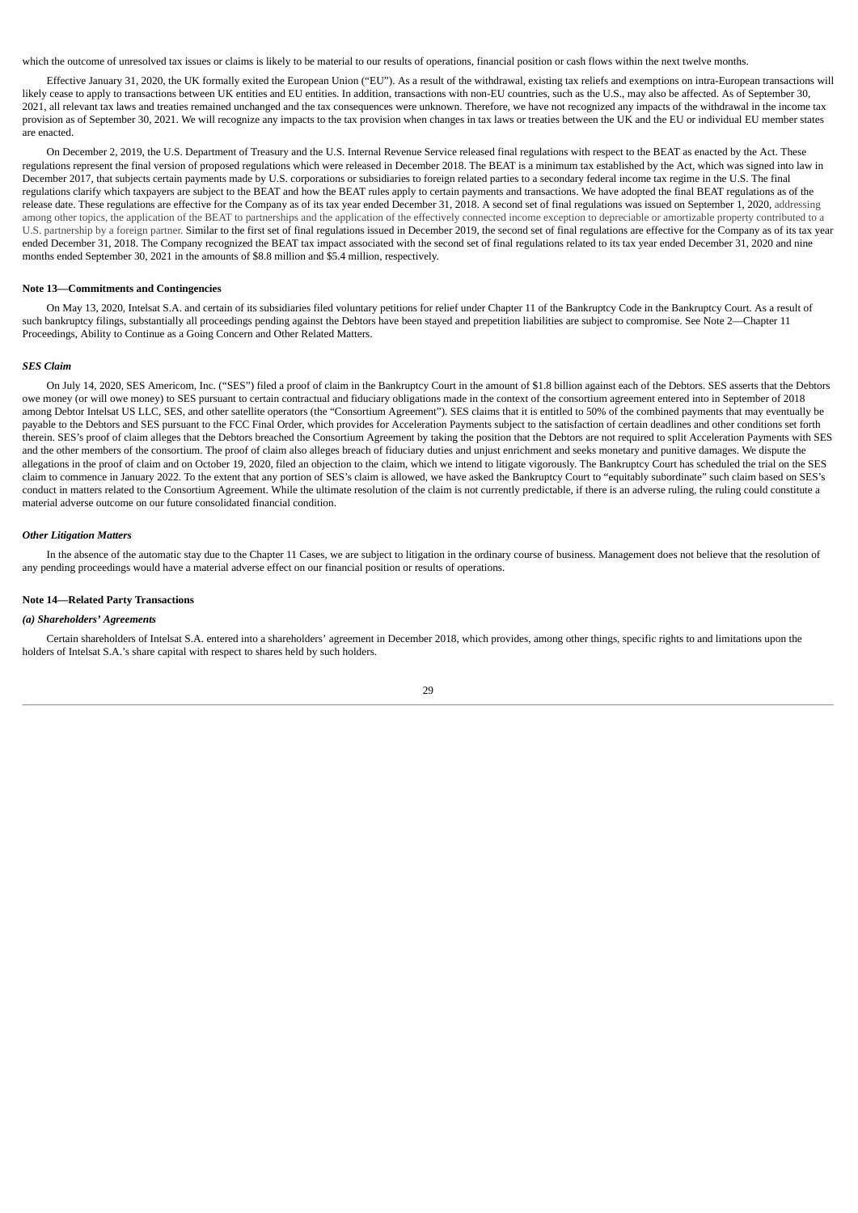which the outcome of unresolved tax issues or claims is likely to be material to our results of operations, financial position or cash flows within the next twelve months.

Effective January 31, 2020, the UK formally exited the European Union ("EU"). As a result of the withdrawal, existing tax reliefs and exemptions on intra-European transactions will likely cease to apply to transactions between UK entities and EU entities. In addition, transactions with non-EU countries, such as the U.S., may also be affected. As of September 30, 2021, all relevant tax laws and treaties remained unchanged and the tax consequences were unknown. Therefore, we have not recognized any impacts of the withdrawal in the income tax provision as of September 30, 2021. We will recognize any impacts to the tax provision when changes in tax laws or treaties between the UK and the EU or individual EU member states are enacted.

On December 2, 2019, the U.S. Department of Treasury and the U.S. Internal Revenue Service released final regulations with respect to the BEAT as enacted by the Act. These regulations represent the final version of proposed regulations which were released in December 2018. The BEAT is a minimum tax established by the Act, which was signed into law in December 2017, that subjects certain payments made by U.S. corporations or subsidiaries to foreign related parties to a secondary federal income tax regime in the U.S. The final regulations clarify which taxpayers are subject to the BEAT and how the BEAT rules apply to certain payments and transactions. We have adopted the final BEAT regulations as of the release date. These regulations are effective for the Company as of its tax year ended December 31, 2018. A second set of final regulations was issued on September 1, 2020, addressing among other topics, the application of the BEAT to partnerships and the application of the effectively connected income exception to depreciable or amortizable property contributed to a U.S. partnership by a foreign partner. Similar to the first set of final regulations issued in December 2019, the second set of final regulations are effective for the Company as of its tax year ended December 31, 2018. The Company recognized the BEAT tax impact associated with the second set of final regulations related to its tax year ended December 31, 2020 and nine months ended September 30, 2021 in the amounts of $8.8 million and $5.4 million, respectively.

**Note 13—Commitments and Contingencies**

On May 13, 2020, Intelsat S.A. and certain of its subsidiaries filed voluntary petitions for relief under Chapter 11 of the Bankruptcy Code in the Bankruptcy Court. As a result of such bankruptcy filings, substantially all proceedings pending against the Debtors have been stayed and prepetition liabilities are subject to compromise. See Note 2—Chapter 11 Proceedings, Ability to Continue as a Going Concern and Other Related Matters.

***SES Claim***

On July 14, 2020, SES Americom, Inc. ("SES") filed a proof of claim in the Bankruptcy Court in the amount of $1.8 billion against each of the Debtors. SES asserts that the Debtors owe money (or will owe money) to SES pursuant to certain contractual and fiduciary obligations made in the context of the consortium agreement entered into in September of 2018 among Debtor Intelsat US LLC, SES, and other satellite operators (the "Consortium Agreement"). SES claims that it is entitled to 50% of the combined payments that may eventually be payable to the Debtors and SES pursuant to the FCC Final Order, which provides for Acceleration Payments subject to the satisfaction of certain deadlines and other conditions set forth therein. SES's proof of claim alleges that the Debtors breached the Consortium Agreement by taking the position that the Debtors are not required to split Acceleration Payments with SES and the other members of the consortium. The proof of claim also alleges breach of fiduciary duties and unjust enrichment and seeks monetary and punitive damages. We dispute the allegations in the proof of claim and on October 19, 2020, filed an objection to the claim, which we intend to litigate vigorously. The Bankruptcy Court has scheduled the trial on the SES claim to commence in January 2022. To the extent that any portion of SES's claim is allowed, we have asked the Bankruptcy Court to "equitably subordinate" such claim based on SES's conduct in matters related to the Consortium Agreement. While the ultimate resolution of the claim is not currently predictable, if there is an adverse ruling, the ruling could constitute a material adverse outcome on our future consolidated financial condition.

***Other Litigation Matters***

In the absence of the automatic stay due to the Chapter 11 Cases, we are subject to litigation in the ordinary course of business. Management does not believe that the resolution of any pending proceedings would have a material adverse effect on our financial position or results of operations.

**Note 14—Related Party Transactions**

***(a) Shareholders' Agreements***

Certain shareholders of Intelsat S.A. entered into a shareholders' agreement in December 2018, which provides, among other things, specific rights to and limitations upon the holders of Intelsat S.A.'s share capital with respect to shares held by such holders.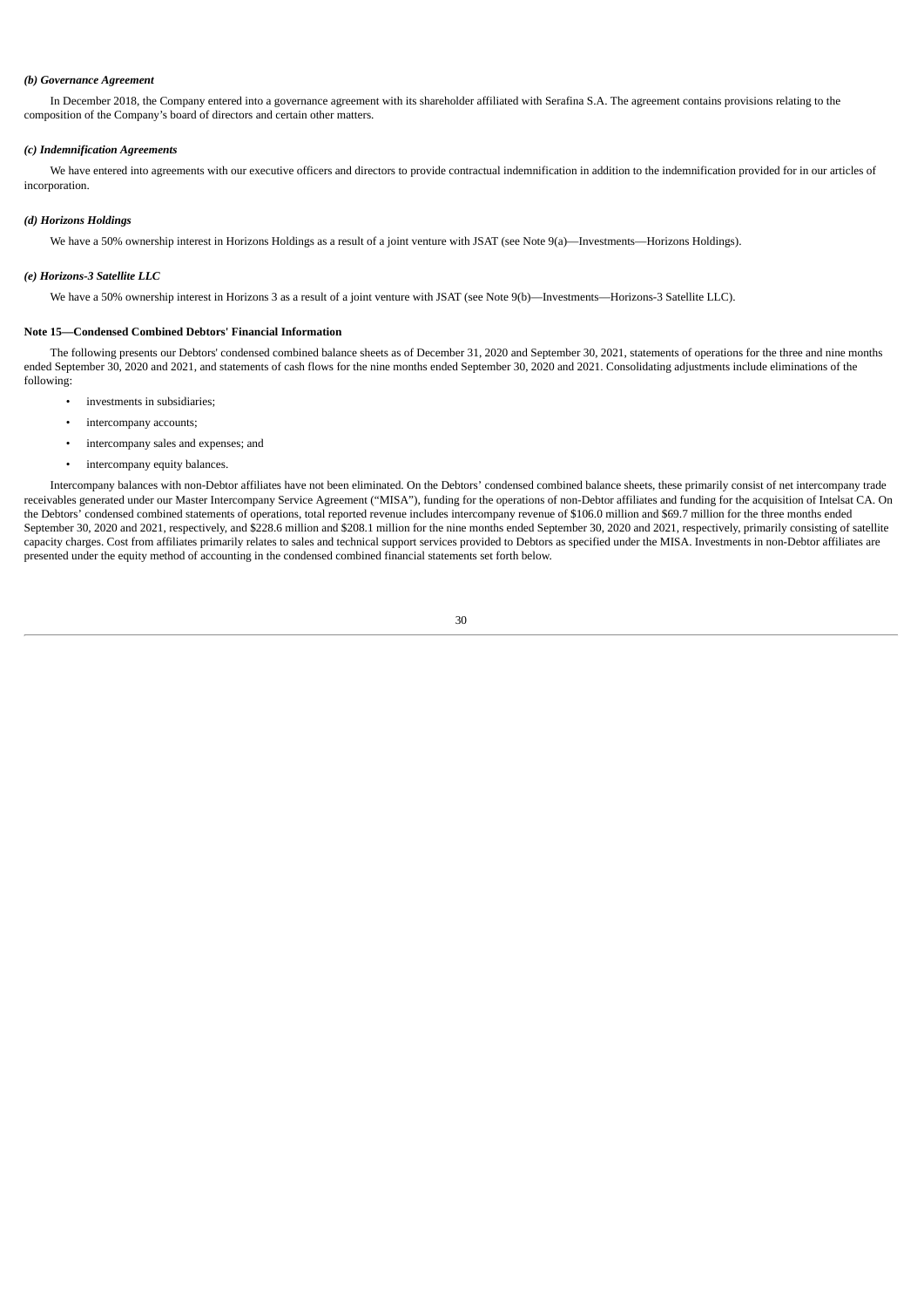***(b) Governance Agreement***

In December 2018, the Company entered into a governance agreement with its shareholder affiliated with Serafina S.A. The agreement contains provisions relating to the composition of the Company's board of directors and certain other matters.

***(c) Indemnification Agreements***

We have entered into agreements with our executive officers and directors to provide contractual indemnification in addition to the indemnification provided for in our articles of incorporation.

***(d) Horizons Holdings***

We have a 50% ownership interest in Horizons Holdings as a result of a joint venture with JSAT (see Note 9(a)—Investments—Horizons Holdings).

***(e) Horizons-3 Satellite LLC***

We have a 50% ownership interest in Horizons 3 as a result of a joint venture with JSAT (see Note 9(b)—Investments—Horizons-3 Satellite LLC).

**Note 15—Condensed Combined Debtors' Financial Information**

The following presents our Debtors' condensed combined balance sheets as of December 31, 2020 and September 30, 2021, statements of operations for the three and nine months ended September 30, 2020 and 2021, and statements of cash flows for the nine months ended September 30, 2020 and 2021. Consolidating adjustments include eliminations of the following:

- investments in subsidiaries;
- intercompany accounts;
- intercompany sales and expenses; and
- intercompany equity balances.

Intercompany balances with non-Debtor affiliates have not been eliminated. On the Debtors' condensed combined balance sheets, these primarily consist of net intercompany trade receivables generated under our Master Intercompany Service Agreement ("MISA"), funding for the operations of non-Debtor affiliates and funding for the acquisition of Intelsat CA. On the Debtors' condensed combined statements of operations, total reported revenue includes intercompany revenue of $106.0 million and $69.7 million for the three months ended September 30, 2020 and 2021, respectively, and $228.6 million and $208.1 million for the nine months ended September 30, 2020 and 2021, respectively, primarily consisting of satellite capacity charges. Cost from affiliates primarily relates to sales and technical support services provided to Debtors as specified under the MISA. Investments in non-Debtor affiliates are presented under the equity method of accounting in the condensed combined financial statements set forth below.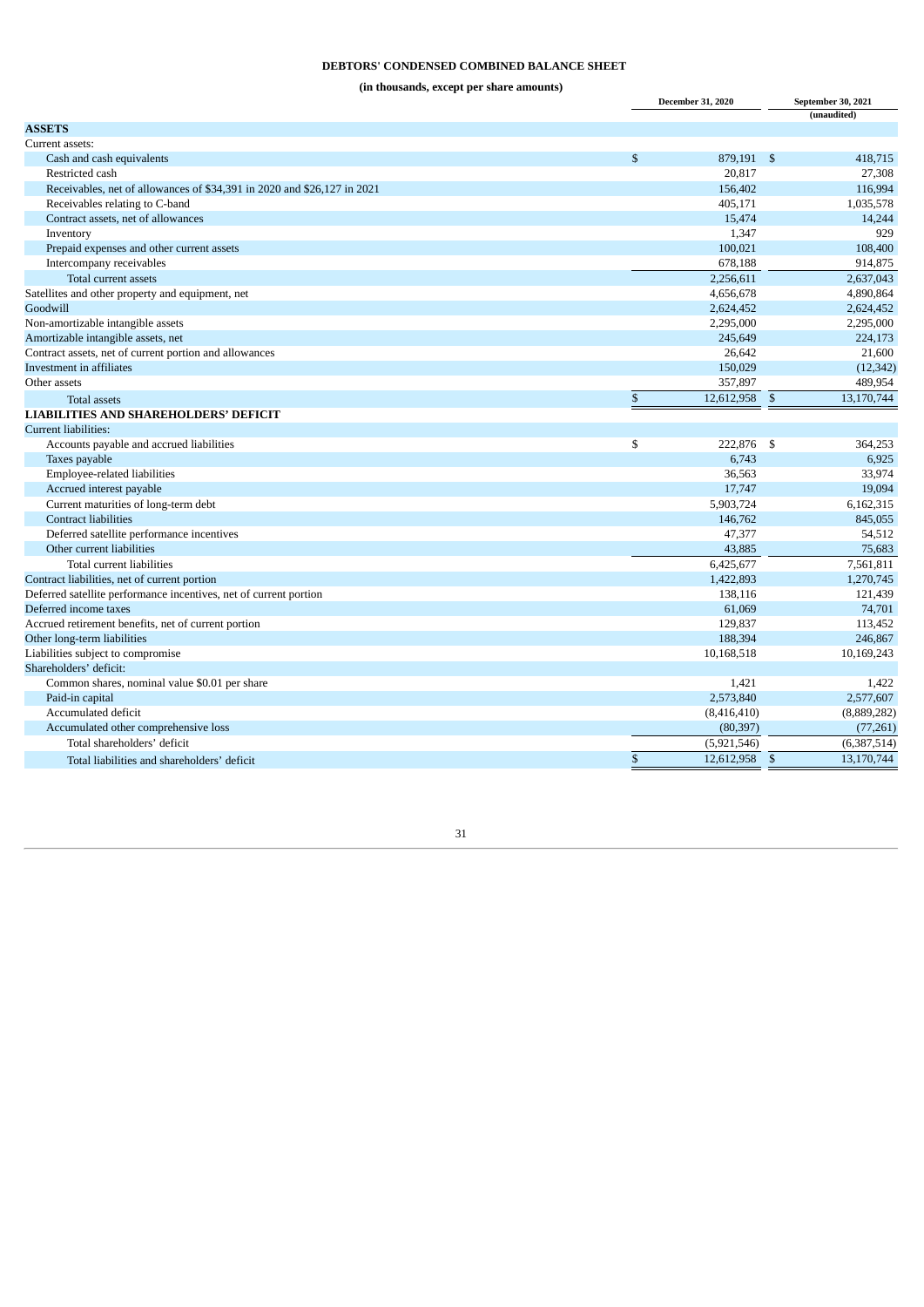**DEBTORS' CONDENSED COMBINED BALANCE SHEET**

**(in thousands, except per share amounts)**

| | December 31, 2020 | September 30, 2021 (unaudited) |
|---|---|---|
| **ASSETS** | | |
| Current assets: | | |
| Cash and cash equivalents | $ 879,191 | $ 418,715 |
| Restricted cash | 20,817 | 27,308 |
| Receivables, net of allowances of $34,391 in 2020 and $26,127 in 2021 | 156,402 | 116,994 |
| Receivables relating to C-band | 405,171 | 1,035,578 |
| Contract assets, net of allowances | 15,474 | 14,244 |
| Inventory | 1,347 | 929 |
| Prepaid expenses and other current assets | 100,021 | 108,400 |
| Intercompany receivables | 678,188 | 914,875 |
| Total current assets | 2,256,611 | 2,637,043 |
| Satellites and other property and equipment, net | 4,656,678 | 4,890,864 |
| Goodwill | 2,624,452 | 2,624,452 |
| Non-amortizable intangible assets | 2,295,000 | 2,295,000 |
| Amortizable intangible assets, net | 245,649 | 224,173 |
| Contract assets, net of current portion and allowances | 26,642 | 21,600 |
| Investment in affiliates | 150,029 | (12,342) |
| Other assets | 357,897 | 489,954 |
| Total assets | $ 12,612,958 | $ 13,170,744 |
| **LIABILITIES AND SHAREHOLDERS' DEFICIT** | | |
| Current liabilities: | | |
| Accounts payable and accrued liabilities | $ 222,876 | $ 364,253 |
| Taxes payable | 6,743 | 6,925 |
| Employee-related liabilities | 36,563 | 33,974 |
| Accrued interest payable | 17,747 | 19,094 |
| Current maturities of long-term debt | 5,903,724 | 6,162,315 |
| Contract liabilities | 146,762 | 845,055 |
| Deferred satellite performance incentives | 47,377 | 54,512 |
| Other current liabilities | 43,885 | 75,683 |
| Total current liabilities | 6,425,677 | 7,561,811 |
| Contract liabilities, net of current portion | 1,422,893 | 1,270,745 |
| Deferred satellite performance incentives, net of current portion | 138,116 | 121,439 |
| Deferred income taxes | 61,069 | 74,701 |
| Accrued retirement benefits, net of current portion | 129,837 | 113,452 |
| Other long-term liabilities | 188,394 | 246,867 |
| Liabilities subject to compromise | 10,168,518 | 10,169,243 |
| Shareholders' deficit: | | |
| Common shares, nominal value $0.01 per share | 1,421 | 1,422 |
| Paid-in capital | 2,573,840 | 2,577,607 |
| Accumulated deficit | (8,416,410) | (8,889,282) |
| Accumulated other comprehensive loss | (80,397) | (77,261) |
| Total shareholders' deficit | (5,921,546) | (6,387,514) |
| Total liabilities and shareholders' deficit | $ 12,612,958 | $ 13,170,744 |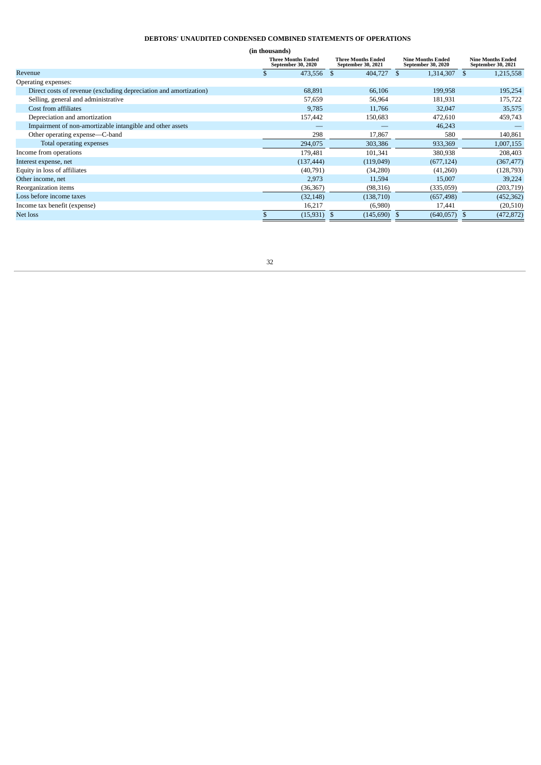**DEBTORS' UNAUDITED CONDENSED COMBINED STATEMENTS OF OPERATIONS**

**(in thousands)**

| | Three Months Ended September 30, 2020 | Three Months Ended September 30, 2021 | Nine Months Ended September 30, 2020 | Nine Months Ended September 30, 2021 |
|---|---|---|---|---|
| Revenue | $ 473,556 | $ 404,727 | $ 1,314,307 | $ 1,215,558 |
| Operating expenses: | | | | |
| Direct costs of revenue (excluding depreciation and amortization) | 68,891 | 66,106 | 199,958 | 195,254 |
| Selling, general and administrative | 57,659 | 56,964 | 181,931 | 175,722 |
| Cost from affiliates | 9,785 | 11,766 | 32,047 | 35,575 |
| Depreciation and amortization | 157,442 | 150,683 | 472,610 | 459,743 |
| Impairment of non-amortizable intangible and other assets | — | — | 46,243 | — |
| Other operating expense—C-band | 298 | 17,867 | 580 | 140,861 |
| Total operating expenses | 294,075 | 303,386 | 933,369 | 1,007,155 |
| Income from operations | 179,481 | 101,341 | 380,938 | 208,403 |
| Interest expense, net | (137,444) | (119,049) | (677,124) | (367,477) |
| Equity in loss of affiliates | (40,791) | (34,280) | (41,260) | (128,793) |
| Other income, net | 2,973 | 11,594 | 15,007 | 39,224 |
| Reorganization items | (36,367) | (98,316) | (335,059) | (203,719) |
| Loss before income taxes | (32,148) | (138,710) | (657,498) | (452,362) |
| Income tax benefit (expense) | 16,217 | (6,980) | 17,441 | (20,510) |
| Net loss | $ (15,931) | $ (145,690) | $ (640,057) | $ (472,872) |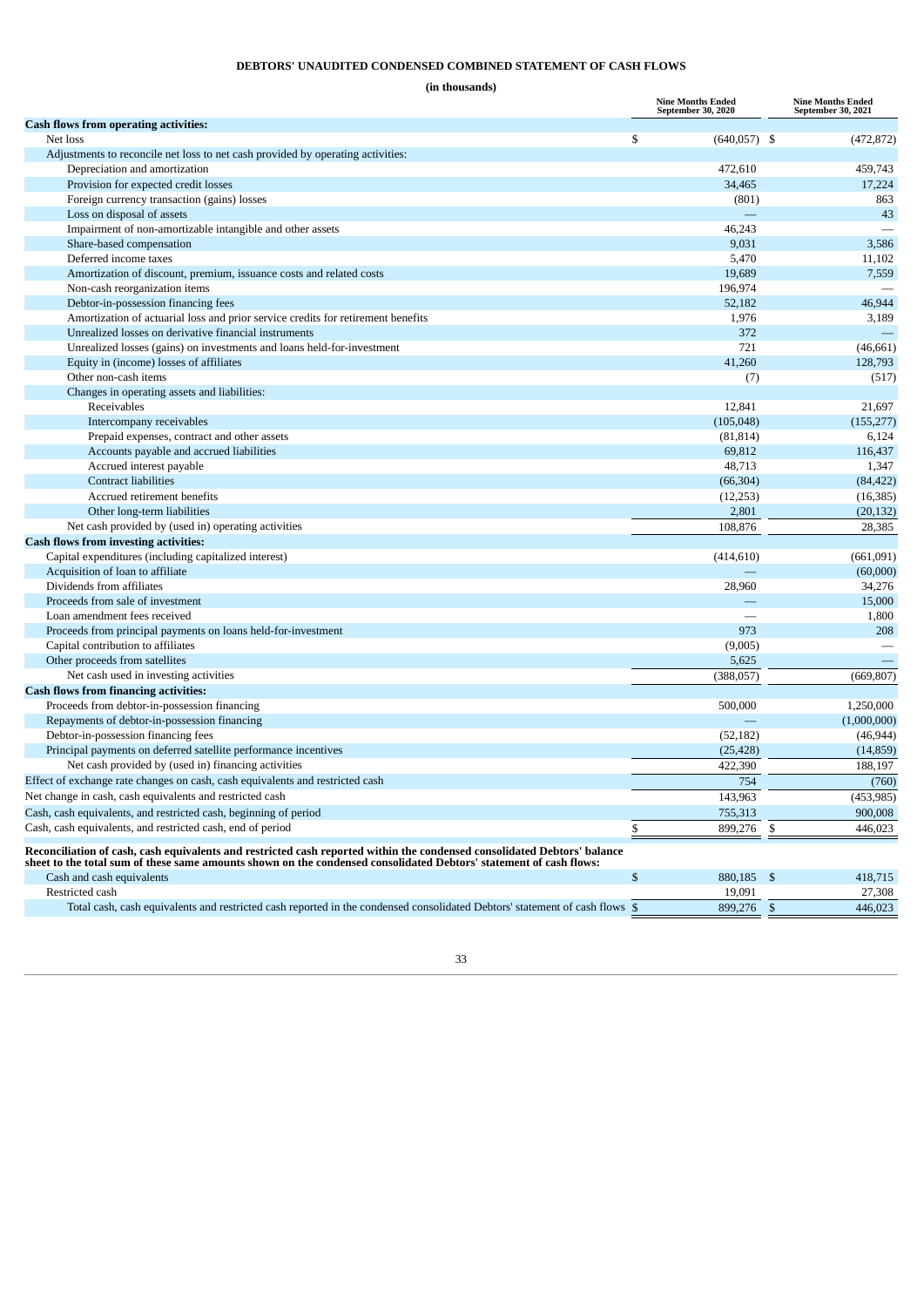**DEBTORS' UNAUDITED CONDENSED COMBINED STATEMENT OF CASH FLOWS**

**(in thousands)**

| | Nine Months Ended September 30, 2020 | Nine Months Ended September 30, 2021 |
|---|---|---|
| **Cash flows from operating activities:** | | |
| Net loss | $ (640,057) | $ (472,872) |
| Adjustments to reconcile net loss to net cash provided by operating activities: | | |
| Depreciation and amortization | 472,610 | 459,743 |
| Provision for expected credit losses | 34,465 | 17,224 |
| Foreign currency transaction (gains) losses | (801) | 863 |
| Loss on disposal of assets | — | 43 |
| Impairment of non-amortizable intangible and other assets | 46,243 | — |
| Share-based compensation | 9,031 | 3,586 |
| Deferred income taxes | 5,470 | 11,102 |
| Amortization of discount, premium, issuance costs and related costs | 19,689 | 7,559 |
| Non-cash reorganization items | 196,974 | — |
| Debtor-in-possession financing fees | 52,182 | 46,944 |
| Amortization of actuarial loss and prior service credits for retirement benefits | 1,976 | 3,189 |
| Unrealized losses on derivative financial instruments | 372 | — |
| Unrealized losses (gains) on investments and loans held-for-investment | 721 | (46,661) |
| Equity in (income) losses of affiliates | 41,260 | 128,793 |
| Other non-cash items | (7) | (517) |
| Changes in operating assets and liabilities: | | |
| Receivables | 12,841 | 21,697 |
| Intercompany receivables | (105,048) | (155,277) |
| Prepaid expenses, contract and other assets | (81,814) | 6,124 |
| Accounts payable and accrued liabilities | 69,812 | 116,437 |
| Accrued interest payable | 48,713 | 1,347 |
| Contract liabilities | (66,304) | (84,422) |
| Accrued retirement benefits | (12,253) | (16,385) |
| Other long-term liabilities | 2,801 | (20,132) |
| Net cash provided by (used in) operating activities | 108,876 | 28,385 |
| **Cash flows from investing activities:** | | |
| Capital expenditures (including capitalized interest) | (414,610) | (661,091) |
| Acquisition of loan to affiliate | — | (60,000) |
| Dividends from affiliates | 28,960 | 34,276 |
| Proceeds from sale of investment | — | 15,000 |
| Loan amendment fees received | — | 1,800 |
| Proceeds from principal payments on loans held-for-investment | 973 | 208 |
| Capital contribution to affiliates | (9,005) | — |
| Other proceeds from satellites | 5,625 | — |
| Net cash used in investing activities | (388,057) | (669,807) |
| **Cash flows from financing activities:** | | |
| Proceeds from debtor-in-possession financing | 500,000 | 1,250,000 |
| Repayments of debtor-in-possession financing | — | (1,000,000) |
| Debtor-in-possession financing fees | (52,182) | (46,944) |
| Principal payments on deferred satellite performance incentives | (25,428) | (14,859) |
| Net cash provided by (used in) financing activities | 422,390 | 188,197 |
| Effect of exchange rate changes on cash, cash equivalents and restricted cash | 754 | (760) |
| Net change in cash, cash equivalents and restricted cash | 143,963 | (453,985) |
| Cash, cash equivalents, and restricted cash, beginning of period | 755,313 | 900,008 |
| Cash, cash equivalents, and restricted cash, end of period | $ 899,276 | $ 446,023 |
| **Reconciliation of cash, cash equivalents and restricted cash reported within the condensed consolidated Debtors' balance sheet to the total sum of these same amounts shown on the condensed consolidated Debtors' statement of cash flows:** | | |
| Cash and cash equivalents | $ 880,185 | $ 418,715 |
| Restricted cash | 19,091 | 27,308 |
| Total cash, cash equivalents and restricted cash reported in the condensed consolidated Debtors' statement of cash flows | $ 899,276 | $ 446,023 |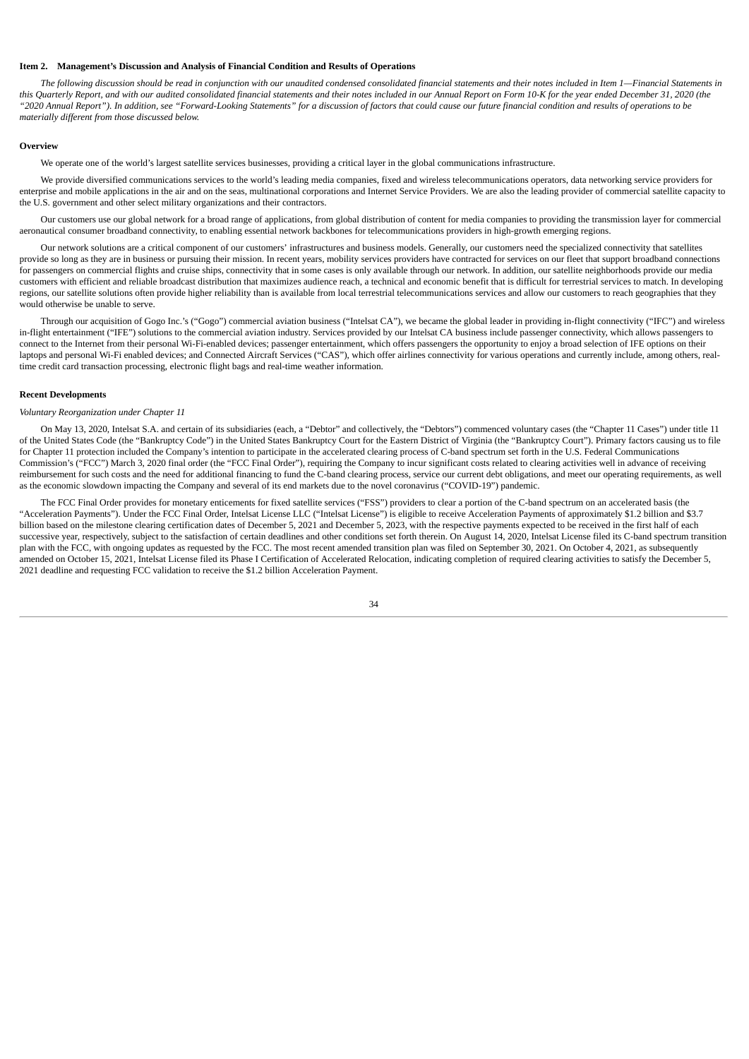## Item 2. Management's Discussion and Analysis of Financial Condition and Results of Operations

*The following discussion should be read in conjunction with our unaudited condensed consolidated financial statements and their notes included in Item 1—Financial Statements in this Quarterly Report, and with our audited consolidated financial statements and their notes included in our Annual Report on Form 10-K for the year ended December 31, 2020 (the "2020 Annual Report"). In addition, see "Forward-Looking Statements" for a discussion of factors that could cause our future financial condition and results of operations to be materially different from those discussed below.*

### Overview

We operate one of the world's largest satellite services businesses, providing a critical layer in the global communications infrastructure.

We provide diversified communications services to the world's leading media companies, fixed and wireless telecommunications operators, data networking service providers for enterprise and mobile applications in the air and on the seas, multinational corporations and Internet Service Providers. We are also the leading provider of commercial satellite capacity to the U.S. government and other select military organizations and their contractors.

Our customers use our global network for a broad range of applications, from global distribution of content for media companies to providing the transmission layer for commercial aeronautical consumer broadband connectivity, to enabling essential network backbones for telecommunications providers in high-growth emerging regions.

Our network solutions are a critical component of our customers' infrastructures and business models. Generally, our customers need the specialized connectivity that satellites provide so long as they are in business or pursuing their mission. In recent years, mobility services providers have contracted for services on our fleet that support broadband connections for passengers on commercial flights and cruise ships, connectivity that in some cases is only available through our network. In addition, our satellite neighborhoods provide our media customers with efficient and reliable broadcast distribution that maximizes audience reach, a technical and economic benefit that is difficult for terrestrial services to match. In developing regions, our satellite solutions often provide higher reliability than is available from local terrestrial telecommunications services and allow our customers to reach geographies that they would otherwise be unable to serve.

Through our acquisition of Gogo Inc.'s ("Gogo") commercial aviation business ("Intelsat CA"), we became the global leader in providing in-flight connectivity ("IFC") and wireless in-flight entertainment ("IFE") solutions to the commercial aviation industry. Services provided by our Intelsat CA business include passenger connectivity, which allows passengers to connect to the Internet from their personal Wi-Fi-enabled devices; passenger entertainment, which offers passengers the opportunity to enjoy a broad selection of IFE options on their laptops and personal Wi-Fi enabled devices; and Connected Aircraft Services ("CAS"), which offer airlines connectivity for various operations and currently include, among others, real-time credit card transaction processing, electronic flight bags and real-time weather information.

### Recent Developments

*Voluntary Reorganization under Chapter 11*

On May 13, 2020, Intelsat S.A. and certain of its subsidiaries (each, a "Debtor" and collectively, the "Debtors") commenced voluntary cases (the "Chapter 11 Cases") under title 11 of the United States Code (the "Bankruptcy Code") in the United States Bankruptcy Court for the Eastern District of Virginia (the "Bankruptcy Court"). Primary factors causing us to file for Chapter 11 protection included the Company's intention to participate in the accelerated clearing process of C-band spectrum set forth in the U.S. Federal Communications Commission's ("FCC") March 3, 2020 final order (the "FCC Final Order"), requiring the Company to incur significant costs related to clearing activities well in advance of receiving reimbursement for such costs and the need for additional financing to fund the C-band clearing process, service our current debt obligations, and meet our operating requirements, as well as the economic slowdown impacting the Company and several of its end markets due to the novel coronavirus ("COVID-19") pandemic.

The FCC Final Order provides for monetary enticements for fixed satellite services ("FSS") providers to clear a portion of the C-band spectrum on an accelerated basis (the "Acceleration Payments"). Under the FCC Final Order, Intelsat License LLC ("Intelsat License") is eligible to receive Acceleration Payments of approximately $1.2 billion and $3.7 billion based on the milestone clearing certification dates of December 5, 2021 and December 5, 2023, with the respective payments expected to be received in the first half of each successive year, respectively, subject to the satisfaction of certain deadlines and other conditions set forth therein. On August 14, 2020, Intelsat License filed its C-band spectrum transition plan with the FCC, with ongoing updates as requested by the FCC. The most recent amended transition plan was filed on September 30, 2021. On October 4, 2021, as subsequently amended on October 15, 2021, Intelsat License filed its Phase I Certification of Accelerated Relocation, indicating completion of required clearing activities to satisfy the December 5, 2021 deadline and requesting FCC validation to receive the $1.2 billion Acceleration Payment.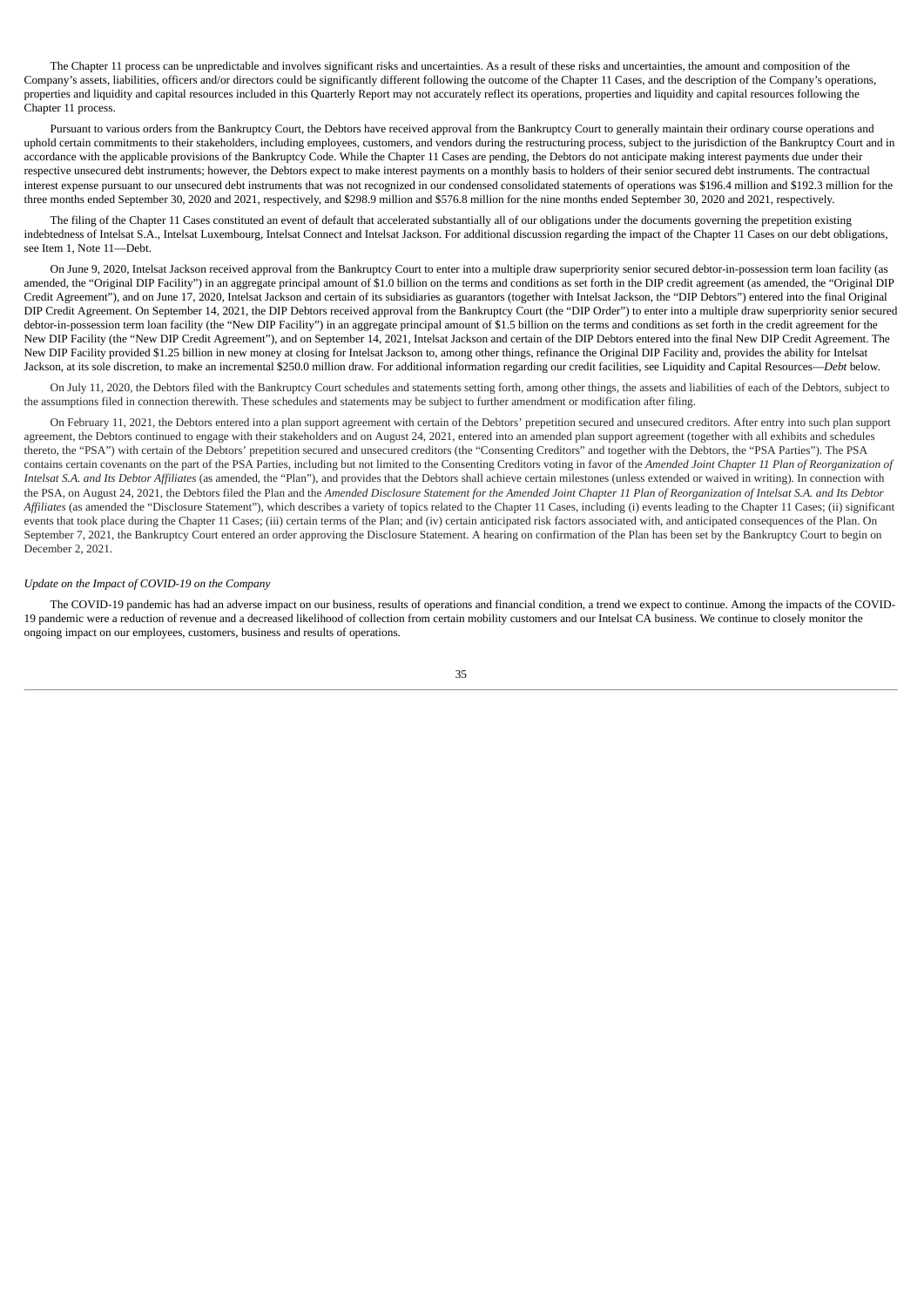The Chapter 11 process can be unpredictable and involves significant risks and uncertainties. As a result of these risks and uncertainties, the amount and composition of the Company's assets, liabilities, officers and/or directors could be significantly different following the outcome of the Chapter 11 Cases, and the description of the Company's operations, properties and liquidity and capital resources included in this Quarterly Report may not accurately reflect its operations, properties and liquidity and capital resources following the Chapter 11 process.

Pursuant to various orders from the Bankruptcy Court, the Debtors have received approval from the Bankruptcy Court to generally maintain their ordinary course operations and uphold certain commitments to their stakeholders, including employees, customers, and vendors during the restructuring process, subject to the jurisdiction of the Bankruptcy Court and in accordance with the applicable provisions of the Bankruptcy Code. While the Chapter 11 Cases are pending, the Debtors do not anticipate making interest payments due under their respective unsecured debt instruments; however, the Debtors expect to make interest payments on a monthly basis to holders of their senior secured debt instruments. The contractual interest expense pursuant to our unsecured debt instruments that was not recognized in our condensed consolidated statements of operations was $196.4 million and $192.3 million for the three months ended September 30, 2020 and 2021, respectively, and $298.9 million and $576.8 million for the nine months ended September 30, 2020 and 2021, respectively.

The filing of the Chapter 11 Cases constituted an event of default that accelerated substantially all of our obligations under the documents governing the prepetition existing indebtedness of Intelsat S.A., Intelsat Luxembourg, Intelsat Connect and Intelsat Jackson. For additional discussion regarding the impact of the Chapter 11 Cases on our debt obligations, see Item 1, Note 11—Debt.

On June 9, 2020, Intelsat Jackson received approval from the Bankruptcy Court to enter into a multiple draw superpriority senior secured debtor-in-possession term loan facility (as amended, the "Original DIP Facility") in an aggregate principal amount of $1.0 billion on the terms and conditions as set forth in the DIP credit agreement (as amended, the "Original DIP Credit Agreement"), and on June 17, 2020, Intelsat Jackson and certain of its subsidiaries as guarantors (together with Intelsat Jackson, the "DIP Debtors") entered into the final Original DIP Credit Agreement. On September 14, 2021, the DIP Debtors received approval from the Bankruptcy Court (the "DIP Order") to enter into a multiple draw superpriority senior secured debtor-in-possession term loan facility (the "New DIP Facility") in an aggregate principal amount of $1.5 billion on the terms and conditions as set forth in the credit agreement for the New DIP Facility (the "New DIP Credit Agreement"), and on September 14, 2021, Intelsat Jackson and certain of the DIP Debtors entered into the final New DIP Credit Agreement. The New DIP Facility provided $1.25 billion in new money at closing for Intelsat Jackson to, among other things, refinance the Original DIP Facility and, provides the ability for Intelsat Jackson, at its sole discretion, to make an incremental $250.0 million draw. For additional information regarding our credit facilities, see Liquidity and Capital Resources—*Debt* below.

On July 11, 2020, the Debtors filed with the Bankruptcy Court schedules and statements setting forth, among other things, the assets and liabilities of each of the Debtors, subject to the assumptions filed in connection therewith. These schedules and statements may be subject to further amendment or modification after filing.

On February 11, 2021, the Debtors entered into a plan support agreement with certain of the Debtors' prepetition secured and unsecured creditors. After entry into such plan support agreement, the Debtors continued to engage with their stakeholders and on August 24, 2021, entered into an amended plan support agreement (together with all exhibits and schedules thereto, the "PSA") with certain of the Debtors' prepetition secured and unsecured creditors (the "Consenting Creditors" and together with the Debtors, the "PSA Parties"). The PSA contains certain covenants on the part of the PSA Parties, including but not limited to the Consenting Creditors voting in favor of the *Amended Joint Chapter 11 Plan of Reorganization of Intelsat S.A. and Its Debtor Affiliates* (as amended, the "Plan"), and provides that the Debtors shall achieve certain milestones (unless extended or waived in writing). In connection with the PSA, on August 24, 2021, the Debtors filed the Plan and the *Amended Disclosure Statement for the Amended Joint Chapter 11 Plan of Reorganization of Intelsat S.A. and Its Debtor Affiliates* (as amended the "Disclosure Statement"), which describes a variety of topics related to the Chapter 11 Cases, including (i) events leading to the Chapter 11 Cases; (ii) significant events that took place during the Chapter 11 Cases; (iii) certain terms of the Plan; and (iv) certain anticipated risk factors associated with, and anticipated consequences of the Plan. On September 7, 2021, the Bankruptcy Court entered an order approving the Disclosure Statement. A hearing on confirmation of the Plan has been set by the Bankruptcy Court to begin on December 2, 2021.

*Update on the Impact of COVID-19 on the Company*

The COVID-19 pandemic has had an adverse impact on our business, results of operations and financial condition, a trend we expect to continue. Among the impacts of the COVID-19 pandemic were a reduction of revenue and a decreased likelihood of collection from certain mobility customers and our Intelsat CA business. We continue to closely monitor the ongoing impact on our employees, customers, business and results of operations.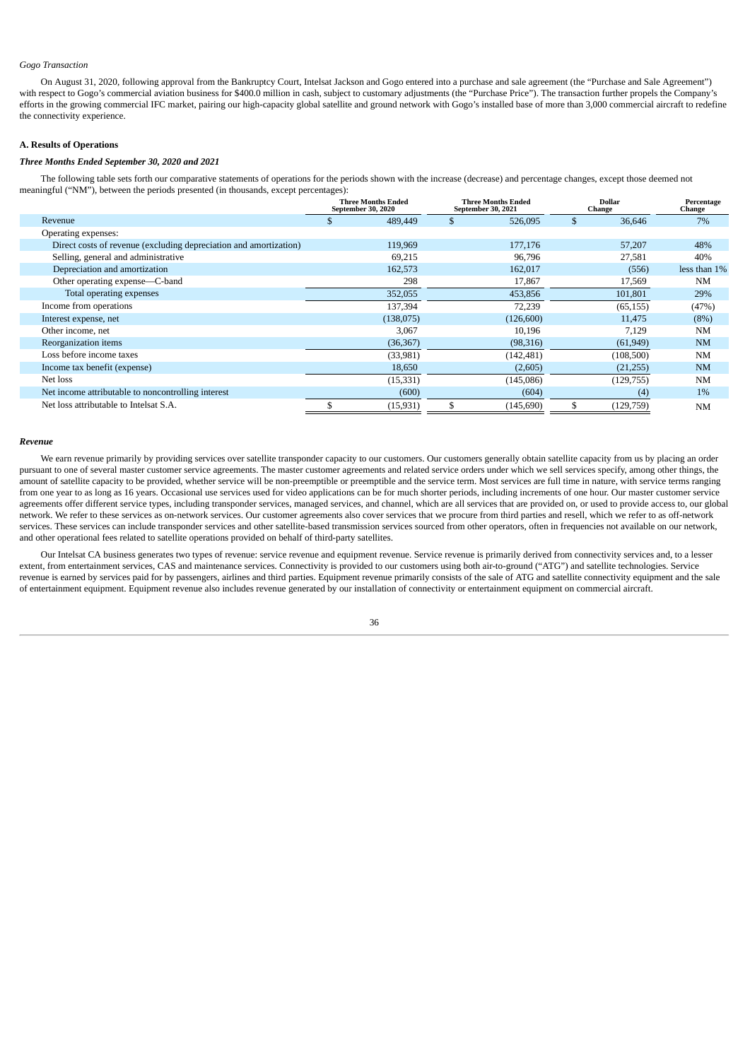*Gogo Transaction*

On August 31, 2020, following approval from the Bankruptcy Court, Intelsat Jackson and Gogo entered into a purchase and sale agreement (the "Purchase and Sale Agreement") with respect to Gogo's commercial aviation business for $400.0 million in cash, subject to customary adjustments (the "Purchase Price"). The transaction further propels the Company's efforts in the growing commercial IFC market, pairing our high-capacity global satellite and ground network with Gogo's installed base of more than 3,000 commercial aircraft to redefine the connectivity experience.

**A. Results of Operations**

***Three Months Ended September 30, 2020 and 2021***

The following table sets forth our comparative statements of operations for the periods shown with the increase (decrease) and percentage changes, except those deemed not meaningful ("NM"), between the periods presented (in thousands, except percentages):

| | Three Months Ended September 30, 2020 | Three Months Ended September 30, 2021 | Dollar Change | Percentage Change |
|---|---|---|---|---|
| Revenue | $ 489,449 | $ 526,095 | $ 36,646 | 7% |
| Operating expenses: | | | | |
| Direct costs of revenue (excluding depreciation and amortization) | 119,969 | 177,176 | 57,207 | 48% |
| Selling, general and administrative | 69,215 | 96,796 | 27,581 | 40% |
| Depreciation and amortization | 162,573 | 162,017 | (556) | less than 1% |
| Other operating expense—C-band | 298 | 17,867 | 17,569 | NM |
| Total operating expenses | 352,055 | 453,856 | 101,801 | 29% |
| Income from operations | 137,394 | 72,239 | (65,155) | (47%) |
| Interest expense, net | (138,075) | (126,600) | 11,475 | (8%) |
| Other income, net | 3,067 | 10,196 | 7,129 | NM |
| Reorganization items | (36,367) | (98,316) | (61,949) | NM |
| Loss before income taxes | (33,981) | (142,481) | (108,500) | NM |
| Income tax benefit (expense) | 18,650 | (2,605) | (21,255) | NM |
| Net loss | (15,331) | (145,086) | (129,755) | NM |
| Net income attributable to noncontrolling interest | (600) | (604) | (4) | 1% |
| Net loss attributable to Intelsat S.A. | $ (15,931) | $ (145,690) | $ (129,759) | NM |

***Revenue***

We earn revenue primarily by providing services over satellite transponder capacity to our customers. Our customers generally obtain satellite capacity from us by placing an order pursuant to one of several master customer service agreements. The master customer agreements and related service orders under which we sell services specify, among other things, the amount of satellite capacity to be provided, whether service will be non-preemptible or preemptible and the service term. Most services are full time in nature, with service terms ranging from one year to as long as 16 years. Occasional use services used for video applications can be for much shorter periods, including increments of one hour. Our master customer service agreements offer different service types, including transponder services, managed services, and channel, which are all services that are provided on, or used to provide access to, our global network. We refer to these services as on-network services. Our customer agreements also cover services that we procure from third parties and resell, which we refer to as off-network services. These services can include transponder services and other satellite-based transmission services sourced from other operators, often in frequencies not available on our network, and other operational fees related to satellite operations provided on behalf of third-party satellites.

Our Intelsat CA business generates two types of revenue: service revenue and equipment revenue. Service revenue is primarily derived from connectivity services and, to a lesser extent, from entertainment services, CAS and maintenance services. Connectivity is provided to our customers using both air-to-ground ("ATG") and satellite technologies. Service revenue is earned by services paid for by passengers, airlines and third parties. Equipment revenue primarily consists of the sale of ATG and satellite connectivity equipment and the sale of entertainment equipment. Equipment revenue also includes revenue generated by our installation of connectivity or entertainment equipment on commercial aircraft.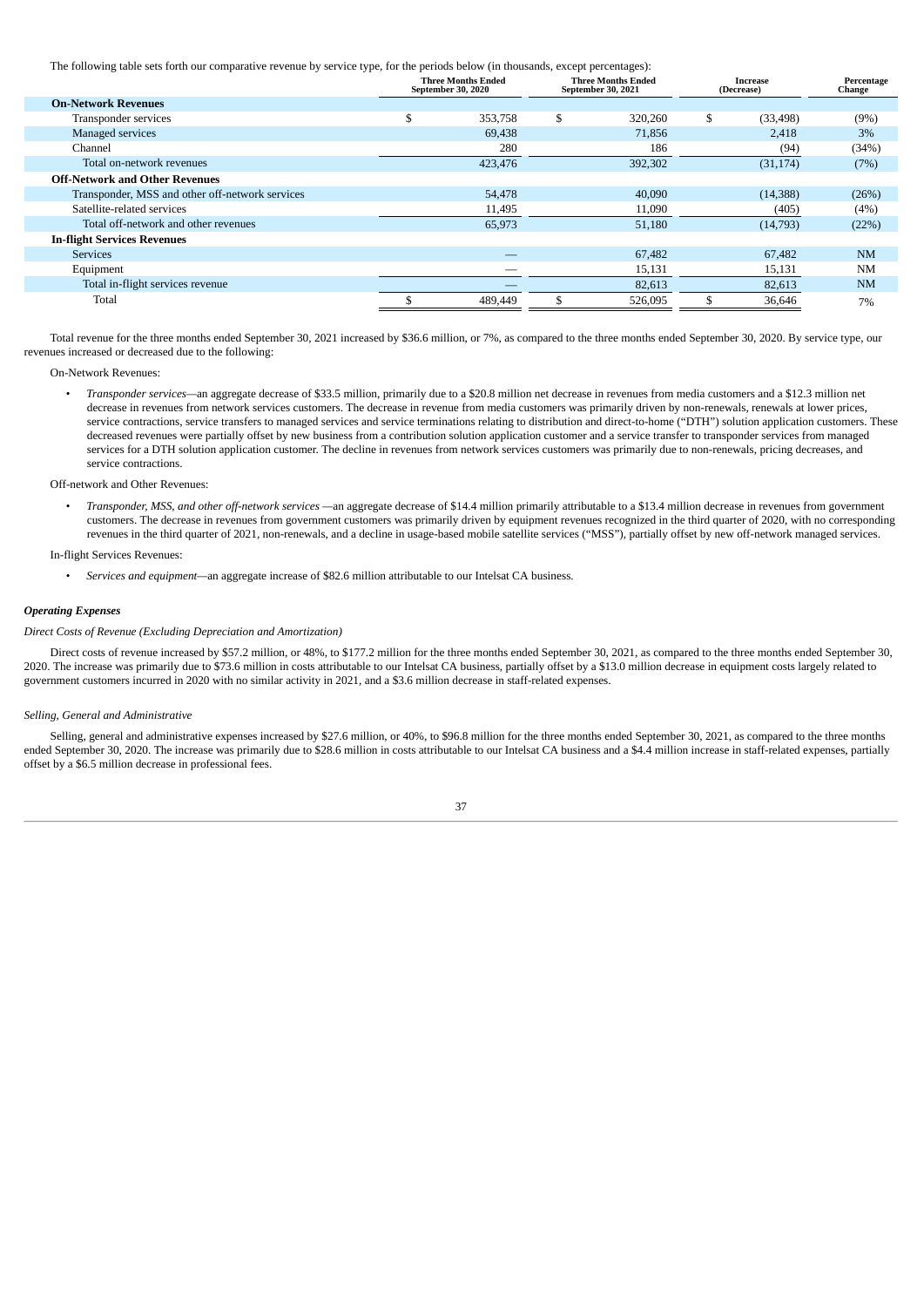The following table sets forth our comparative revenue by service type, for the periods below (in thousands, except percentages):

| | Three Months Ended September 30, 2020 | Three Months Ended September 30, 2021 | Increase (Decrease) | Percentage Change |
|---|---|---|---|---|
| **On-Network Revenues** | | | | |
| Transponder services | $ 353,758 | $ 320,260 | $ (33,498) | (9%) |
| Managed services | 69,438 | 71,856 | 2,418 | 3% |
| Channel | 280 | 186 | (94) | (34%) |
| Total on-network revenues | 423,476 | 392,302 | (31,174) | (7%) |
| **Off-Network and Other Revenues** | | | | |
| Transponder, MSS and other off-network services | 54,478 | 40,090 | (14,388) | (26%) |
| Satellite-related services | 11,495 | 11,090 | (405) | (4%) |
| Total off-network and other revenues | 65,973 | 51,180 | (14,793) | (22%) |
| **In-flight Services Revenues** | | | | |
| Services | — | 67,482 | 67,482 | NM |
| Equipment | — | 15,131 | 15,131 | NM |
| Total in-flight services revenue | — | 82,613 | 82,613 | NM |
| Total | $ 489,449 | $ 526,095 | $ 36,646 | 7% |

Total revenue for the three months ended September 30, 2021 increased by $36.6 million, or 7%, as compared to the three months ended September 30, 2020. By service type, our revenues increased or decreased due to the following:

On-Network Revenues:

- *Transponder services*—an aggregate decrease of $33.5 million, primarily due to a $20.8 million net decrease in revenues from media customers and a $12.3 million net decrease in revenues from network services customers. The decrease in revenue from media customers was primarily driven by non-renewals, renewals at lower prices, service contractions, service transfers to managed services and service terminations relating to distribution and direct-to-home ("DTH") solution application customers. These decreased revenues were partially offset by new business from a contribution solution application customer and a service transfer to transponder services from managed services for a DTH solution application customer. The decline in revenues from network services customers was primarily due to non-renewals, pricing decreases, and service contractions.

Off-network and Other Revenues:

- *Transponder, MSS, and other off-network services* —an aggregate decrease of $14.4 million primarily attributable to a $13.4 million decrease in revenues from government customers. The decrease in revenues from government customers was primarily driven by equipment revenues recognized in the third quarter of 2020, with no corresponding revenues in the third quarter of 2021, non-renewals, and a decline in usage-based mobile satellite services ("MSS"), partially offset by new off-network managed services.

In-flight Services Revenues:

- *Services and equipment*—an aggregate increase of $82.6 million attributable to our Intelsat CA business.

***Operating Expenses***

*Direct Costs of Revenue (Excluding Depreciation and Amortization)*

Direct costs of revenue increased by $57.2 million, or 48%, to $177.2 million for the three months ended September 30, 2021, as compared to the three months ended September 30, 2020. The increase was primarily due to $73.6 million in costs attributable to our Intelsat CA business, partially offset by a $13.0 million decrease in equipment costs largely related to government customers incurred in 2020 with no similar activity in 2021, and a $3.6 million decrease in staff-related expenses.

*Selling, General and Administrative*

Selling, general and administrative expenses increased by $27.6 million, or 40%, to $96.8 million for the three months ended September 30, 2021, as compared to the three months ended September 30, 2020. The increase was primarily due to $28.6 million in costs attributable to our Intelsat CA business and a $4.4 million increase in staff-related expenses, partially offset by a $6.5 million decrease in professional fees.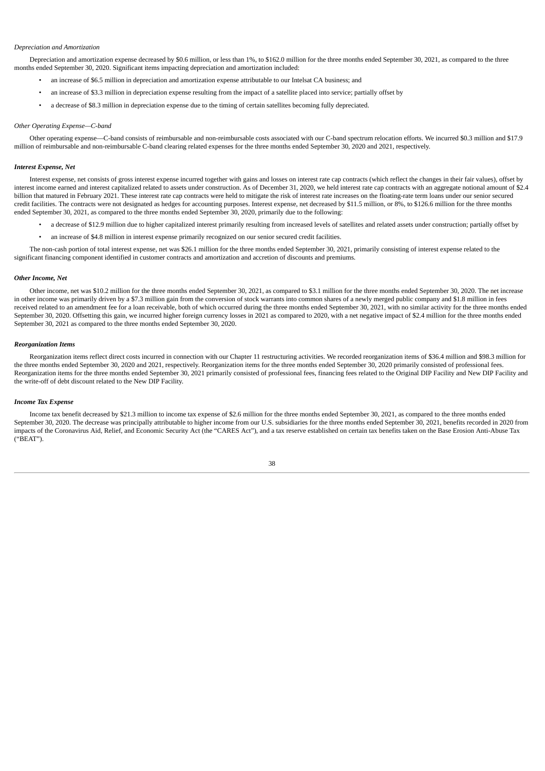*Depreciation and Amortization*

Depreciation and amortization expense decreased by $0.6 million, or less than 1%, to $162.0 million for the three months ended September 30, 2021, as compared to the three months ended September 30, 2020. Significant items impacting depreciation and amortization included:

- an increase of $6.5 million in depreciation and amortization expense attributable to our Intelsat CA business; and
- an increase of $3.3 million in depreciation expense resulting from the impact of a satellite placed into service; partially offset by
- a decrease of $8.3 million in depreciation expense due to the timing of certain satellites becoming fully depreciated.

*Other Operating Expense—C-band*

Other operating expense—C-band consists of reimbursable and non-reimbursable costs associated with our C-band spectrum relocation efforts. We incurred $0.3 million and $17.9 million of reimbursable and non-reimbursable C-band clearing related expenses for the three months ended September 30, 2020 and 2021, respectively.

***Interest Expense, Net***

Interest expense, net consists of gross interest expense incurred together with gains and losses on interest rate cap contracts (which reflect the changes in their fair values), offset by interest income earned and interest capitalized related to assets under construction. As of December 31, 2020, we held interest rate cap contracts with an aggregate notional amount of $2.4 billion that matured in February 2021. These interest rate cap contracts were held to mitigate the risk of interest rate increases on the floating-rate term loans under our senior secured credit facilities. The contracts were not designated as hedges for accounting purposes. Interest expense, net decreased by $11.5 million, or 8%, to $126.6 million for the three months ended September 30, 2021, as compared to the three months ended September 30, 2020, primarily due to the following:

- a decrease of $12.9 million due to higher capitalized interest primarily resulting from increased levels of satellites and related assets under construction; partially offset by
- an increase of $4.8 million in interest expense primarily recognized on our senior secured credit facilities.

The non-cash portion of total interest expense, net was $26.1 million for the three months ended September 30, 2021, primarily consisting of interest expense related to the significant financing component identified in customer contracts and amortization and accretion of discounts and premiums.

***Other Income, Net***

Other income, net was $10.2 million for the three months ended September 30, 2021, as compared to $3.1 million for the three months ended September 30, 2020. The net increase in other income was primarily driven by a $7.3 million gain from the conversion of stock warrants into common shares of a newly merged public company and $1.8 million in fees received related to an amendment fee for a loan receivable, both of which occurred during the three months ended September 30, 2021, with no similar activity for the three months ended September 30, 2020. Offsetting this gain, we incurred higher foreign currency losses in 2021 as compared to 2020, with a net negative impact of $2.4 million for the three months ended September 30, 2021 as compared to the three months ended September 30, 2020.

***Reorganization Items***

Reorganization items reflect direct costs incurred in connection with our Chapter 11 restructuring activities. We recorded reorganization items of $36.4 million and $98.3 million for the three months ended September 30, 2020 and 2021, respectively. Reorganization items for the three months ended September 30, 2020 primarily consisted of professional fees. Reorganization items for the three months ended September 30, 2021 primarily consisted of professional fees, financing fees related to the Original DIP Facility and New DIP Facility and the write-off of debt discount related to the New DIP Facility.

***Income Tax Expense***

Income tax benefit decreased by $21.3 million to income tax expense of $2.6 million for the three months ended September 30, 2021, as compared to the three months ended September 30, 2020. The decrease was principally attributable to higher income from our U.S. subsidiaries for the three months ended September 30, 2021, benefits recorded in 2020 from impacts of the Coronavirus Aid, Relief, and Economic Security Act (the "CARES Act"), and a tax reserve established on certain tax benefits taken on the Base Erosion Anti-Abuse Tax ("BEAT").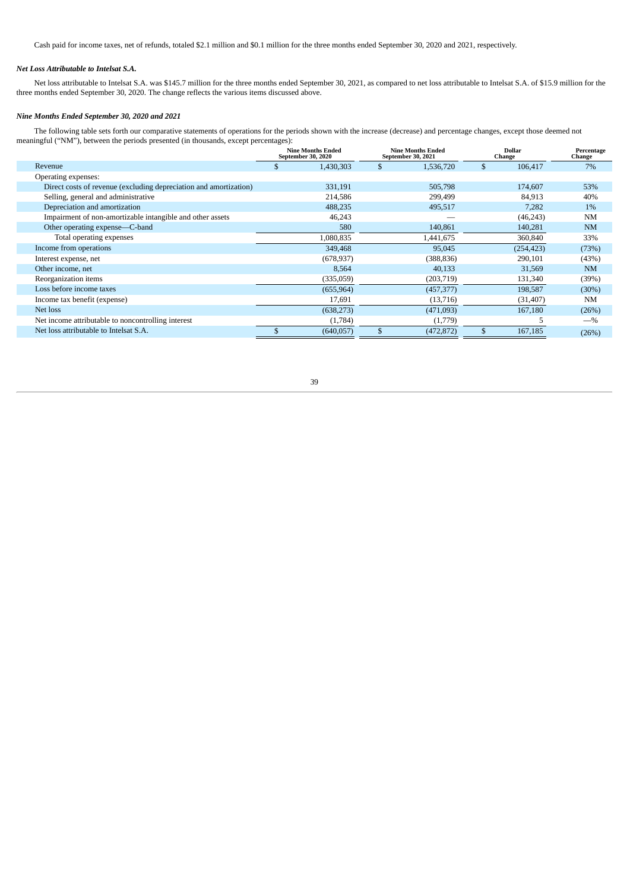Cash paid for income taxes, net of refunds, totaled $2.1 million and $0.1 million for the three months ended September 30, 2020 and 2021, respectively.

***Net Loss Attributable to Intelsat S.A.***

Net loss attributable to Intelsat S.A. was $145.7 million for the three months ended September 30, 2021, as compared to net loss attributable to Intelsat S.A. of $15.9 million for the three months ended September 30, 2020. The change reflects the various items discussed above.

***Nine Months Ended September 30, 2020 and 2021***

The following table sets forth our comparative statements of operations for the periods shown with the increase (decrease) and percentage changes, except those deemed not meaningful ("NM"), between the periods presented (in thousands, except percentages):

| | Nine Months Ended September 30, 2020 | Nine Months Ended September 30, 2021 | Dollar Change | Percentage Change |
|---|---|---|---|---|
| Revenue | $ 1,430,303 | $ 1,536,720 | $ 106,417 | 7% |
| Operating expenses: | | | | |
| Direct costs of revenue (excluding depreciation and amortization) | 331,191 | 505,798 | 174,607 | 53% |
| Selling, general and administrative | 214,586 | 299,499 | 84,913 | 40% |
| Depreciation and amortization | 488,235 | 495,517 | 7,282 | 1% |
| Impairment of non-amortizable intangible and other assets | 46,243 | — | (46,243) | NM |
| Other operating expense—C-band | 580 | 140,861 | 140,281 | NM |
| Total operating expenses | 1,080,835 | 1,441,675 | 360,840 | 33% |
| Income from operations | 349,468 | 95,045 | (254,423) | (73%) |
| Interest expense, net | (678,937) | (388,836) | 290,101 | (43%) |
| Other income, net | 8,564 | 40,133 | 31,569 | NM |
| Reorganization items | (335,059) | (203,719) | 131,340 | (39%) |
| Loss before income taxes | (655,964) | (457,377) | 198,587 | (30%) |
| Income tax benefit (expense) | 17,691 | (13,716) | (31,407) | NM |
| Net loss | (638,273) | (471,093) | 167,180 | (26%) |
| Net income attributable to noncontrolling interest | (1,784) | (1,779) | 5 | —% |
| Net loss attributable to Intelsat S.A. | $ (640,057) | $ (472,872) | $ 167,185 | (26%) |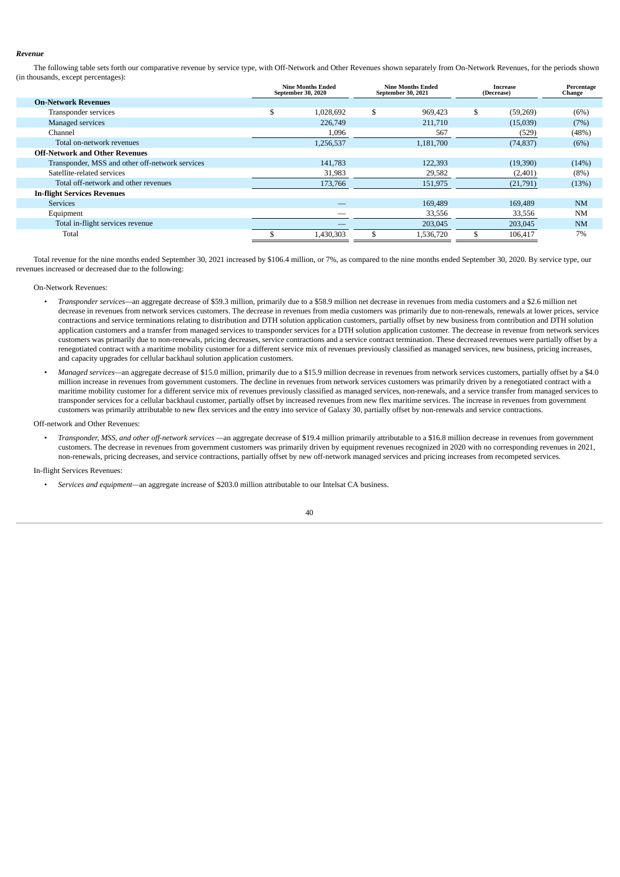***Revenue***

The following table sets forth our comparative revenue by service type, with Off-Network and Other Revenues shown separately from On-Network Revenues, for the periods shown (in thousands, except percentages):

| | Nine Months Ended September 30, 2020 | Nine Months Ended September 30, 2021 | Increase (Decrease) | Percentage Change |
|---|---|---|---|---|
| **On-Network Revenues** | | | | |
| Transponder services | $ 1,028,692 | $ 969,423 | $ (59,269) | (6%) |
| Managed services | 226,749 | 211,710 | (15,039) | (7%) |
| Channel | 1,096 | 567 | (529) | (48%) |
| Total on-network revenues | 1,256,537 | 1,181,700 | (74,837) | (6%) |
| **Off-Network and Other Revenues** | | | | |
| Transponder, MSS and other off-network services | 141,783 | 122,393 | (19,390) | (14%) |
| Satellite-related services | 31,983 | 29,582 | (2,401) | (8%) |
| Total off-network and other revenues | 173,766 | 151,975 | (21,791) | (13%) |
| **In-flight Services Revenues** | | | | |
| Services | — | 169,489 | 169,489 | NM |
| Equipment | — | 33,556 | 33,556 | NM |
| Total in-flight services revenue | — | 203,045 | 203,045 | NM |
| Total | $ 1,430,303 | $ 1,536,720 | $ 106,417 | 7% |

Total revenue for the nine months ended September 30, 2021 increased by $106.4 million, or 7%, as compared to the nine months ended September 30, 2020. By service type, our revenues increased or decreased due to the following:

On-Network Revenues:

- *Transponder services*—an aggregate decrease of $59.3 million, primarily due to a $58.9 million net decrease in revenues from media customers and a $2.6 million net decrease in revenues from network services customers. The decrease in revenues from media customers was primarily due to non-renewals, renewals at lower prices, service contractions and service terminations relating to distribution and DTH solution application customers, partially offset by new business from contribution and DTH solution application customers and a transfer from managed services to transponder services for a DTH solution application customer. The decrease in revenue from network services customers was primarily due to non-renewals, pricing decreases, service contractions and a service contract termination. These decreased revenues were partially offset by a renegotiated contract with a maritime mobility customer for a different service mix of revenues previously classified as managed services, new business, pricing increases, and capacity upgrades for cellular backhaul solution application customers.
- *Managed services*—an aggregate decrease of $15.0 million, primarily due to a $15.9 million decrease in revenues from network services customers, partially offset by a $4.0 million increase in revenues from government customers. The decline in revenues from network services customers was primarily driven by a renegotiated contract with a maritime mobility customer for a different service mix of revenues previously classified as managed services, non-renewals, and a service transfer from managed services to transponder services for a cellular backhaul customer, partially offset by increased revenues from new flex maritime services. The increase in revenues from government customers was primarily attributable to new flex services and the entry into service of Galaxy 30, partially offset by non-renewals and service contractions.

Off-network and Other Revenues:

- *Transponder, MSS, and other off-network services* —an aggregate decrease of $19.4 million primarily attributable to a $16.8 million decrease in revenues from government customers. The decrease in revenues from government customers was primarily driven by equipment revenues recognized in 2020 with no corresponding revenues in 2021, non-renewals, pricing decreases, and service contractions, partially offset by new off-network managed services and pricing increases from recompeted services.

In-flight Services Revenues:

- *Services and equipment*—an aggregate increase of $203.0 million attributable to our Intelsat CA business.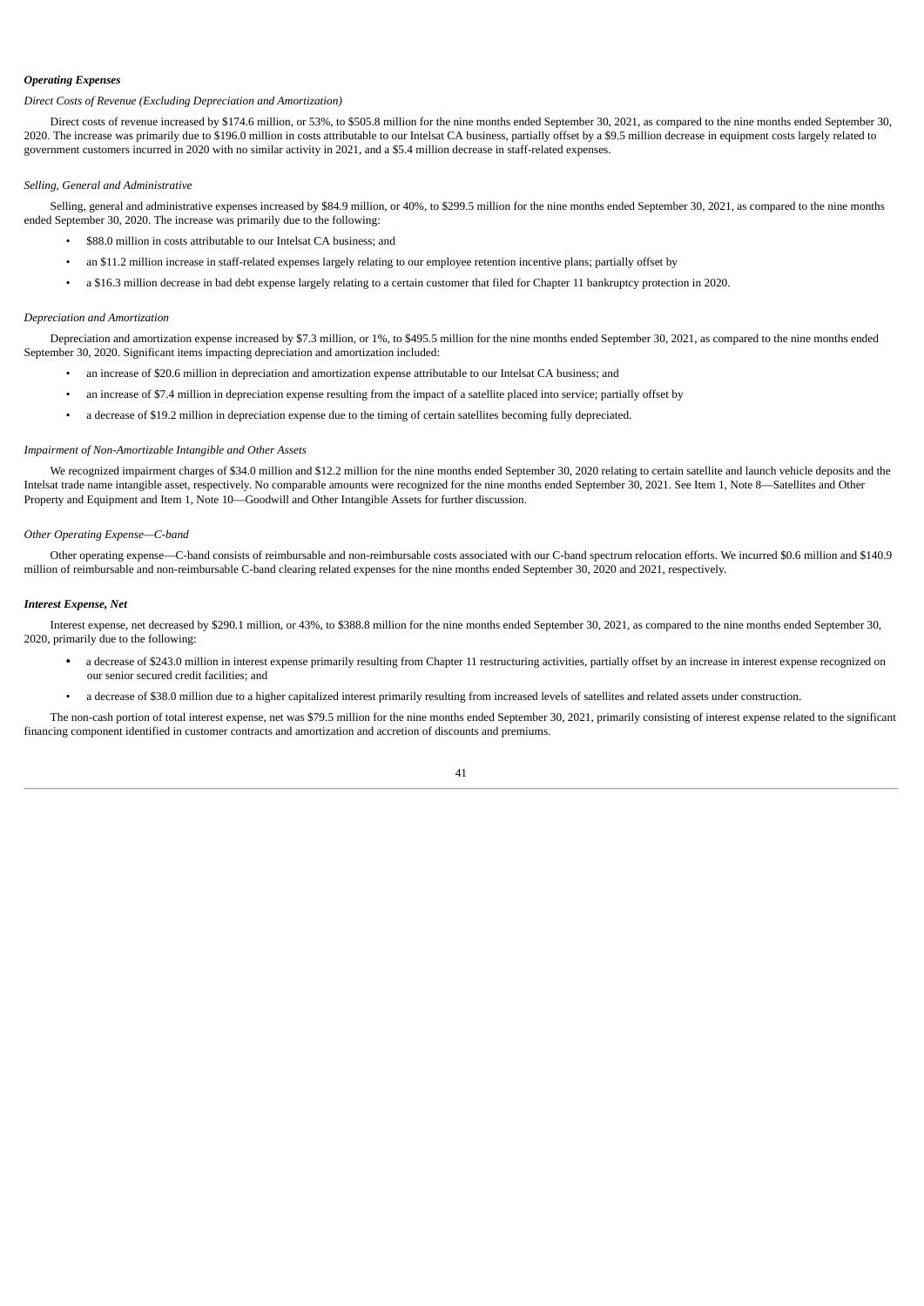***Operating Expenses***

*Direct Costs of Revenue (Excluding Depreciation and Amortization)*

Direct costs of revenue increased by $174.6 million, or 53%, to $505.8 million for the nine months ended September 30, 2021, as compared to the nine months ended September 30, 2020. The increase was primarily due to $196.0 million in costs attributable to our Intelsat CA business, partially offset by a $9.5 million decrease in equipment costs largely related to government customers incurred in 2020 with no similar activity in 2021, and a $5.4 million decrease in staff-related expenses.

*Selling, General and Administrative*

Selling, general and administrative expenses increased by $84.9 million, or 40%, to $299.5 million for the nine months ended September 30, 2021, as compared to the nine months ended September 30, 2020. The increase was primarily due to the following:

- $88.0 million in costs attributable to our Intelsat CA business; and
- an $11.2 million increase in staff-related expenses largely relating to our employee retention incentive plans; partially offset by
- a $16.3 million decrease in bad debt expense largely relating to a certain customer that filed for Chapter 11 bankruptcy protection in 2020.

*Depreciation and Amortization*

Depreciation and amortization expense increased by $7.3 million, or 1%, to $495.5 million for the nine months ended September 30, 2021, as compared to the nine months ended September 30, 2020. Significant items impacting depreciation and amortization included:

- an increase of $20.6 million in depreciation and amortization expense attributable to our Intelsat CA business; and
- an increase of $7.4 million in depreciation expense resulting from the impact of a satellite placed into service; partially offset by
- a decrease of $19.2 million in depreciation expense due to the timing of certain satellites becoming fully depreciated.

*Impairment of Non-Amortizable Intangible and Other Assets*

We recognized impairment charges of $34.0 million and $12.2 million for the nine months ended September 30, 2020 relating to certain satellite and launch vehicle deposits and the Intelsat trade name intangible asset, respectively. No comparable amounts were recognized for the nine months ended September 30, 2021. See Item 1, Note 8—Satellites and Other Property and Equipment and Item 1, Note 10—Goodwill and Other Intangible Assets for further discussion.

*Other Operating Expense—C-band*

Other operating expense—C-band consists of reimbursable and non-reimbursable costs associated with our C-band spectrum relocation efforts. We incurred $0.6 million and $140.9 million of reimbursable and non-reimbursable C-band clearing related expenses for the nine months ended September 30, 2020 and 2021, respectively.

***Interest Expense, Net***

Interest expense, net decreased by $290.1 million, or 43%, to $388.8 million for the nine months ended September 30, 2021, as compared to the nine months ended September 30, 2020, primarily due to the following:

- a decrease of $243.0 million in interest expense primarily resulting from Chapter 11 restructuring activities, partially offset by an increase in interest expense recognized on our senior secured credit facilities; and
- a decrease of $38.0 million due to a higher capitalized interest primarily resulting from increased levels of satellites and related assets under construction.

The non-cash portion of total interest expense, net was $79.5 million for the nine months ended September 30, 2021, primarily consisting of interest expense related to the significant financing component identified in customer contracts and amortization and accretion of discounts and premiums.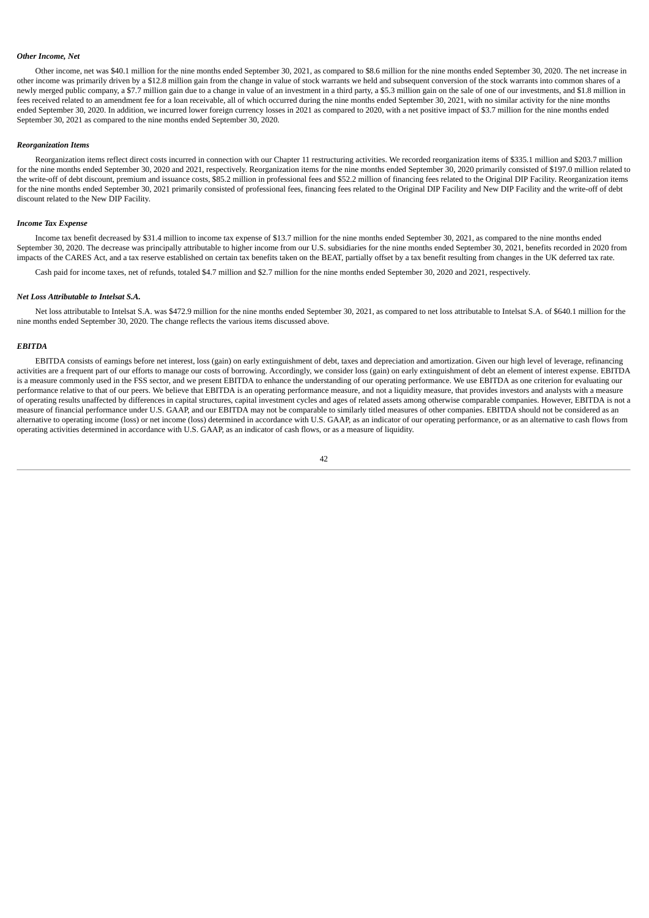***Other Income, Net***

Other income, net was $40.1 million for the nine months ended September 30, 2021, as compared to $8.6 million for the nine months ended September 30, 2020. The net increase in other income was primarily driven by a $12.8 million gain from the change in value of stock warrants we held and subsequent conversion of the stock warrants into common shares of a newly merged public company, a $7.7 million gain due to a change in value of an investment in a third party, a $5.3 million gain on the sale of one of our investments, and $1.8 million in fees received related to an amendment fee for a loan receivable, all of which occurred during the nine months ended September 30, 2021, with no similar activity for the nine months ended September 30, 2020. In addition, we incurred lower foreign currency losses in 2021 as compared to 2020, with a net positive impact of $3.7 million for the nine months ended September 30, 2021 as compared to the nine months ended September 30, 2020.

***Reorganization Items***

Reorganization items reflect direct costs incurred in connection with our Chapter 11 restructuring activities. We recorded reorganization items of $335.1 million and $203.7 million for the nine months ended September 30, 2020 and 2021, respectively. Reorganization items for the nine months ended September 30, 2020 primarily consisted of $197.0 million related to the write-off of debt discount, premium and issuance costs, $85.2 million in professional fees and $52.2 million of financing fees related to the Original DIP Facility. Reorganization items for the nine months ended September 30, 2021 primarily consisted of professional fees, financing fees related to the Original DIP Facility and New DIP Facility and the write-off of debt discount related to the New DIP Facility.

***Income Tax Expense***

Income tax benefit decreased by $31.4 million to income tax expense of $13.7 million for the nine months ended September 30, 2021, as compared to the nine months ended September 30, 2020. The decrease was principally attributable to higher income from our U.S. subsidiaries for the nine months ended September 30, 2021, benefits recorded in 2020 from impacts of the CARES Act, and a tax reserve established on certain tax benefits taken on the BEAT, partially offset by a tax benefit resulting from changes in the UK deferred tax rate.

Cash paid for income taxes, net of refunds, totaled $4.7 million and $2.7 million for the nine months ended September 30, 2020 and 2021, respectively.

***Net Loss Attributable to Intelsat S.A.***

Net loss attributable to Intelsat S.A. was $472.9 million for the nine months ended September 30, 2021, as compared to net loss attributable to Intelsat S.A. of $640.1 million for the nine months ended September 30, 2020. The change reflects the various items discussed above.

***EBITDA***

EBITDA consists of earnings before net interest, loss (gain) on early extinguishment of debt, taxes and depreciation and amortization. Given our high level of leverage, refinancing activities are a frequent part of our efforts to manage our costs of borrowing. Accordingly, we consider loss (gain) on early extinguishment of debt an element of interest expense. EBITDA is a measure commonly used in the FSS sector, and we present EBITDA to enhance the understanding of our operating performance. We use EBITDA as one criterion for evaluating our performance relative to that of our peers. We believe that EBITDA is an operating performance measure, and not a liquidity measure, that provides investors and analysts with a measure of operating results unaffected by differences in capital structures, capital investment cycles and ages of related assets among otherwise comparable companies. However, EBITDA is not a measure of financial performance under U.S. GAAP, and our EBITDA may not be comparable to similarly titled measures of other companies. EBITDA should not be considered as an alternative to operating income (loss) or net income (loss) determined in accordance with U.S. GAAP, as an indicator of our operating performance, or as an alternative to cash flows from operating activities determined in accordance with U.S. GAAP, as an indicator of cash flows, or as a measure of liquidity.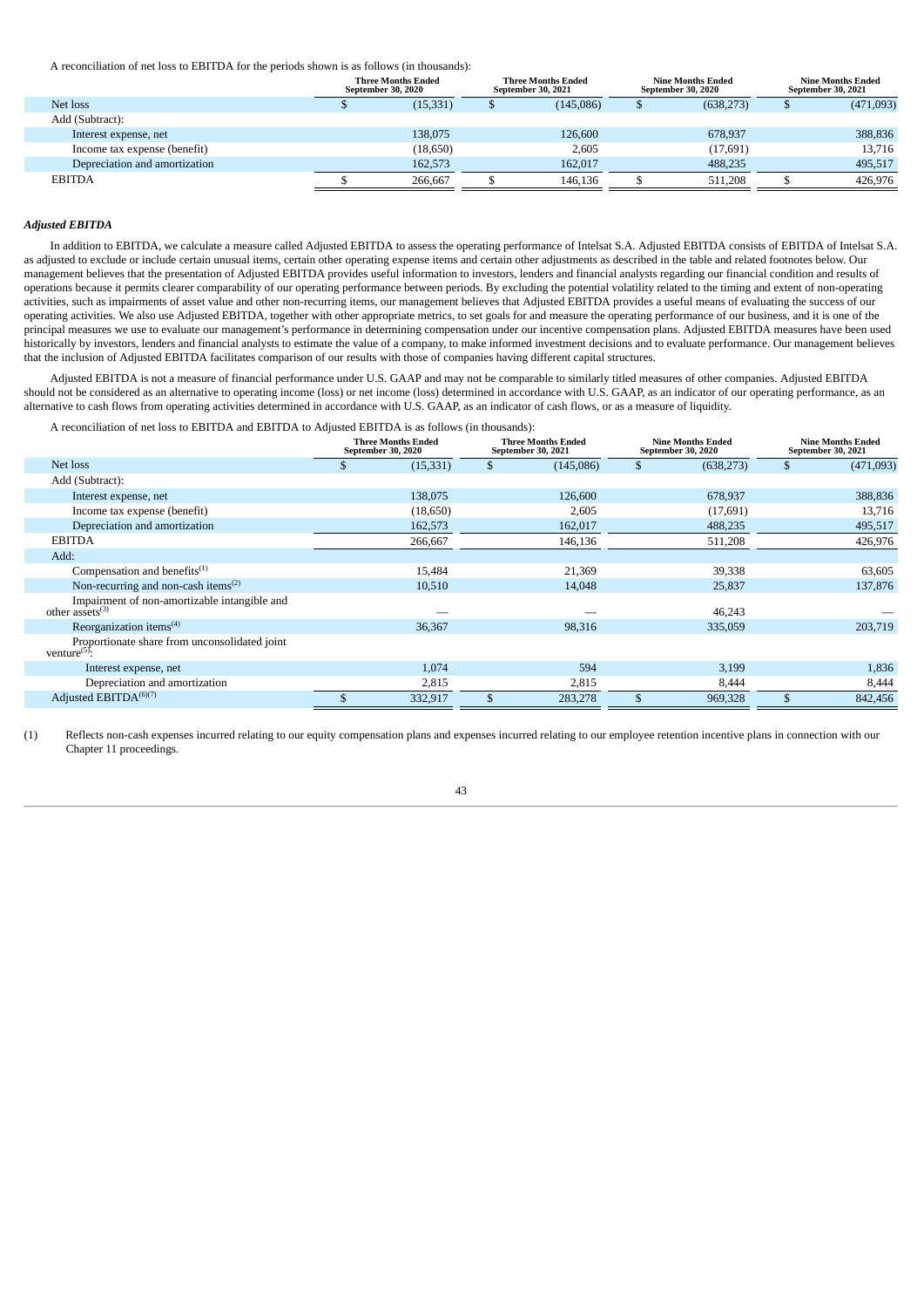A reconciliation of net loss to EBITDA for the periods shown is as follows (in thousands):

| | Three Months Ended September 30, 2020 | Three Months Ended September 30, 2021 | Nine Months Ended September 30, 2020 | Nine Months Ended September 30, 2021 |
|---|---|---|---|---|
| Net loss | $ (15,331) | $ (145,086) | $ (638,273) | $ (471,093) |
| Add (Subtract): | | | | |
| Interest expense, net | 138,075 | 126,600 | 678,937 | 388,836 |
| Income tax expense (benefit) | (18,650) | 2,605 | (17,691) | 13,716 |
| Depreciation and amortization | 162,573 | 162,017 | 488,235 | 495,517 |
| EBITDA | $ 266,667 | $ 146,136 | $ 511,208 | $ 426,976 |

***Adjusted EBITDA***

In addition to EBITDA, we calculate a measure called Adjusted EBITDA to assess the operating performance of Intelsat S.A. Adjusted EBITDA consists of EBITDA of Intelsat S.A. as adjusted to exclude or include certain unusual items, certain other operating expense items and certain other adjustments as described in the table and related footnotes below. Our management believes that the presentation of Adjusted EBITDA provides useful information to investors, lenders and financial analysts regarding our financial condition and results of operations because it permits clearer comparability of our operating performance between periods. By excluding the potential volatility related to the timing and extent of non-operating activities, such as impairments of asset value and other non-recurring items, our management believes that Adjusted EBITDA provides a useful means of evaluating the success of our operating activities. We also use Adjusted EBITDA, together with other appropriate metrics, to set goals for and measure the operating performance of our business, and it is one of the principal measures we use to evaluate our management's performance in determining compensation under our incentive compensation plans. Adjusted EBITDA measures have been used historically by investors, lenders and financial analysts to estimate the value of a company, to make informed investment decisions and to evaluate performance. Our management believes that the inclusion of Adjusted EBITDA facilitates comparison of our results with those of companies having different capital structures.

Adjusted EBITDA is not a measure of financial performance under U.S. GAAP and may not be comparable to similarly titled measures of other companies. Adjusted EBITDA should not be considered as an alternative to operating income (loss) or net income (loss) determined in accordance with U.S. GAAP, as an indicator of our operating performance, as an alternative to cash flows from operating activities determined in accordance with U.S. GAAP, as an indicator of cash flows, or as a measure of liquidity.

A reconciliation of net loss to EBITDA and EBITDA to Adjusted EBITDA is as follows (in thousands):

| | Three Months Ended September 30, 2020 | Three Months Ended September 30, 2021 | Nine Months Ended September 30, 2020 | Nine Months Ended September 30, 2021 |
|---|---|---|---|---|
| Net loss | $ (15,331) | $ (145,086) | $ (638,273) | $ (471,093) |
| Add (Subtract): | | | | |
| Interest expense, net | 138,075 | 126,600 | 678,937 | 388,836 |
| Income tax expense (benefit) | (18,650) | 2,605 | (17,691) | 13,716 |
| Depreciation and amortization | 162,573 | 162,017 | 488,235 | 495,517 |
| EBITDA | 266,667 | 146,136 | 511,208 | 426,976 |
| Add: | | | | |
| Compensation and benefits[(1)] | 15,484 | 21,369 | 39,338 | 63,605 |
| Non-recurring and non-cash items[(2)] | 10,510 | 14,048 | 25,837 | 137,876 |
| Impairment of non-amortizable intangible and other assets[(3)] | — | — | 46,243 | — |
| Reorganization items[(4)] | 36,367 | 98,316 | 335,059 | 203,719 |
| Proportionate share from unconsolidated joint venture[(5)]: | | | | |
| Interest expense, net | 1,074 | 594 | 3,199 | 1,836 |
| Depreciation and amortization | 2,815 | 2,815 | 8,444 | 8,444 |
| Adjusted EBITDA[(6)(7)] | $ 332,917 | $ 283,278 | $ 969,328 | $ 842,456 |

(1) Reflects non-cash expenses incurred relating to our equity compensation plans and expenses incurred relating to our employee retention incentive plans in connection with our Chapter 11 proceedings.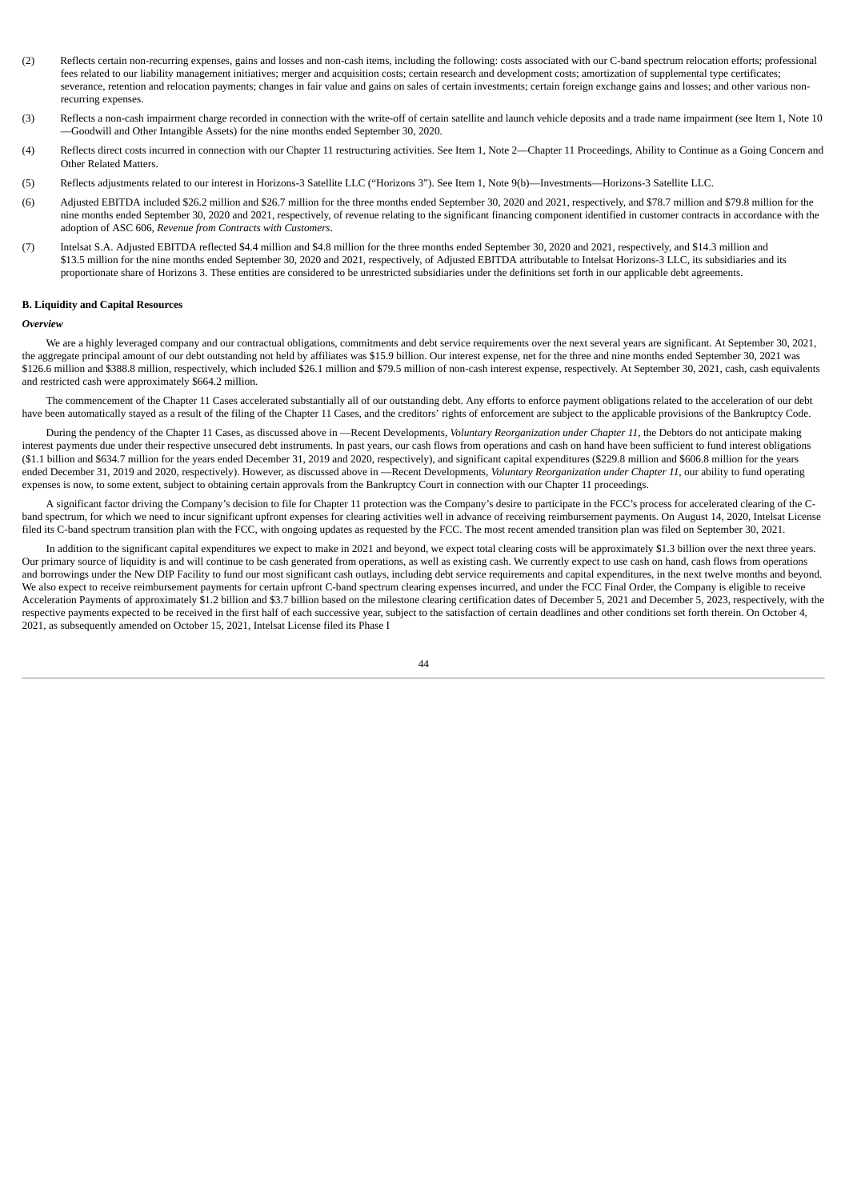(2) Reflects certain non-recurring expenses, gains and losses and non-cash items, including the following: costs associated with our C-band spectrum relocation efforts; professional fees related to our liability management initiatives; merger and acquisition costs; certain research and development costs; amortization of supplemental type certificates; severance, retention and relocation payments; changes in fair value and gains on sales of certain investments; certain foreign exchange gains and losses; and other various non-recurring expenses.

(3) Reflects a non-cash impairment charge recorded in connection with the write-off of certain satellite and launch vehicle deposits and a trade name impairment (see Item 1, Note 10—Goodwill and Other Intangible Assets) for the nine months ended September 30, 2020.

(4) Reflects direct costs incurred in connection with our Chapter 11 restructuring activities. See Item 1, Note 2—Chapter 11 Proceedings, Ability to Continue as a Going Concern and Other Related Matters.

(5) Reflects adjustments related to our interest in Horizons-3 Satellite LLC ("Horizons 3"). See Item 1, Note 9(b)—Investments—Horizons-3 Satellite LLC.

(6) Adjusted EBITDA included $26.2 million and $26.7 million for the three months ended September 30, 2020 and 2021, respectively, and $78.7 million and $79.8 million for the nine months ended September 30, 2020 and 2021, respectively, of revenue relating to the significant financing component identified in customer contracts in accordance with the adoption of ASC 606, *Revenue from Contracts with Customers*.

(7) Intelsat S.A. Adjusted EBITDA reflected $4.4 million and $4.8 million for the three months ended September 30, 2020 and 2021, respectively, and $14.3 million and $13.5 million for the nine months ended September 30, 2020 and 2021, respectively, of Adjusted EBITDA attributable to Intelsat Horizons-3 LLC, its subsidiaries and its proportionate share of Horizons 3. These entities are considered to be unrestricted subsidiaries under the definitions set forth in our applicable debt agreements.

### B. Liquidity and Capital Resources

***Overview***

We are a highly leveraged company and our contractual obligations, commitments and debt service requirements over the next several years are significant. At September 30, 2021, the aggregate principal amount of our debt outstanding not held by affiliates was $15.9 billion. Our interest expense, net for the three and nine months ended September 30, 2021 was $126.6 million and $388.8 million, respectively, which included $26.1 million and $79.5 million of non-cash interest expense, respectively. At September 30, 2021, cash, cash equivalents and restricted cash were approximately $664.2 million.

The commencement of the Chapter 11 Cases accelerated substantially all of our outstanding debt. Any efforts to enforce payment obligations related to the acceleration of our debt have been automatically stayed as a result of the filing of the Chapter 11 Cases, and the creditors' rights of enforcement are subject to the applicable provisions of the Bankruptcy Code.

During the pendency of the Chapter 11 Cases, as discussed above in —Recent Developments, *Voluntary Reorganization under Chapter 11*, the Debtors do not anticipate making interest payments due under their respective unsecured debt instruments. In past years, our cash flows from operations and cash on hand have been sufficient to fund interest obligations ($1.1 billion and $634.7 million for the years ended December 31, 2019 and 2020, respectively), and significant capital expenditures ($229.8 million and $606.8 million for the years ended December 31, 2019 and 2020, respectively). However, as discussed above in —Recent Developments, *Voluntary Reorganization under Chapter 11*, our ability to fund operating expenses is now, to some extent, subject to obtaining certain approvals from the Bankruptcy Court in connection with our Chapter 11 proceedings.

A significant factor driving the Company's decision to file for Chapter 11 protection was the Company's desire to participate in the FCC's process for accelerated clearing of the C-band spectrum, for which we need to incur significant upfront expenses for clearing activities well in advance of receiving reimbursement payments. On August 14, 2020, Intelsat License filed its C-band spectrum transition plan with the FCC, with ongoing updates as requested by the FCC. The most recent amended transition plan was filed on September 30, 2021.

In addition to the significant capital expenditures we expect to make in 2021 and beyond, we expect total clearing costs will be approximately $1.3 billion over the next three years. Our primary source of liquidity is and will continue to be cash generated from operations, as well as existing cash. We currently expect to use cash on hand, cash flows from operations and borrowings under the New DIP Facility to fund our most significant cash outlays, including debt service requirements and capital expenditures, in the next twelve months and beyond. We also expect to receive reimbursement payments for certain upfront C-band spectrum clearing expenses incurred, and under the FCC Final Order, the Company is eligible to receive Acceleration Payments of approximately $1.2 billion and $3.7 billion based on the milestone clearing certification dates of December 5, 2021 and December 5, 2023, respectively, with the respective payments expected to be received in the first half of each successive year, subject to the satisfaction of certain deadlines and other conditions set forth therein. On October 4, 2021, as subsequently amended on October 15, 2021, Intelsat License filed its Phase I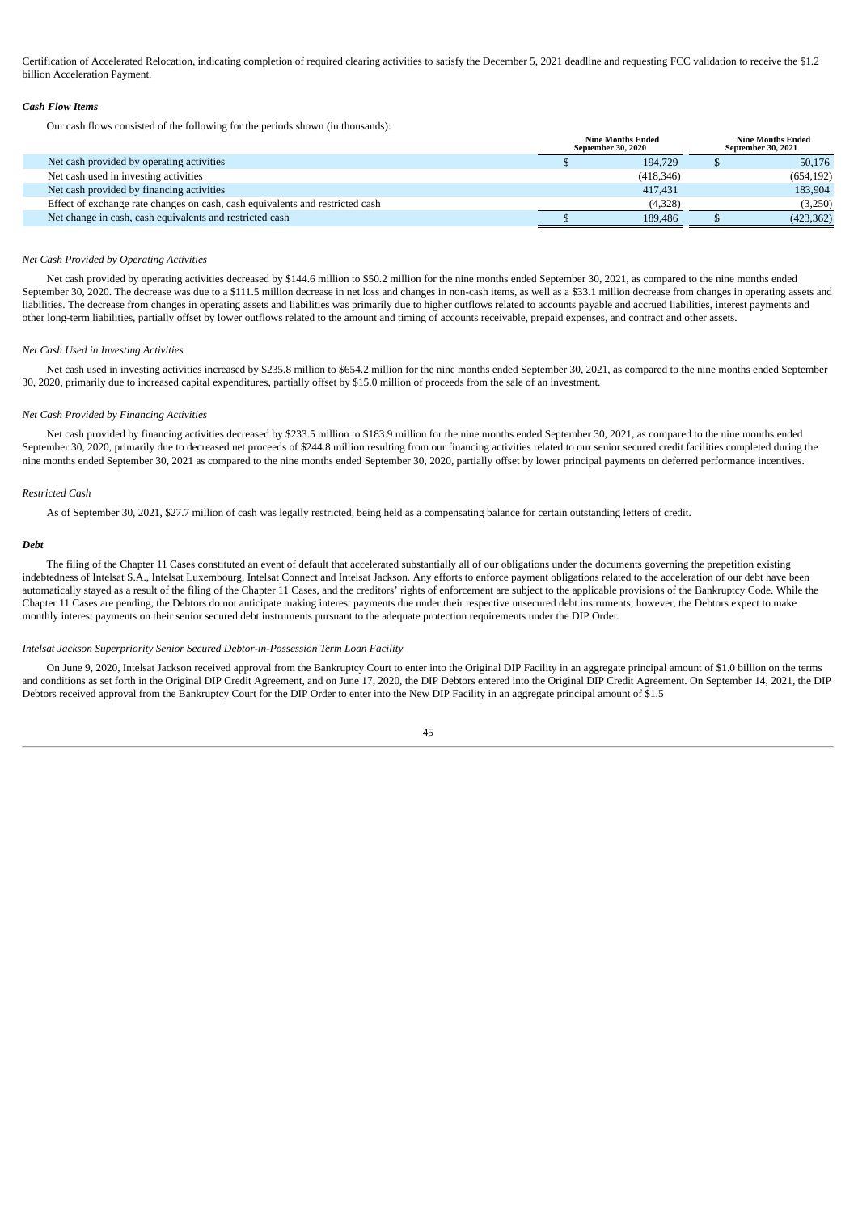Certification of Accelerated Relocation, indicating completion of required clearing activities to satisfy the December 5, 2021 deadline and requesting FCC validation to receive the $1.2 billion Acceleration Payment.

***Cash Flow Items***

Our cash flows consisted of the following for the periods shown (in thousands):

| | Nine Months Ended September 30, 2020 | Nine Months Ended September 30, 2021 |
|---|---|---|
| Net cash provided by operating activities | $ 194,729 | $ 50,176 |
| Net cash used in investing activities | (418,346) | (654,192) |
| Net cash provided by financing activities | 417,431 | 183,904 |
| Effect of exchange rate changes on cash, cash equivalents and restricted cash | (4,328) | (3,250) |
| Net change in cash, cash equivalents and restricted cash | $ 189,486 | $ (423,362) |

*Net Cash Provided by Operating Activities*

Net cash provided by operating activities decreased by $144.6 million to $50.2 million for the nine months ended September 30, 2021, as compared to the nine months ended September 30, 2020. The decrease was due to a $111.5 million decrease in net loss and changes in non-cash items, as well as a $33.1 million decrease from changes in operating assets and liabilities. The decrease from changes in operating assets and liabilities was primarily due to higher outflows related to accounts payable and accrued liabilities, interest payments and other long-term liabilities, partially offset by lower outflows related to the amount and timing of accounts receivable, prepaid expenses, and contract and other assets.

*Net Cash Used in Investing Activities*

Net cash used in investing activities increased by $235.8 million to $654.2 million for the nine months ended September 30, 2021, as compared to the nine months ended September 30, 2020, primarily due to increased capital expenditures, partially offset by $15.0 million of proceeds from the sale of an investment.

*Net Cash Provided by Financing Activities*

Net cash provided by financing activities decreased by $233.5 million to $183.9 million for the nine months ended September 30, 2021, as compared to the nine months ended September 30, 2020, primarily due to decreased net proceeds of $244.8 million resulting from our financing activities related to our senior secured credit facilities completed during the nine months ended September 30, 2021 as compared to the nine months ended September 30, 2020, partially offset by lower principal payments on deferred performance incentives.

*Restricted Cash*

As of September 30, 2021, $27.7 million of cash was legally restricted, being held as a compensating balance for certain outstanding letters of credit.

***Debt***

The filing of the Chapter 11 Cases constituted an event of default that accelerated substantially all of our obligations under the documents governing the prepetition existing indebtedness of Intelsat S.A., Intelsat Luxembourg, Intelsat Connect and Intelsat Jackson. Any efforts to enforce payment obligations related to the acceleration of our debt have been automatically stayed as a result of the filing of the Chapter 11 Cases, and the creditors' rights of enforcement are subject to the applicable provisions of the Bankruptcy Code. While the Chapter 11 Cases are pending, the Debtors do not anticipate making interest payments due under their respective unsecured debt instruments; however, the Debtors expect to make monthly interest payments on their senior secured debt instruments pursuant to the adequate protection requirements under the DIP Order.

*Intelsat Jackson Superpriority Senior Secured Debtor-in-Possession Term Loan Facility*

On June 9, 2020, Intelsat Jackson received approval from the Bankruptcy Court to enter into the Original DIP Facility in an aggregate principal amount of $1.0 billion on the terms and conditions as set forth in the Original DIP Credit Agreement, and on June 17, 2020, the DIP Debtors entered into the Original DIP Credit Agreement. On September 14, 2021, the DIP Debtors received approval from the Bankruptcy Court for the DIP Order to enter into the New DIP Facility in an aggregate principal amount of $1.5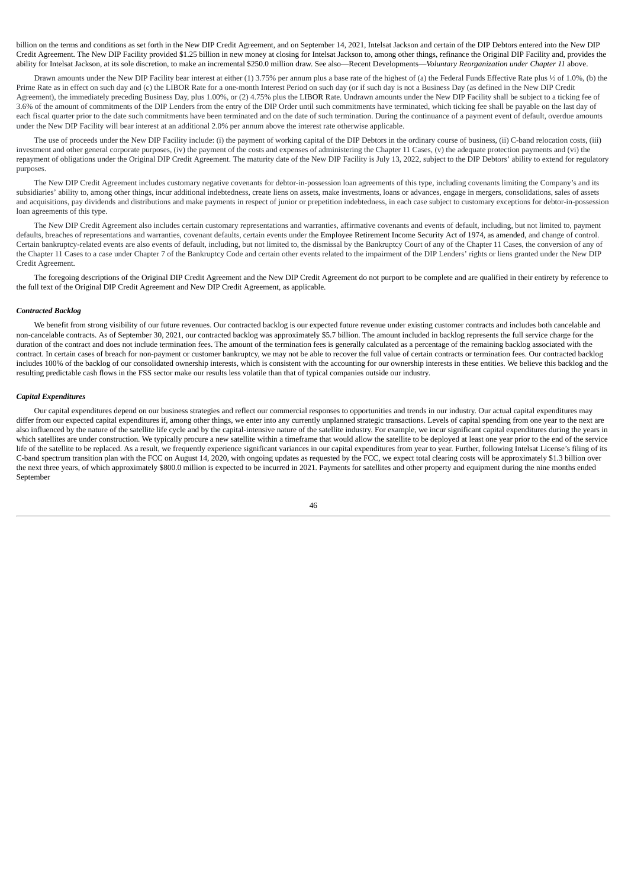billion on the terms and conditions as set forth in the New DIP Credit Agreement, and on September 14, 2021, Intelsat Jackson and certain of the DIP Debtors entered into the New DIP Credit Agreement. The New DIP Facility provided $1.25 billion in new money at closing for Intelsat Jackson to, among other things, refinance the Original DIP Facility and, provides the ability for Intelsat Jackson, at its sole discretion, to make an incremental $250.0 million draw. See also—Recent Developments—*Voluntary Reorganization under Chapter 11* above.

Drawn amounts under the New DIP Facility bear interest at either (1) 3.75% per annum plus a base rate of the highest of (a) the Federal Funds Effective Rate plus ½ of 1.0%, (b) the Prime Rate as in effect on such day and (c) the LIBOR Rate for a one-month Interest Period on such day (or if such day is not a Business Day (as defined in the New DIP Credit Agreement), the immediately preceding Business Day, plus 1.00%, or (2) 4.75% plus the LIBOR Rate. Undrawn amounts under the New DIP Facility shall be subject to a ticking fee of 3.6% of the amount of commitments of the DIP Lenders from the entry of the DIP Order until such commitments have terminated, which ticking fee shall be payable on the last day of each fiscal quarter prior to the date such commitments have been terminated and on the date of such termination. During the continuance of a payment event of default, overdue amounts under the New DIP Facility will bear interest at an additional 2.0% per annum above the interest rate otherwise applicable.

The use of proceeds under the New DIP Facility include: (i) the payment of working capital of the DIP Debtors in the ordinary course of business, (ii) C-band relocation costs, (iii) investment and other general corporate purposes, (iv) the payment of the costs and expenses of administering the Chapter 11 Cases, (v) the adequate protection payments and (vi) the repayment of obligations under the Original DIP Credit Agreement. The maturity date of the New DIP Facility is July 13, 2022, subject to the DIP Debtors' ability to extend for regulatory purposes.

The New DIP Credit Agreement includes customary negative covenants for debtor-in-possession loan agreements of this type, including covenants limiting the Company's and its subsidiaries' ability to, among other things, incur additional indebtedness, create liens on assets, make investments, loans or advances, engage in mergers, consolidations, sales of assets and acquisitions, pay dividends and distributions and make payments in respect of junior or prepetition indebtedness, in each case subject to customary exceptions for debtor-in-possession loan agreements of this type.

The New DIP Credit Agreement also includes certain customary representations and warranties, affirmative covenants and events of default, including, but not limited to, payment defaults, breaches of representations and warranties, covenant defaults, certain events under the Employee Retirement Income Security Act of 1974, as amended, and change of control. Certain bankruptcy-related events are also events of default, including, but not limited to, the dismissal by the Bankruptcy Court of any of the Chapter 11 Cases, the conversion of any of the Chapter 11 Cases to a case under Chapter 7 of the Bankruptcy Code and certain other events related to the impairment of the DIP Lenders' rights or liens granted under the New DIP Credit Agreement.

The foregoing descriptions of the Original DIP Credit Agreement and the New DIP Credit Agreement do not purport to be complete and are qualified in their entirety by reference to the full text of the Original DIP Credit Agreement and New DIP Credit Agreement, as applicable.

***Contracted Backlog***

We benefit from strong visibility of our future revenues. Our contracted backlog is our expected future revenue under existing customer contracts and includes both cancelable and non-cancelable contracts. As of September 30, 2021, our contracted backlog was approximately $5.7 billion. The amount included in backlog represents the full service charge for the duration of the contract and does not include termination fees. The amount of the termination fees is generally calculated as a percentage of the remaining backlog associated with the contract. In certain cases of breach for non-payment or customer bankruptcy, we may not be able to recover the full value of certain contracts or termination fees. Our contracted backlog includes 100% of the backlog of our consolidated ownership interests, which is consistent with the accounting for our ownership interests in these entities. We believe this backlog and the resulting predictable cash flows in the FSS sector make our results less volatile than that of typical companies outside our industry.

***Capital Expenditures***

Our capital expenditures depend on our business strategies and reflect our commercial responses to opportunities and trends in our industry. Our actual capital expenditures may differ from our expected capital expenditures if, among other things, we enter into any currently unplanned strategic transactions. Levels of capital spending from one year to the next are also influenced by the nature of the satellite life cycle and by the capital-intensive nature of the satellite industry. For example, we incur significant capital expenditures during the years in which satellites are under construction. We typically procure a new satellite within a timeframe that would allow the satellite to be deployed at least one year prior to the end of the service life of the satellite to be replaced. As a result, we frequently experience significant variances in our capital expenditures from year to year. Further, following Intelsat License's filing of its C-band spectrum transition plan with the FCC on August 14, 2020, with ongoing updates as requested by the FCC, we expect total clearing costs will be approximately $1.3 billion over the next three years, of which approximately $800.0 million is expected to be incurred in 2021. Payments for satellites and other property and equipment during the nine months ended September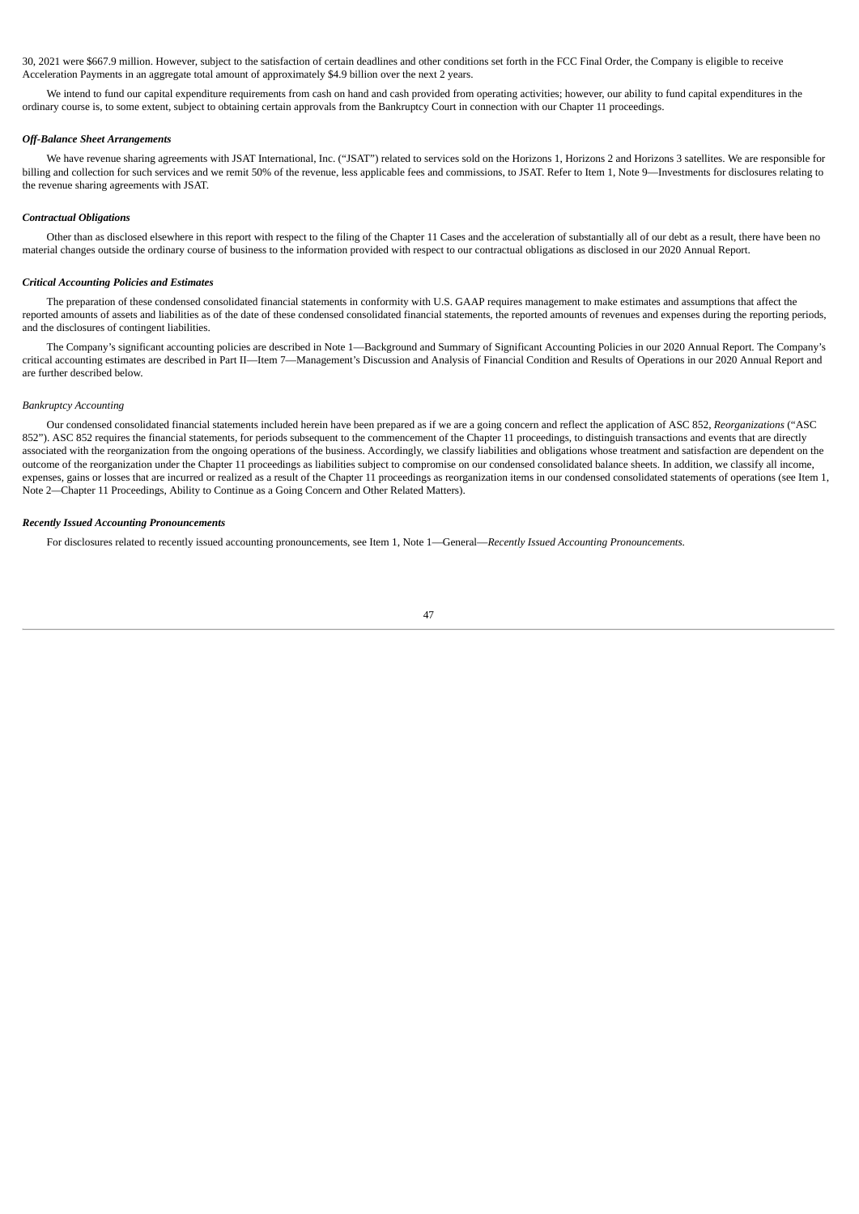30, 2021 were $667.9 million. However, subject to the satisfaction of certain deadlines and other conditions set forth in the FCC Final Order, the Company is eligible to receive Acceleration Payments in an aggregate total amount of approximately $4.9 billion over the next 2 years.

We intend to fund our capital expenditure requirements from cash on hand and cash provided from operating activities; however, our ability to fund capital expenditures in the ordinary course is, to some extent, subject to obtaining certain approvals from the Bankruptcy Court in connection with our Chapter 11 proceedings.

***Off-Balance Sheet Arrangements***

We have revenue sharing agreements with JSAT International, Inc. ("JSAT") related to services sold on the Horizons 1, Horizons 2 and Horizons 3 satellites. We are responsible for billing and collection for such services and we remit 50% of the revenue, less applicable fees and commissions, to JSAT. Refer to Item 1, Note 9—Investments for disclosures relating to the revenue sharing agreements with JSAT.

***Contractual Obligations***

Other than as disclosed elsewhere in this report with respect to the filing of the Chapter 11 Cases and the acceleration of substantially all of our debt as a result, there have been no material changes outside the ordinary course of business to the information provided with respect to our contractual obligations as disclosed in our 2020 Annual Report.

***Critical Accounting Policies and Estimates***

The preparation of these condensed consolidated financial statements in conformity with U.S. GAAP requires management to make estimates and assumptions that affect the reported amounts of assets and liabilities as of the date of these condensed consolidated financial statements, the reported amounts of revenues and expenses during the reporting periods, and the disclosures of contingent liabilities.

The Company's significant accounting policies are described in Note 1—Background and Summary of Significant Accounting Policies in our 2020 Annual Report. The Company's critical accounting estimates are described in Part II—Item 7—Management's Discussion and Analysis of Financial Condition and Results of Operations in our 2020 Annual Report and are further described below.

*Bankruptcy Accounting*

Our condensed consolidated financial statements included herein have been prepared as if we are a going concern and reflect the application of ASC 852, *Reorganizations* ("ASC 852"). ASC 852 requires the financial statements, for periods subsequent to the commencement of the Chapter 11 proceedings, to distinguish transactions and events that are directly associated with the reorganization from the ongoing operations of the business. Accordingly, we classify liabilities and obligations whose treatment and satisfaction are dependent on the outcome of the reorganization under the Chapter 11 proceedings as liabilities subject to compromise on our condensed consolidated balance sheets. In addition, we classify all income, expenses, gains or losses that are incurred or realized as a result of the Chapter 11 proceedings as reorganization items in our condensed consolidated statements of operations (see Item 1, Note 2—Chapter 11 Proceedings, Ability to Continue as a Going Concern and Other Related Matters).

***Recently Issued Accounting Pronouncements***

For disclosures related to recently issued accounting pronouncements, see Item 1, Note 1—General—*Recently Issued Accounting Pronouncements.*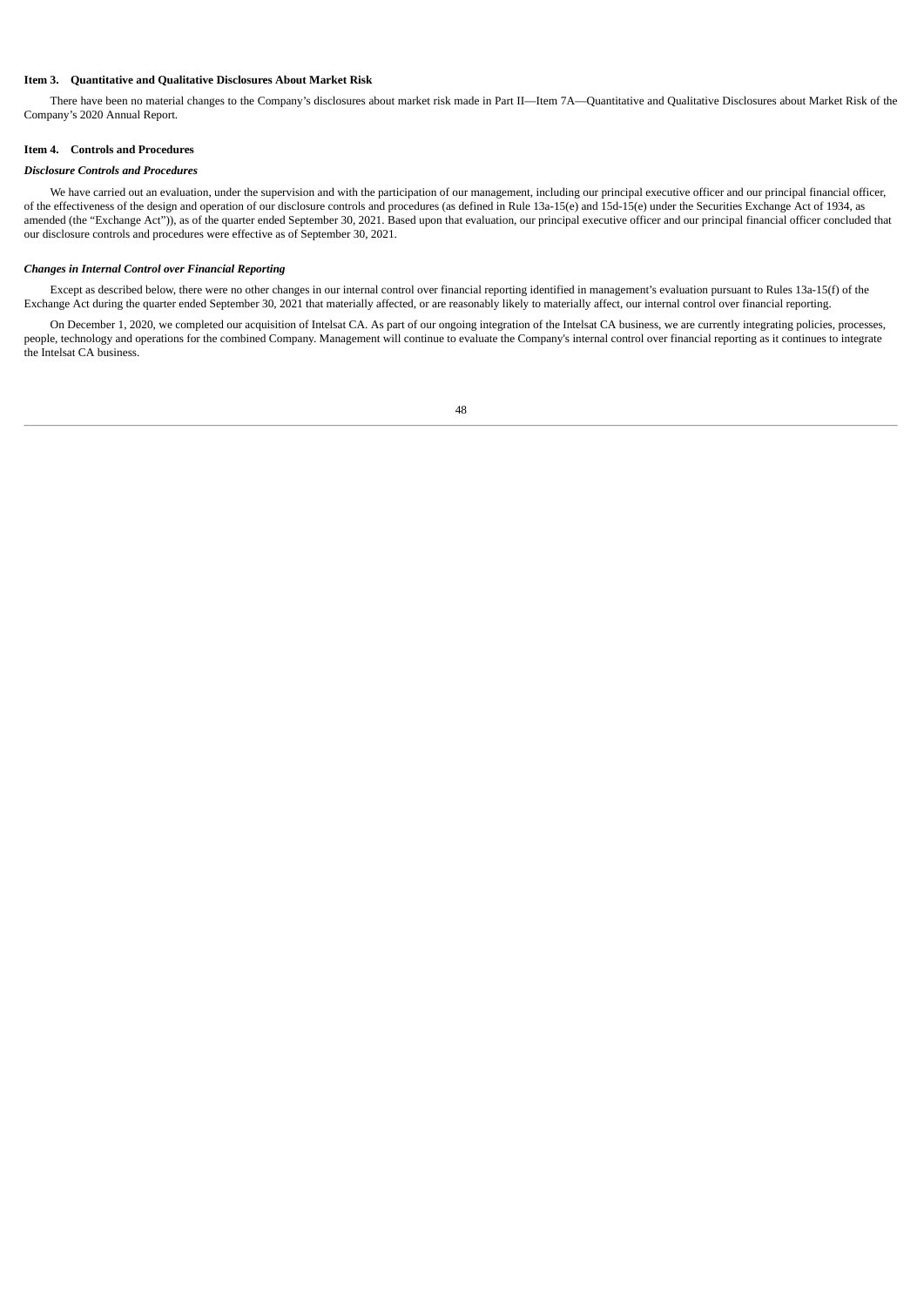### Item 3. Quantitative and Qualitative Disclosures About Market Risk

There have been no material changes to the Company's disclosures about market risk made in Part II—Item 7A—Quantitative and Qualitative Disclosures about Market Risk of the Company's 2020 Annual Report.

### Item 4. Controls and Procedures

#### *Disclosure Controls and Procedures*

We have carried out an evaluation, under the supervision and with the participation of our management, including our principal executive officer and our principal financial officer, of the effectiveness of the design and operation of our disclosure controls and procedures (as defined in Rule 13a-15(e) and 15d-15(e) under the Securities Exchange Act of 1934, as amended (the "Exchange Act")), as of the quarter ended September 30, 2021. Based upon that evaluation, our principal executive officer and our principal financial officer concluded that our disclosure controls and procedures were effective as of September 30, 2021.

#### *Changes in Internal Control over Financial Reporting*

Except as described below, there were no other changes in our internal control over financial reporting identified in management's evaluation pursuant to Rules 13a-15(f) of the Exchange Act during the quarter ended September 30, 2021 that materially affected, or are reasonably likely to materially affect, our internal control over financial reporting.

On December 1, 2020, we completed our acquisition of Intelsat CA. As part of our ongoing integration of the Intelsat CA business, we are currently integrating policies, processes, people, technology and operations for the combined Company. Management will continue to evaluate the Company's internal control over financial reporting as it continues to integrate the Intelsat CA business.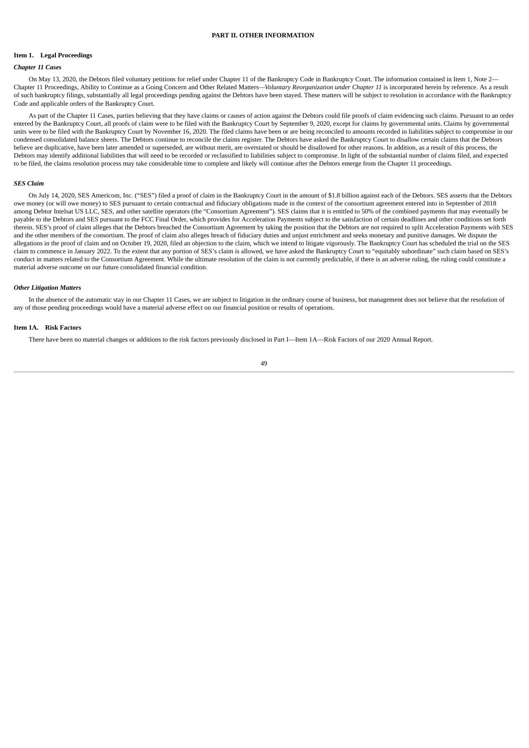## PART II. OTHER INFORMATION

### Item 1. Legal Proceedings

#### *Chapter 11 Cases*

On May 13, 2020, the Debtors filed voluntary petitions for relief under Chapter 11 of the Bankruptcy Code in Bankruptcy Court. The information contained in Item 1, Note 2—Chapter 11 Proceedings, Ability to Continue as a Going Concern and Other Related Matters—*Voluntary Reorganization under Chapter 11* is incorporated herein by reference. As a result of such bankruptcy filings, substantially all legal proceedings pending against the Debtors have been stayed. These matters will be subject to resolution in accordance with the Bankruptcy Code and applicable orders of the Bankruptcy Court.

As part of the Chapter 11 Cases, parties believing that they have claims or causes of action against the Debtors could file proofs of claim evidencing such claims. Pursuant to an order entered by the Bankruptcy Court, all proofs of claim were to be filed with the Bankruptcy Court by September 9, 2020, except for claims by governmental units. Claims by governmental units were to be filed with the Bankruptcy Court by November 16, 2020. The filed claims have been or are being reconciled to amounts recorded in liabilities subject to compromise in our condensed consolidated balance sheets. The Debtors continue to reconcile the claims register. The Debtors have asked the Bankruptcy Court to disallow certain claims that the Debtors believe are duplicative, have been later amended or superseded, are without merit, are overstated or should be disallowed for other reasons. In addition, as a result of this process, the Debtors may identify additional liabilities that will need to be recorded or reclassified to liabilities subject to compromise. In light of the substantial number of claims filed, and expected to be filed, the claims resolution process may take considerable time to complete and likely will continue after the Debtors emerge from the Chapter 11 proceedings.

#### *SES Claim*

On July 14, 2020, SES Americom, Inc. ("SES") filed a proof of claim in the Bankruptcy Court in the amount of $1.8 billion against each of the Debtors. SES asserts that the Debtors owe money (or will owe money) to SES pursuant to certain contractual and fiduciary obligations made in the context of the consortium agreement entered into in September of 2018 among Debtor Intelsat US LLC, SES, and other satellite operators (the "Consortium Agreement"). SES claims that it is entitled to 50% of the combined payments that may eventually be payable to the Debtors and SES pursuant to the FCC Final Order, which provides for Acceleration Payments subject to the satisfaction of certain deadlines and other conditions set forth therein. SES's proof of claim alleges that the Debtors breached the Consortium Agreement by taking the position that the Debtors are not required to split Acceleration Payments with SES and the other members of the consortium. The proof of claim also alleges breach of fiduciary duties and unjust enrichment and seeks monetary and punitive damages. We dispute the allegations in the proof of claim and on October 19, 2020, filed an objection to the claim, which we intend to litigate vigorously. The Bankruptcy Court has scheduled the trial on the SES claim to commence in January 2022. To the extent that any portion of SES's claim is allowed, we have asked the Bankruptcy Court to "equitably subordinate" such claim based on SES's conduct in matters related to the Consortium Agreement. While the ultimate resolution of the claim is not currently predictable, if there is an adverse ruling, the ruling could constitute a material adverse outcome on our future consolidated financial condition.

#### *Other Litigation Matters*

In the absence of the automatic stay in our Chapter 11 Cases, we are subject to litigation in the ordinary course of business, but management does not believe that the resolution of any of those pending proceedings would have a material adverse effect on our financial position or results of operations.

### Item 1A. Risk Factors

There have been no material changes or additions to the risk factors previously disclosed in Part I—Item 1A—Risk Factors of our 2020 Annual Report.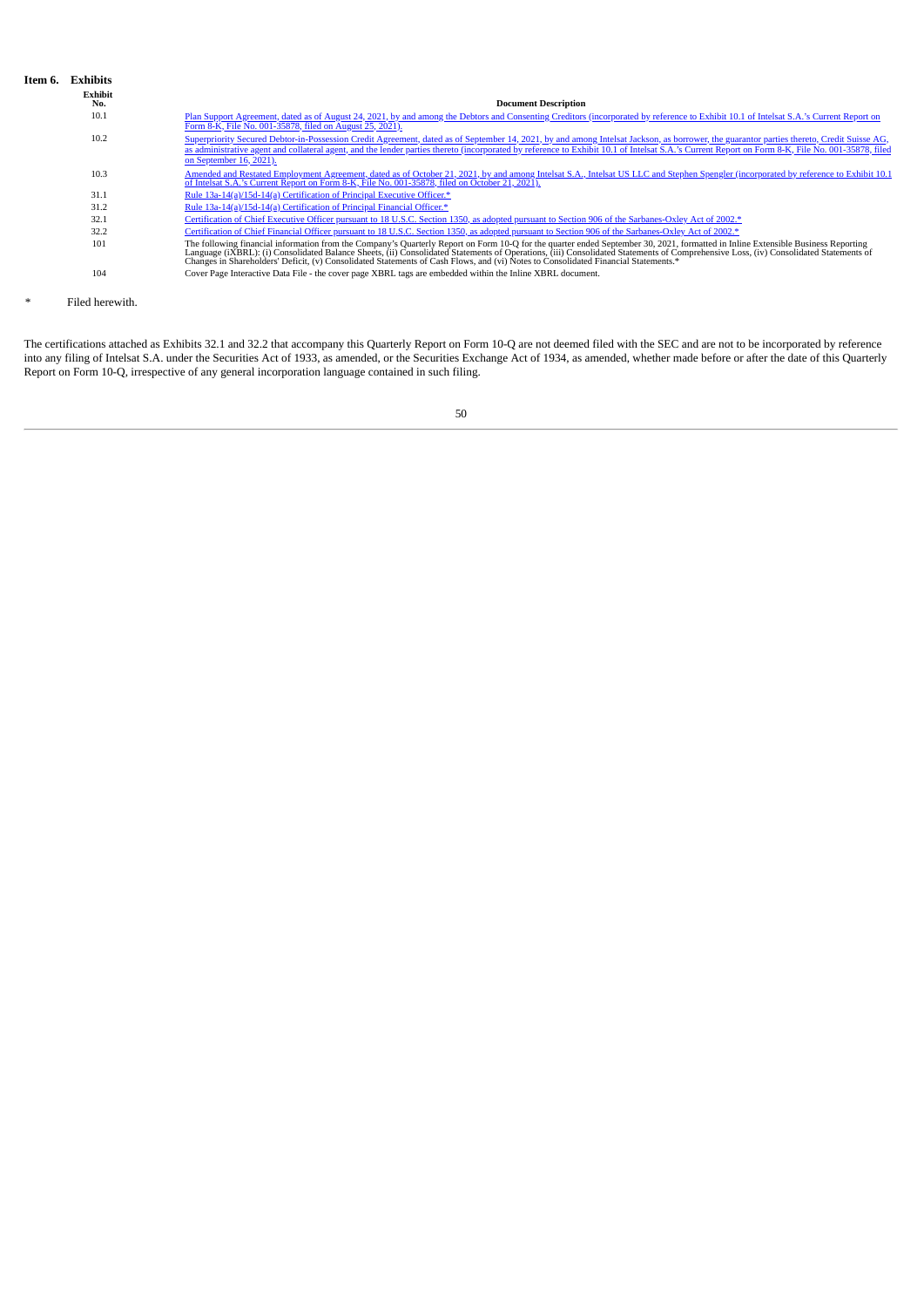## Item 6. Exhibits

| Exhibit No. | Document Description |
|---|---|
| 10.1 | Plan Support Agreement, dated as of August 24, 2021, by and among the Debtors and Consenting Creditors (incorporated by reference to Exhibit 10.1 of Intelsat S.A.'s Current Report on Form 8-K, File No. 001-35878, filed on August 25, 2021). |
| 10.2 | Superpriority Secured Debtor-in-Possession Credit Agreement, dated as of September 14, 2021, by and among Intelsat Jackson, as borrower, the guarantor parties thereto, Credit Suisse AG, as administrative agent and collateral agent, and the lender parties thereto (incorporated by reference to Exhibit 10.1 of Intelsat S.A.'s Current Report on Form 8-K, File No. 001-35878, filed on September 16, 2021). |
| 10.3 | Amended and Restated Employment Agreement, dated as of October 21, 2021, by and among Intelsat S.A., Intelsat US LLC and Stephen Spengler (incorporated by reference to Exhibit 10.1 of Intelsat S.A.'s Current Report on Form 8-K, File No. 001-35878, filed on October 21, 2021). |
| 31.1 | Rule 13a-14(a)/15d-14(a) Certification of Principal Executive Officer.* |
| 31.2 | Rule 13a-14(a)/15d-14(a) Certification of Principal Financial Officer.* |
| 32.1 | Certification of Chief Executive Officer pursuant to 18 U.S.C. Section 1350, as adopted pursuant to Section 906 of the Sarbanes-Oxley Act of 2002.* |
| 32.2 | Certification of Chief Financial Officer pursuant to 18 U.S.C. Section 1350, as adopted pursuant to Section 906 of the Sarbanes-Oxley Act of 2002.* |
| 101 | The following financial information from the Company's Quarterly Report on Form 10-Q for the quarter ended September 30, 2021, formatted in Inline Extensible Business Reporting Language (iXBRL): (i) Consolidated Balance Sheets, (ii) Consolidated Statements of Operations, (iii) Consolidated Statements of Comprehensive Loss, (iv) Consolidated Statements of Changes in Shareholders' Deficit, (v) Consolidated Statements of Cash Flows, and (vi) Notes to Consolidated Financial Statements.* |
| 104 | Cover Page Interactive Data File - the cover page XBRL tags are embedded within the Inline XBRL document. |

\* Filed herewith.

The certifications attached as Exhibits 32.1 and 32.2 that accompany this Quarterly Report on Form 10-Q are not deemed filed with the SEC and are not to be incorporated by reference into any filing of Intelsat S.A. under the Securities Act of 1933, as amended, or the Securities Exchange Act of 1934, as amended, whether made before or after the date of this Quarterly Report on Form 10-Q, irrespective of any general incorporation language contained in such filing.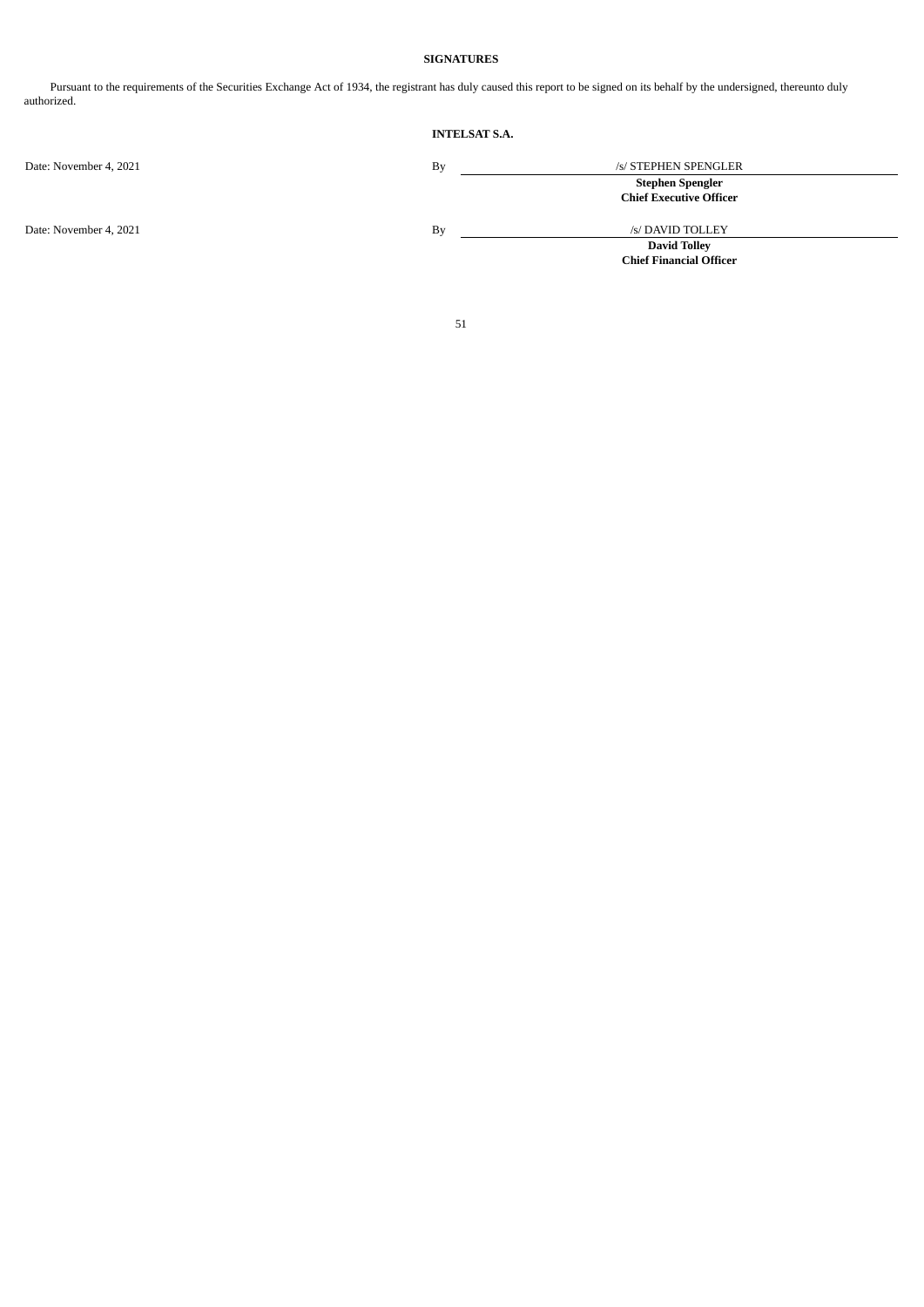## SIGNATURES

Pursuant to the requirements of the Securities Exchange Act of 1934, the registrant has duly caused this report to be signed on its behalf by the undersigned, thereunto duly authorized.

**INTELSAT S.A.**

| | | |
|---|---|---|
| Date: November 4, 2021 | By | /s/ STEPHEN SPENGLER |
| | | **Stephen Spengler** |
| | | **Chief Executive Officer** |
| Date: November 4, 2021 | By | /s/ DAVID TOLLEY |
| | | **David Tolley** |
| | | **Chief Financial Officer** |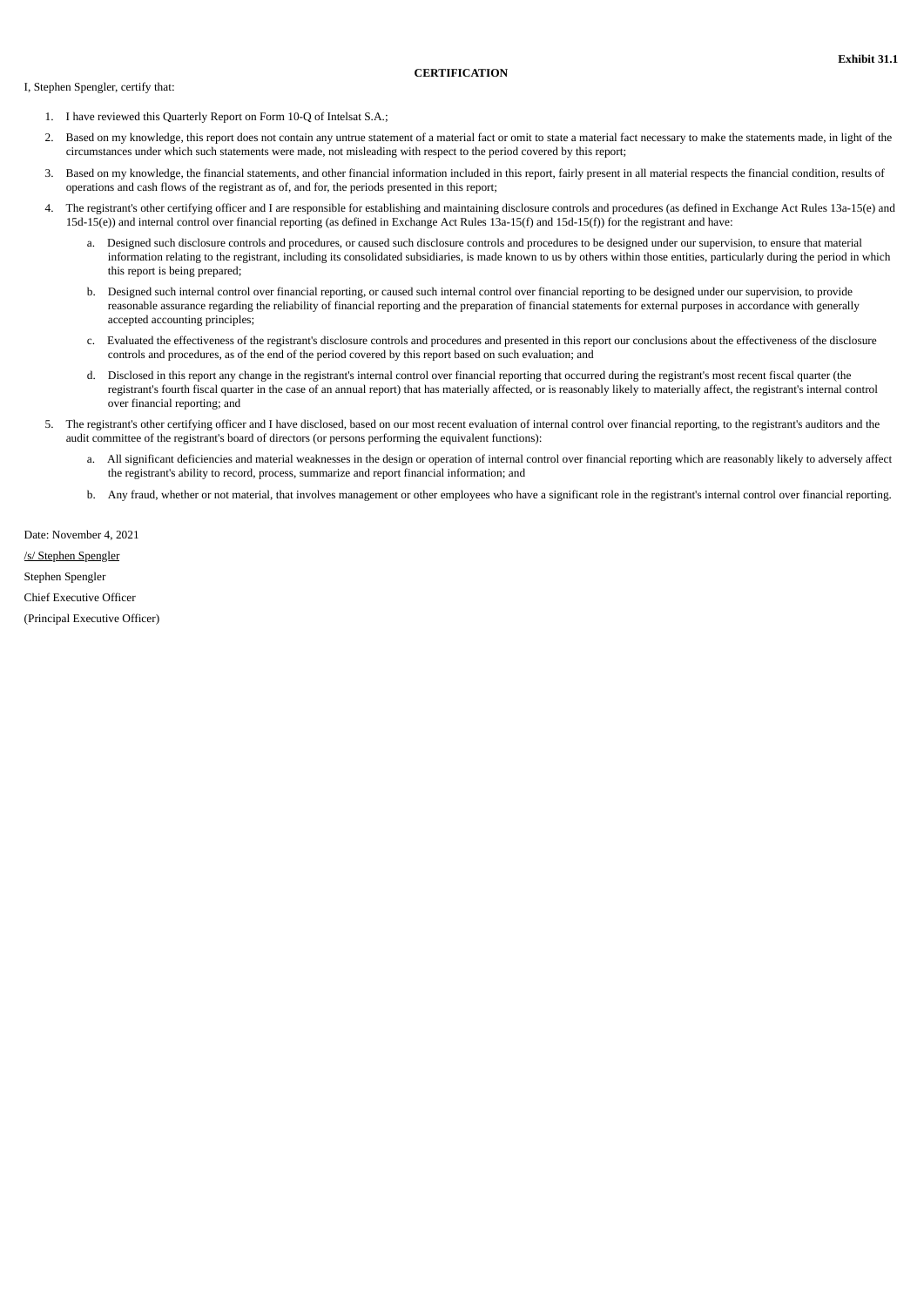**Exhibit 31.1**

**CERTIFICATION**

I, Stephen Spengler, certify that:

1. I have reviewed this Quarterly Report on Form 10-Q of Intelsat S.A.;
2. Based on my knowledge, this report does not contain any untrue statement of a material fact or omit to state a material fact necessary to make the statements made, in light of the circumstances under which such statements were made, not misleading with respect to the period covered by this report;
3. Based on my knowledge, the financial statements, and other financial information included in this report, fairly present in all material respects the financial condition, results of operations and cash flows of the registrant as of, and for, the periods presented in this report;
4. The registrant's other certifying officer and I are responsible for establishing and maintaining disclosure controls and procedures (as defined in Exchange Act Rules 13a-15(e) and 15d-15(e)) and internal control over financial reporting (as defined in Exchange Act Rules 13a-15(f) and 15d-15(f)) for the registrant and have:
   a. Designed such disclosure controls and procedures, or caused such disclosure controls and procedures to be designed under our supervision, to ensure that material information relating to the registrant, including its consolidated subsidiaries, is made known to us by others within those entities, particularly during the period in which this report is being prepared;
   b. Designed such internal control over financial reporting, or caused such internal control over financial reporting to be designed under our supervision, to provide reasonable assurance regarding the reliability of financial reporting and the preparation of financial statements for external purposes in accordance with generally accepted accounting principles;
   c. Evaluated the effectiveness of the registrant's disclosure controls and procedures and presented in this report our conclusions about the effectiveness of the disclosure controls and procedures, as of the end of the period covered by this report based on such evaluation; and
   d. Disclosed in this report any change in the registrant's internal control over financial reporting that occurred during the registrant's most recent fiscal quarter (the registrant's fourth fiscal quarter in the case of an annual report) that has materially affected, or is reasonably likely to materially affect, the registrant's internal control over financial reporting; and
5. The registrant's other certifying officer and I have disclosed, based on our most recent evaluation of internal control over financial reporting, to the registrant's auditors and the audit committee of the registrant's board of directors (or persons performing the equivalent functions):
   a. All significant deficiencies and material weaknesses in the design or operation of internal control over financial reporting which are reasonably likely to adversely affect the registrant's ability to record, process, summarize and report financial information; and
   b. Any fraud, whether or not material, that involves management or other employees who have a significant role in the registrant's internal control over financial reporting.

Date: November 4, 2021

/s/ Stephen Spengler

Stephen Spengler

Chief Executive Officer

(Principal Executive Officer)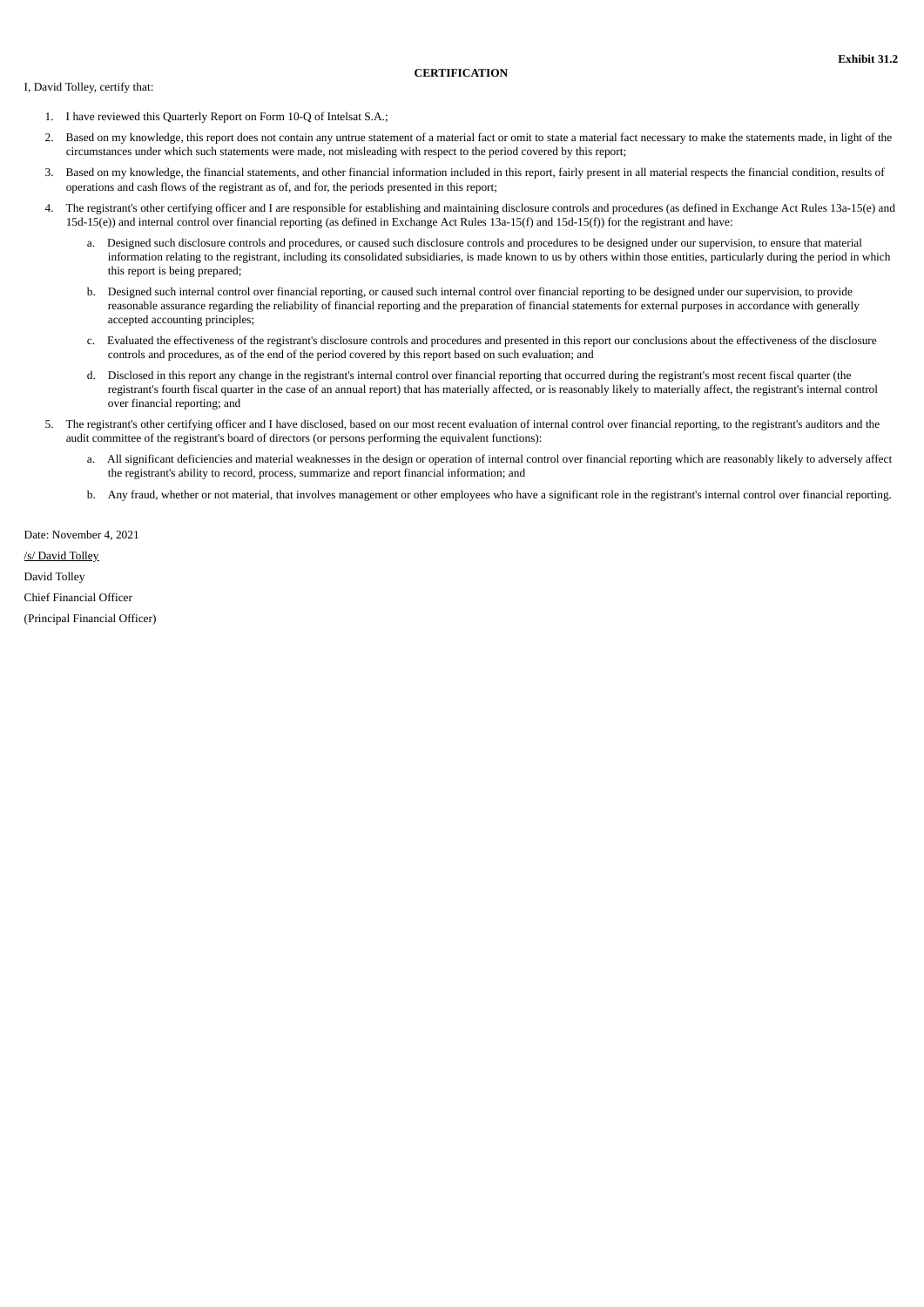**Exhibit 31.2**

**CERTIFICATION**

I, David Tolley, certify that:

1. I have reviewed this Quarterly Report on Form 10-Q of Intelsat S.A.;
2. Based on my knowledge, this report does not contain any untrue statement of a material fact or omit to state a material fact necessary to make the statements made, in light of the circumstances under which such statements were made, not misleading with respect to the period covered by this report;
3. Based on my knowledge, the financial statements, and other financial information included in this report, fairly present in all material respects the financial condition, results of operations and cash flows of the registrant as of, and for, the periods presented in this report;
4. The registrant's other certifying officer and I are responsible for establishing and maintaining disclosure controls and procedures (as defined in Exchange Act Rules 13a-15(e) and 15d-15(e)) and internal control over financial reporting (as defined in Exchange Act Rules 13a-15(f) and 15d-15(f)) for the registrant and have:
   a. Designed such disclosure controls and procedures, or caused such disclosure controls and procedures to be designed under our supervision, to ensure that material information relating to the registrant, including its consolidated subsidiaries, is made known to us by others within those entities, particularly during the period in which this report is being prepared;
   b. Designed such internal control over financial reporting, or caused such internal control over financial reporting to be designed under our supervision, to provide reasonable assurance regarding the reliability of financial reporting and the preparation of financial statements for external purposes in accordance with generally accepted accounting principles;
   c. Evaluated the effectiveness of the registrant's disclosure controls and procedures and presented in this report our conclusions about the effectiveness of the disclosure controls and procedures, as of the end of the period covered by this report based on such evaluation; and
   d. Disclosed in this report any change in the registrant's internal control over financial reporting that occurred during the registrant's most recent fiscal quarter (the registrant's fourth fiscal quarter in the case of an annual report) that has materially affected, or is reasonably likely to materially affect, the registrant's internal control over financial reporting; and
5. The registrant's other certifying officer and I have disclosed, based on our most recent evaluation of internal control over financial reporting, to the registrant's auditors and the audit committee of the registrant's board of directors (or persons performing the equivalent functions):
   a. All significant deficiencies and material weaknesses in the design or operation of internal control over financial reporting which are reasonably likely to adversely affect the registrant's ability to record, process, summarize and report financial information; and
   b. Any fraud, whether or not material, that involves management or other employees who have a significant role in the registrant's internal control over financial reporting.

Date: November 4, 2021

/s/ David Tolley

David Tolley

Chief Financial Officer

(Principal Financial Officer)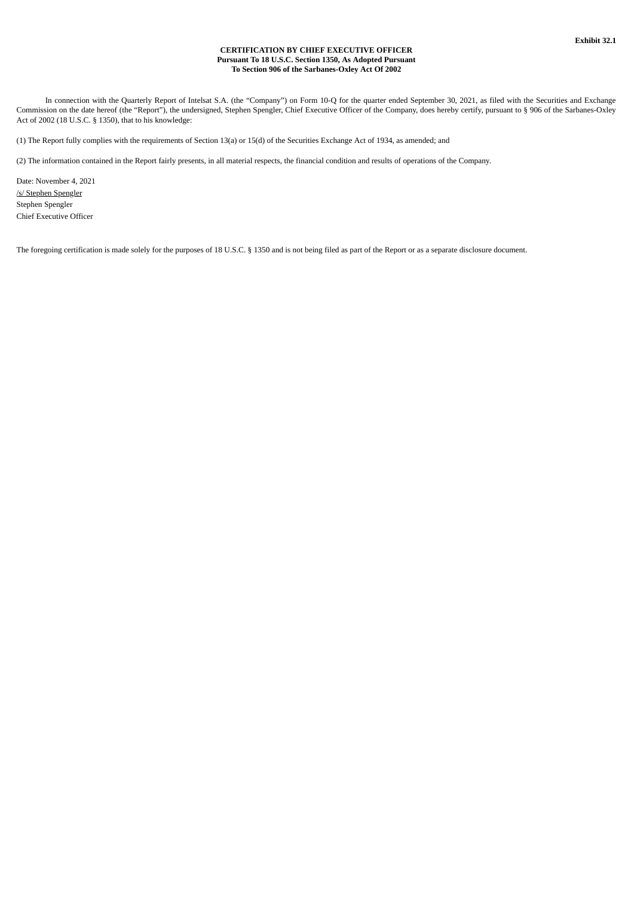**Exhibit 32.1**

**CERTIFICATION BY CHIEF EXECUTIVE OFFICER**
**Pursuant To 18 U.S.C. Section 1350, As Adopted Pursuant**
**To Section 906 of the Sarbanes-Oxley Act Of 2002**

In connection with the Quarterly Report of Intelsat S.A. (the "Company") on Form 10-Q for the quarter ended September 30, 2021, as filed with the Securities and Exchange Commission on the date hereof (the "Report"), the undersigned, Stephen Spengler, Chief Executive Officer of the Company, does hereby certify, pursuant to § 906 of the Sarbanes-Oxley Act of 2002 (18 U.S.C. § 1350), that to his knowledge:

(1) The Report fully complies with the requirements of Section 13(a) or 15(d) of the Securities Exchange Act of 1934, as amended; and

(2) The information contained in the Report fairly presents, in all material respects, the financial condition and results of operations of the Company.

Date: November 4, 2021
/s/ Stephen Spengler
Stephen Spengler
Chief Executive Officer

The foregoing certification is made solely for the purposes of 18 U.S.C. § 1350 and is not being filed as part of the Report or as a separate disclosure document.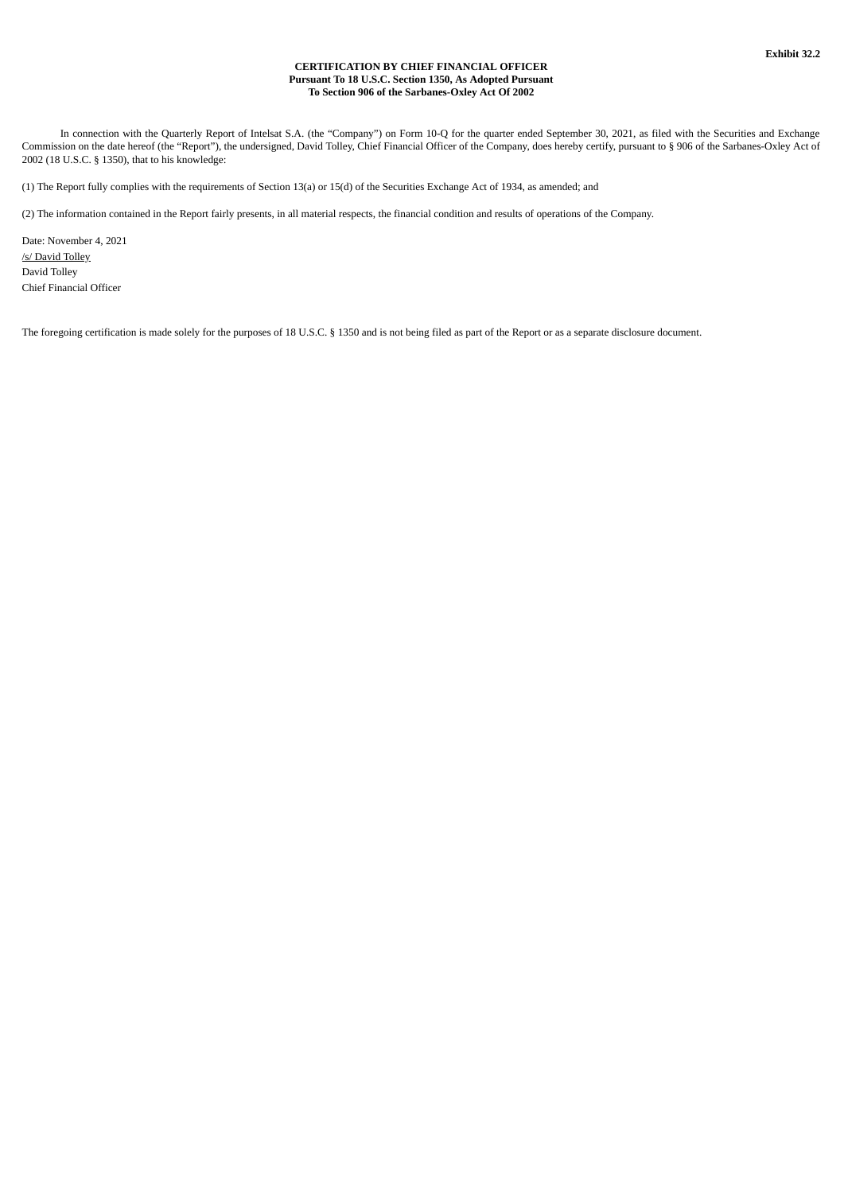**Exhibit 32.2**

**CERTIFICATION BY CHIEF FINANCIAL OFFICER**
**Pursuant To 18 U.S.C. Section 1350, As Adopted Pursuant**
**To Section 906 of the Sarbanes-Oxley Act Of 2002**

In connection with the Quarterly Report of Intelsat S.A. (the "Company") on Form 10-Q for the quarter ended September 30, 2021, as filed with the Securities and Exchange Commission on the date hereof (the "Report"), the undersigned, David Tolley, Chief Financial Officer of the Company, does hereby certify, pursuant to § 906 of the Sarbanes-Oxley Act of 2002 (18 U.S.C. § 1350), that to his knowledge:

(1) The Report fully complies with the requirements of Section 13(a) or 15(d) of the Securities Exchange Act of 1934, as amended; and

(2) The information contained in the Report fairly presents, in all material respects, the financial condition and results of operations of the Company.

Date: November 4, 2021
/s/ David Tolley
David Tolley
Chief Financial Officer

The foregoing certification is made solely for the purposes of 18 U.S.C. § 1350 and is not being filed as part of the Report or as a separate disclosure document.